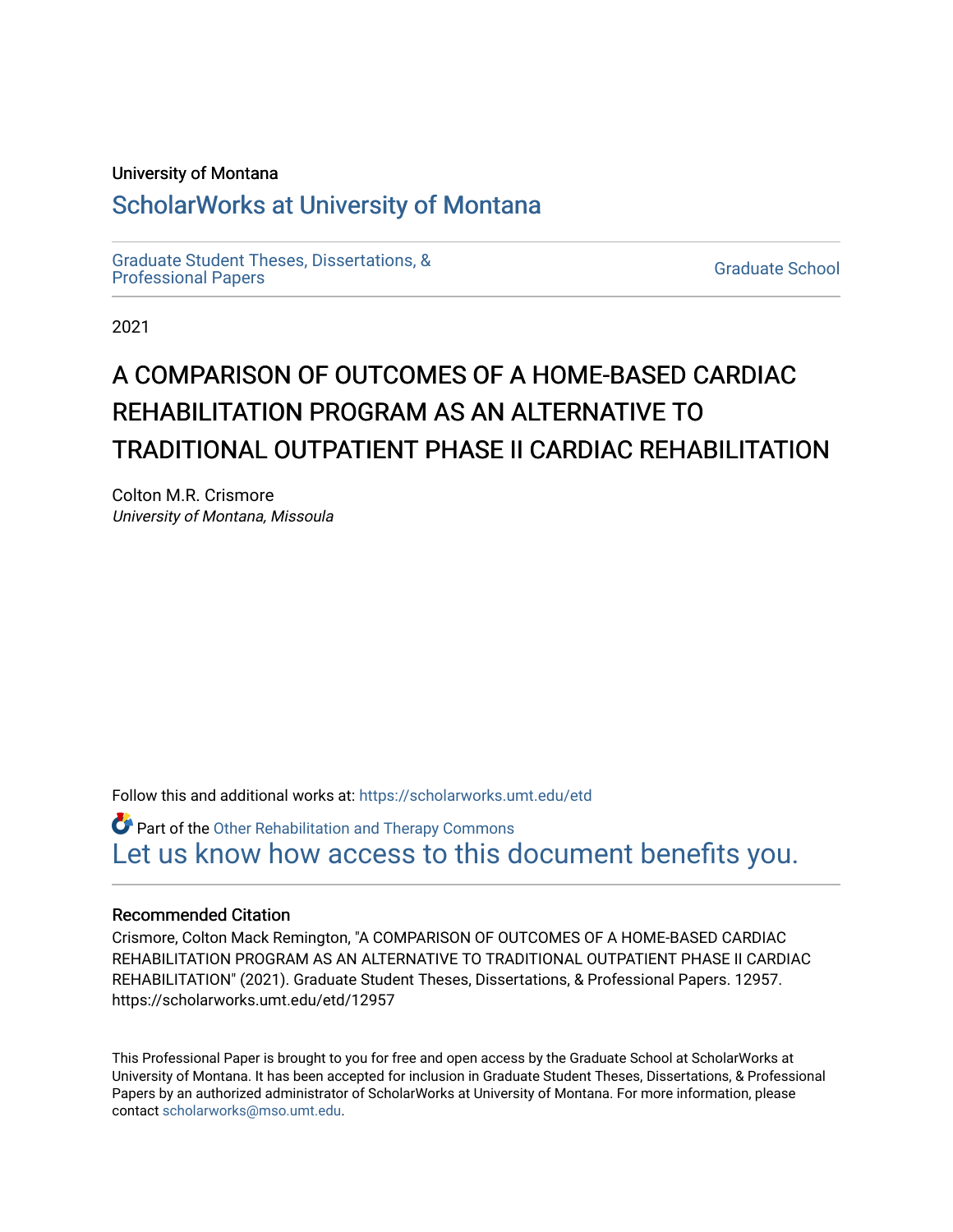University of Montana

# ScholarWorks at University of Montana

Graduate Student Theses, Dissertations, & Professional Papers

Graduate School

2021

# A COMPARISON OF OUTCOMES OF A HOME-BASED CARDIAC REHABILITATION PROGRAM AS AN ALTERNATIVE TO TRADITIONAL OUTPATIENT PHASE II CARDIAC REHABILITATION

Colton M.R. Crismore
*University of Montana, Missoula*

Follow this and additional works at: https://scholarworks.umt.edu/etd

Part of the Other Rehabilitation and Therapy Commons

Let us know how access to this document benefits you.

## Recommended Citation

Crismore, Colton Mack Remington, "A COMPARISON OF OUTCOMES OF A HOME-BASED CARDIAC REHABILITATION PROGRAM AS AN ALTERNATIVE TO TRADITIONAL OUTPATIENT PHASE II CARDIAC REHABILITATION" (2021). Graduate Student Theses, Dissertations, & Professional Papers. 12957.
https://scholarworks.umt.edu/etd/12957

This Professional Paper is brought to you for free and open access by the Graduate School at ScholarWorks at University of Montana. It has been accepted for inclusion in Graduate Student Theses, Dissertations, & Professional Papers by an authorized administrator of ScholarWorks at University of Montana. For more information, please contact scholarworks@mso.umt.edu.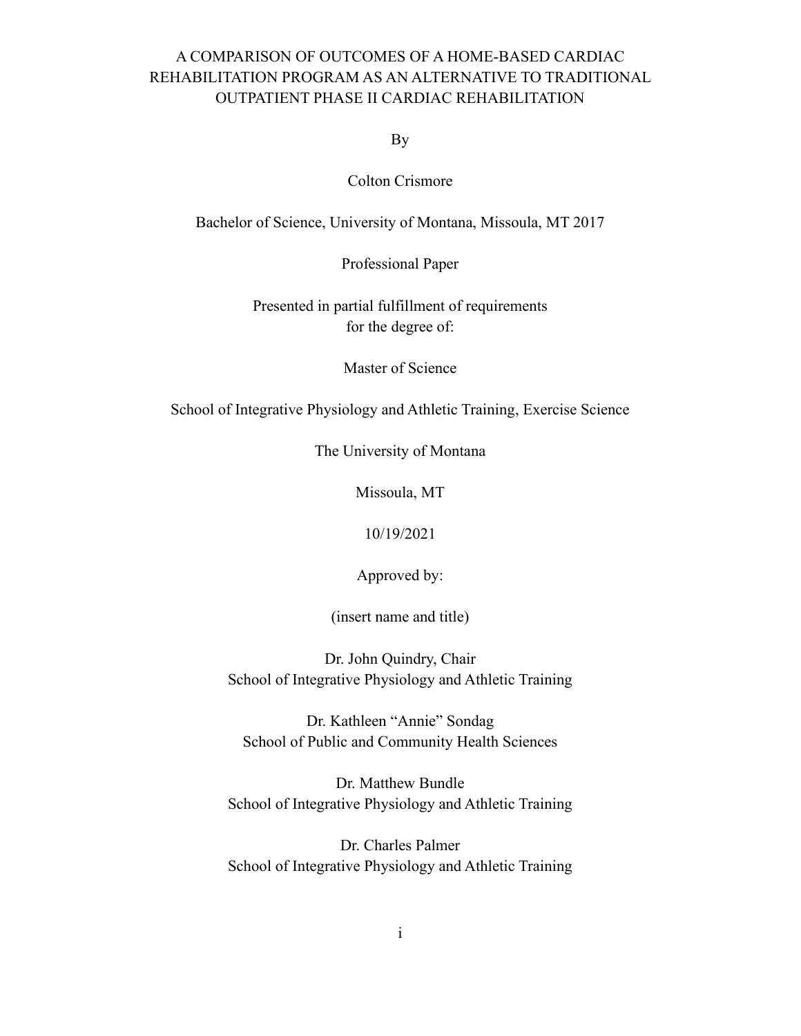A COMPARISON OF OUTCOMES OF A HOME-BASED CARDIAC REHABILITATION PROGRAM AS AN ALTERNATIVE TO TRADITIONAL OUTPATIENT PHASE II CARDIAC REHABILITATION

By

Colton Crismore

Bachelor of Science, University of Montana, Missoula, MT 2017

Professional Paper

Presented in partial fulfillment of requirements
for the degree of:

Master of Science

School of Integrative Physiology and Athletic Training, Exercise Science

The University of Montana

Missoula, MT

10/19/2021

Approved by:

(insert name and title)

Dr. John Quindry, Chair
School of Integrative Physiology and Athletic Training

Dr. Kathleen "Annie" Sondag
School of Public and Community Health Sciences

Dr. Matthew Bundle
School of Integrative Physiology and Athletic Training

Dr. Charles Palmer
School of Integrative Physiology and Athletic Training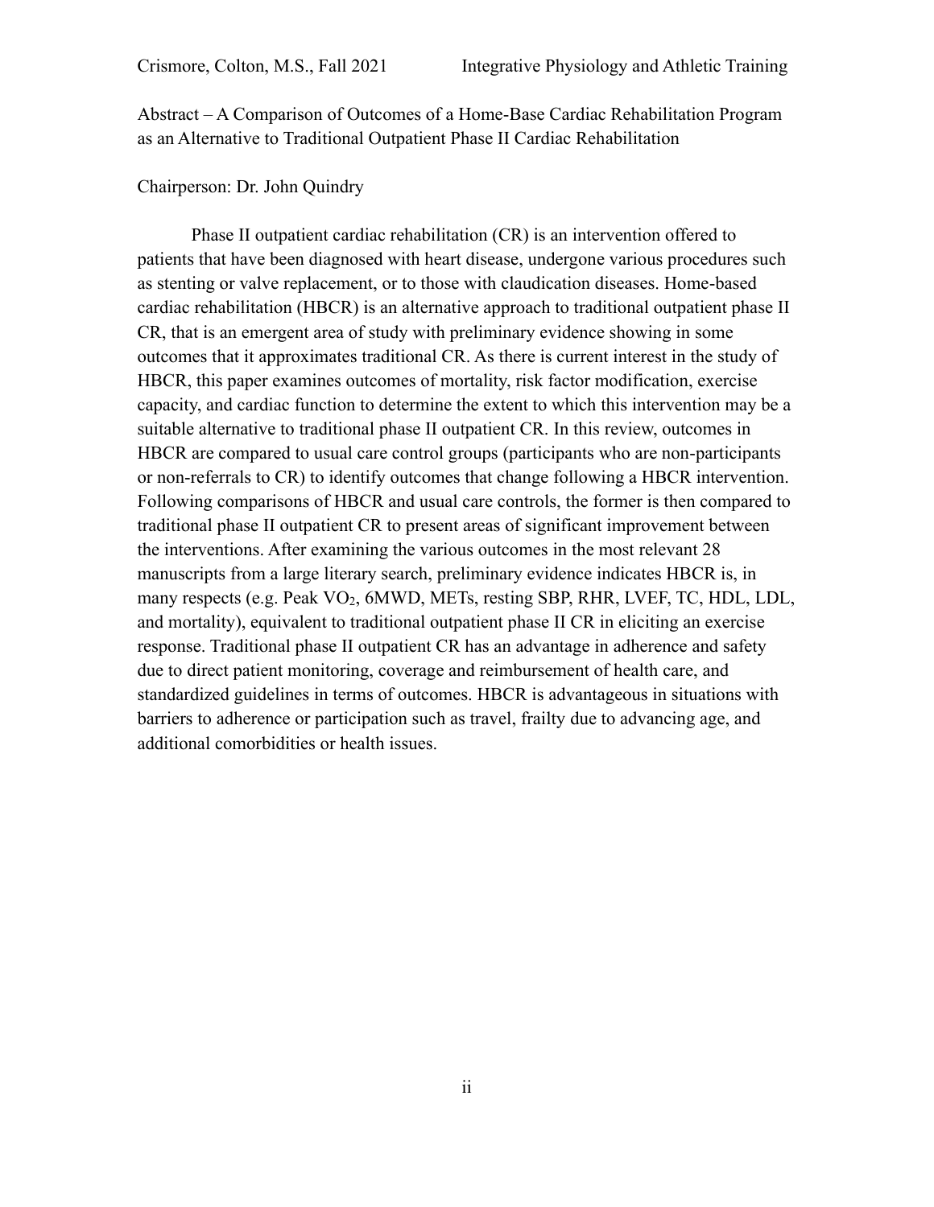Crismore, Colton, M.S., Fall 2021 Integrative Physiology and Athletic Training

Abstract – A Comparison of Outcomes of a Home-Base Cardiac Rehabilitation Program as an Alternative to Traditional Outpatient Phase II Cardiac Rehabilitation

Chairperson: Dr. John Quindry

Phase II outpatient cardiac rehabilitation (CR) is an intervention offered to patients that have been diagnosed with heart disease, undergone various procedures such as stenting or valve replacement, or to those with claudication diseases. Home-based cardiac rehabilitation (HBCR) is an alternative approach to traditional outpatient phase II CR, that is an emergent area of study with preliminary evidence showing in some outcomes that it approximates traditional CR. As there is current interest in the study of HBCR, this paper examines outcomes of mortality, risk factor modification, exercise capacity, and cardiac function to determine the extent to which this intervention may be a suitable alternative to traditional phase II outpatient CR. In this review, outcomes in HBCR are compared to usual care control groups (participants who are non-participants or non-referrals to CR) to identify outcomes that change following a HBCR intervention. Following comparisons of HBCR and usual care controls, the former is then compared to traditional phase II outpatient CR to present areas of significant improvement between the interventions. After examining the various outcomes in the most relevant 28 manuscripts from a large literary search, preliminary evidence indicates HBCR is, in many respects (e.g. Peak $VO_2$, 6MWD, METs, resting SBP, RHR, LVEF, TC, HDL, LDL, and mortality), equivalent to traditional outpatient phase II CR in eliciting an exercise response. Traditional phase II outpatient CR has an advantage in adherence and safety due to direct patient monitoring, coverage and reimbursement of health care, and standardized guidelines in terms of outcomes. HBCR is advantageous in situations with barriers to adherence or participation such as travel, frailty due to advancing age, and additional comorbidities or health issues.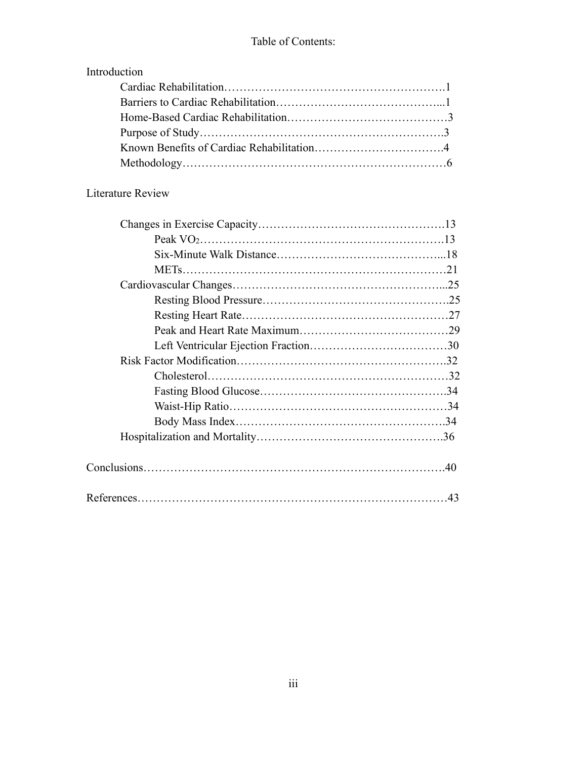# Table of Contents:

Introduction

- Cardiac Rehabilitation……………………………………………………1
- Barriers to Cardiac Rehabilitation……………………………………...1
- Home-Based Cardiac Rehabilitation……………………………………3
- Purpose of Study……………………………………………………….3
- Known Benefits of Cardiac Rehabilitation…………………………….4
- Methodology……………………………………………………………6

Literature Review

- Changes in Exercise Capacity………………………………………….13
  - Peak $VO_2$……………………………………………………….13
  - Six-Minute Walk Distance……………………………………...18
  - METs…………………………………………………………….21
- Cardiovascular Changes………………………………………………...25
  - Resting Blood Pressure………………………………………….25
  - Resting Heart Rate………………………………………………27
  - Peak and Heart Rate Maximum…………………………………29
  - Left Ventricular Ejection Fraction………………………………30
- Risk Factor Modification……………………………………………….32
  - Cholesterol………………………………………………………32
  - Fasting Blood Glucose………………………………………….34
  - Waist-Hip Ratio…………………………………………………34
  - Body Mass Index……………………………………………….34
- Hospitalization and Mortality………………………………………….36

Conclusions…………………………………………………………………….40

References……………………………………………………………………43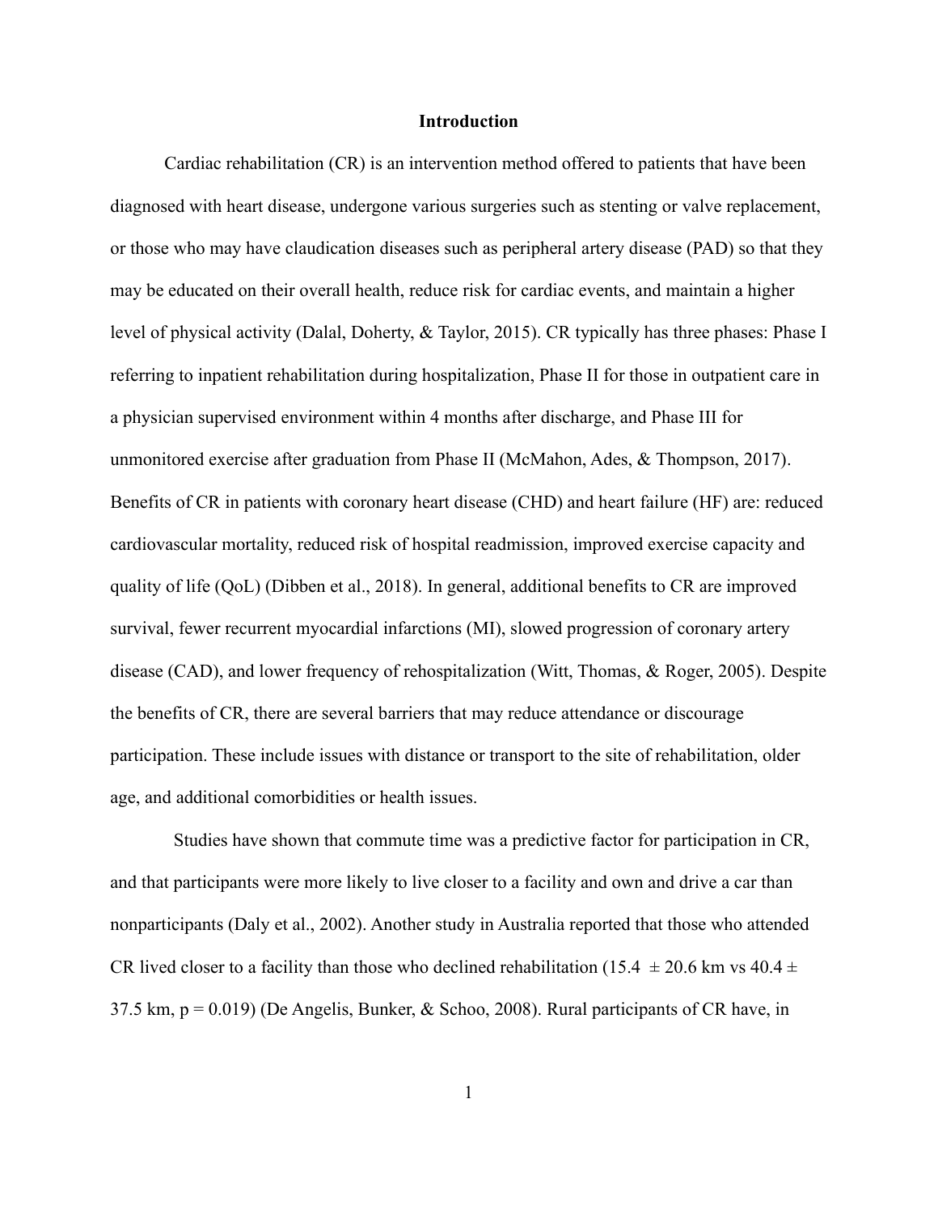# Introduction

Cardiac rehabilitation (CR) is an intervention method offered to patients that have been diagnosed with heart disease, undergone various surgeries such as stenting or valve replacement, or those who may have claudication diseases such as peripheral artery disease (PAD) so that they may be educated on their overall health, reduce risk for cardiac events, and maintain a higher level of physical activity (Dalal, Doherty, & Taylor, 2015). CR typically has three phases: Phase I referring to inpatient rehabilitation during hospitalization, Phase II for those in outpatient care in a physician supervised environment within 4 months after discharge, and Phase III for unmonitored exercise after graduation from Phase II (McMahon, Ades, & Thompson, 2017). Benefits of CR in patients with coronary heart disease (CHD) and heart failure (HF) are: reduced cardiovascular mortality, reduced risk of hospital readmission, improved exercise capacity and quality of life (QoL) (Dibben et al., 2018). In general, additional benefits to CR are improved survival, fewer recurrent myocardial infarctions (MI), slowed progression of coronary artery disease (CAD), and lower frequency of rehospitalization (Witt, Thomas, & Roger, 2005). Despite the benefits of CR, there are several barriers that may reduce attendance or discourage participation. These include issues with distance or transport to the site of rehabilitation, older age, and additional comorbidities or health issues.

Studies have shown that commute time was a predictive factor for participation in CR, and that participants were more likely to live closer to a facility and own and drive a car than nonparticipants (Daly et al., 2002). Another study in Australia reported that those who attended CR lived closer to a facility than those who declined rehabilitation ($15.4 \pm 20.6$ km vs $40.4 \pm 37.5$ km, $p = 0.019$) (De Angelis, Bunker, & Schoo, 2008). Rural participants of CR have, in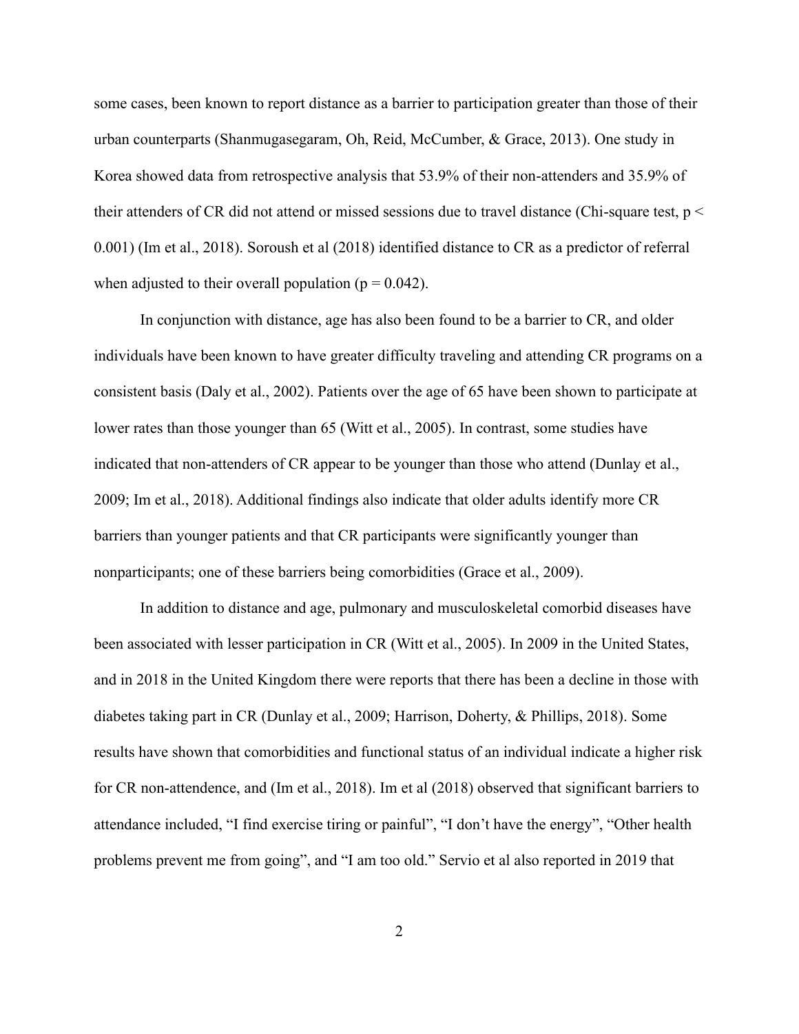some cases, been known to report distance as a barrier to participation greater than those of their urban counterparts (Shanmugasegaram, Oh, Reid, McCumber, & Grace, 2013). One study in Korea showed data from retrospective analysis that 53.9% of their non-attenders and 35.9% of their attenders of CR did not attend or missed sessions due to travel distance (Chi-square test, $p < 0.001$) (Im et al., 2018). Soroush et al (2018) identified distance to CR as a predictor of referral when adjusted to their overall population ($p = 0.042$).

In conjunction with distance, age has also been found to be a barrier to CR, and older individuals have been known to have greater difficulty traveling and attending CR programs on a consistent basis (Daly et al., 2002). Patients over the age of 65 have been shown to participate at lower rates than those younger than 65 (Witt et al., 2005). In contrast, some studies have indicated that non-attenders of CR appear to be younger than those who attend (Dunlay et al., 2009; Im et al., 2018). Additional findings also indicate that older adults identify more CR barriers than younger patients and that CR participants were significantly younger than nonparticipants; one of these barriers being comorbidities (Grace et al., 2009).

In addition to distance and age, pulmonary and musculoskeletal comorbid diseases have been associated with lesser participation in CR (Witt et al., 2005). In 2009 in the United States, and in 2018 in the United Kingdom there were reports that there has been a decline in those with diabetes taking part in CR (Dunlay et al., 2009; Harrison, Doherty, & Phillips, 2018). Some results have shown that comorbidities and functional status of an individual indicate a higher risk for CR non-attendence, and (Im et al., 2018). Im et al (2018) observed that significant barriers to attendance included, "I find exercise tiring or painful", "I don't have the energy", "Other health problems prevent me from going", and "I am too old." Servio et al also reported in 2019 that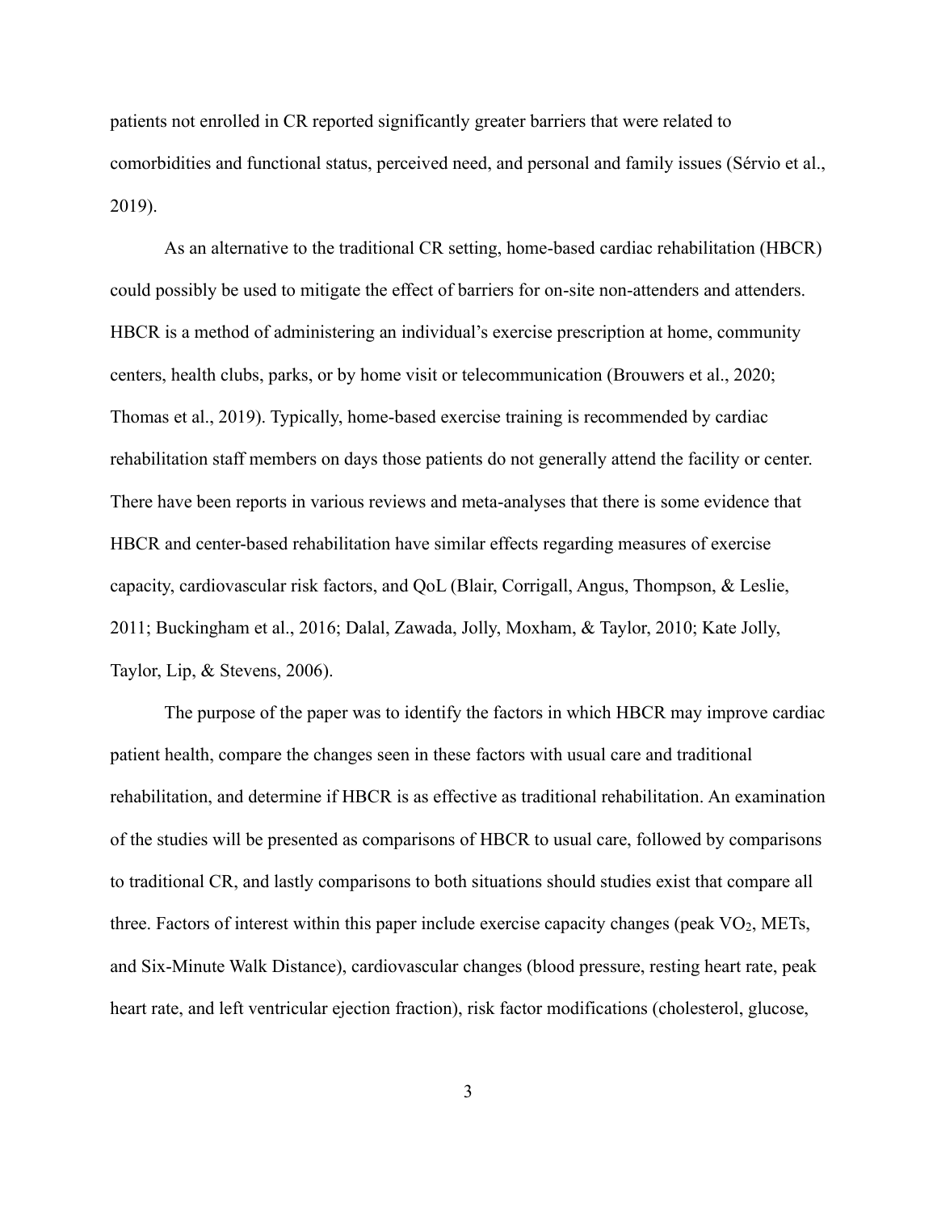patients not enrolled in CR reported significantly greater barriers that were related to comorbidities and functional status, perceived need, and personal and family issues (Sérvio et al., 2019).

As an alternative to the traditional CR setting, home-based cardiac rehabilitation (HBCR) could possibly be used to mitigate the effect of barriers for on-site non-attenders and attenders. HBCR is a method of administering an individual's exercise prescription at home, community centers, health clubs, parks, or by home visit or telecommunication (Brouwers et al., 2020; Thomas et al., 2019). Typically, home-based exercise training is recommended by cardiac rehabilitation staff members on days those patients do not generally attend the facility or center. There have been reports in various reviews and meta-analyses that there is some evidence that HBCR and center-based rehabilitation have similar effects regarding measures of exercise capacity, cardiovascular risk factors, and QoL (Blair, Corrigall, Angus, Thompson, & Leslie, 2011; Buckingham et al., 2016; Dalal, Zawada, Jolly, Moxham, & Taylor, 2010; Kate Jolly, Taylor, Lip, & Stevens, 2006).

The purpose of the paper was to identify the factors in which HBCR may improve cardiac patient health, compare the changes seen in these factors with usual care and traditional rehabilitation, and determine if HBCR is as effective as traditional rehabilitation. An examination of the studies will be presented as comparisons of HBCR to usual care, followed by comparisons to traditional CR, and lastly comparisons to both situations should studies exist that compare all three. Factors of interest within this paper include exercise capacity changes (peak $VO_2$, METs, and Six-Minute Walk Distance), cardiovascular changes (blood pressure, resting heart rate, peak heart rate, and left ventricular ejection fraction), risk factor modifications (cholesterol, glucose,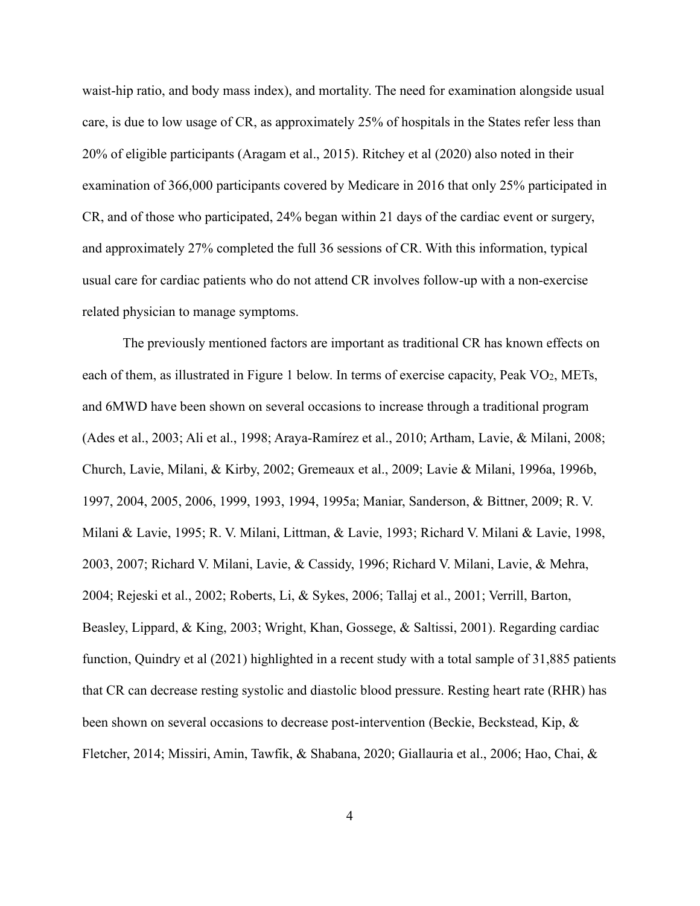waist-hip ratio, and body mass index), and mortality. The need for examination alongside usual care, is due to low usage of CR, as approximately 25% of hospitals in the States refer less than 20% of eligible participants (Aragam et al., 2015). Ritchey et al (2020) also noted in their examination of 366,000 participants covered by Medicare in 2016 that only 25% participated in CR, and of those who participated, 24% began within 21 days of the cardiac event or surgery, and approximately 27% completed the full 36 sessions of CR. With this information, typical usual care for cardiac patients who do not attend CR involves follow-up with a non-exercise related physician to manage symptoms.

The previously mentioned factors are important as traditional CR has known effects on each of them, as illustrated in Figure 1 below. In terms of exercise capacity, Peak $VO_2$, METs, and 6MWD have been shown on several occasions to increase through a traditional program (Ades et al., 2003; Ali et al., 1998; Araya-Ramírez et al., 2010; Artham, Lavie, & Milani, 2008; Church, Lavie, Milani, & Kirby, 2002; Gremeaux et al., 2009; Lavie & Milani, 1996a, 1996b, 1997, 2004, 2005, 2006, 1999, 1993, 1994, 1995a; Maniar, Sanderson, & Bittner, 2009; R. V. Milani & Lavie, 1995; R. V. Milani, Littman, & Lavie, 1993; Richard V. Milani & Lavie, 1998, 2003, 2007; Richard V. Milani, Lavie, & Cassidy, 1996; Richard V. Milani, Lavie, & Mehra, 2004; Rejeski et al., 2002; Roberts, Li, & Sykes, 2006; Tallaj et al., 2001; Verrill, Barton, Beasley, Lippard, & King, 2003; Wright, Khan, Gossege, & Saltissi, 2001). Regarding cardiac function, Quindry et al (2021) highlighted in a recent study with a total sample of 31,885 patients that CR can decrease resting systolic and diastolic blood pressure. Resting heart rate (RHR) has been shown on several occasions to decrease post-intervention (Beckie, Beckstead, Kip, & Fletcher, 2014; Missiri, Amin, Tawfik, & Shabana, 2020; Giallauria et al., 2006; Hao, Chai, &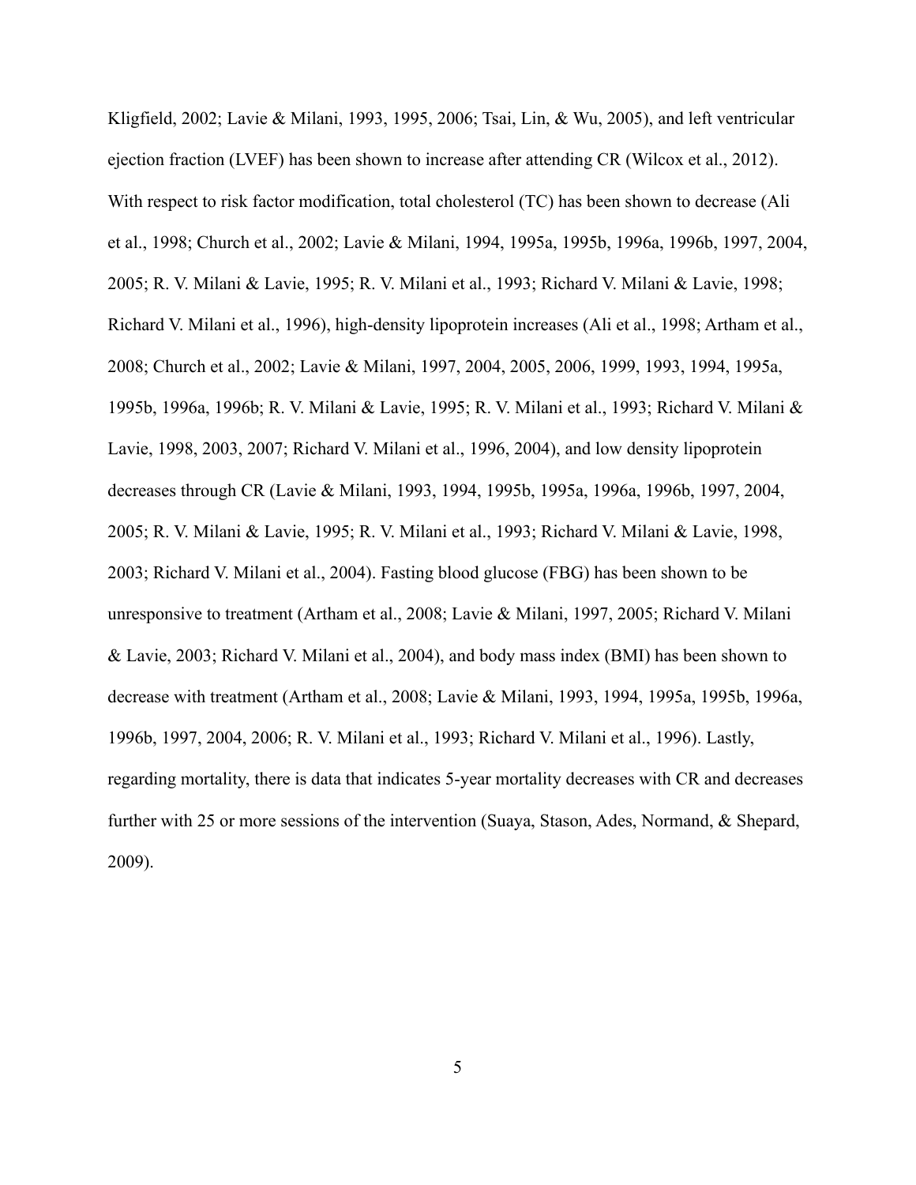Kligfield, 2002; Lavie & Milani, 1993, 1995, 2006; Tsai, Lin, & Wu, 2005), and left ventricular ejection fraction (LVEF) has been shown to increase after attending CR (Wilcox et al., 2012). With respect to risk factor modification, total cholesterol (TC) has been shown to decrease (Ali et al., 1998; Church et al., 2002; Lavie & Milani, 1994, 1995a, 1995b, 1996a, 1996b, 1997, 2004, 2005; R. V. Milani & Lavie, 1995; R. V. Milani et al., 1993; Richard V. Milani & Lavie, 1998; Richard V. Milani et al., 1996), high-density lipoprotein increases (Ali et al., 1998; Artham et al., 2008; Church et al., 2002; Lavie & Milani, 1997, 2004, 2005, 2006, 1999, 1993, 1994, 1995a, 1995b, 1996a, 1996b; R. V. Milani & Lavie, 1995; R. V. Milani et al., 1993; Richard V. Milani & Lavie, 1998, 2003, 2007; Richard V. Milani et al., 1996, 2004), and low density lipoprotein decreases through CR (Lavie & Milani, 1993, 1994, 1995b, 1995a, 1996a, 1996b, 1997, 2004, 2005; R. V. Milani & Lavie, 1995; R. V. Milani et al., 1993; Richard V. Milani & Lavie, 1998, 2003; Richard V. Milani et al., 2004). Fasting blood glucose (FBG) has been shown to be unresponsive to treatment (Artham et al., 2008; Lavie & Milani, 1997, 2005; Richard V. Milani & Lavie, 2003; Richard V. Milani et al., 2004), and body mass index (BMI) has been shown to decrease with treatment (Artham et al., 2008; Lavie & Milani, 1993, 1994, 1995a, 1995b, 1996a, 1996b, 1997, 2004, 2006; R. V. Milani et al., 1993; Richard V. Milani et al., 1996). Lastly, regarding mortality, there is data that indicates 5-year mortality decreases with CR and decreases further with 25 or more sessions of the intervention (Suaya, Stason, Ades, Normand, & Shepard, 2009).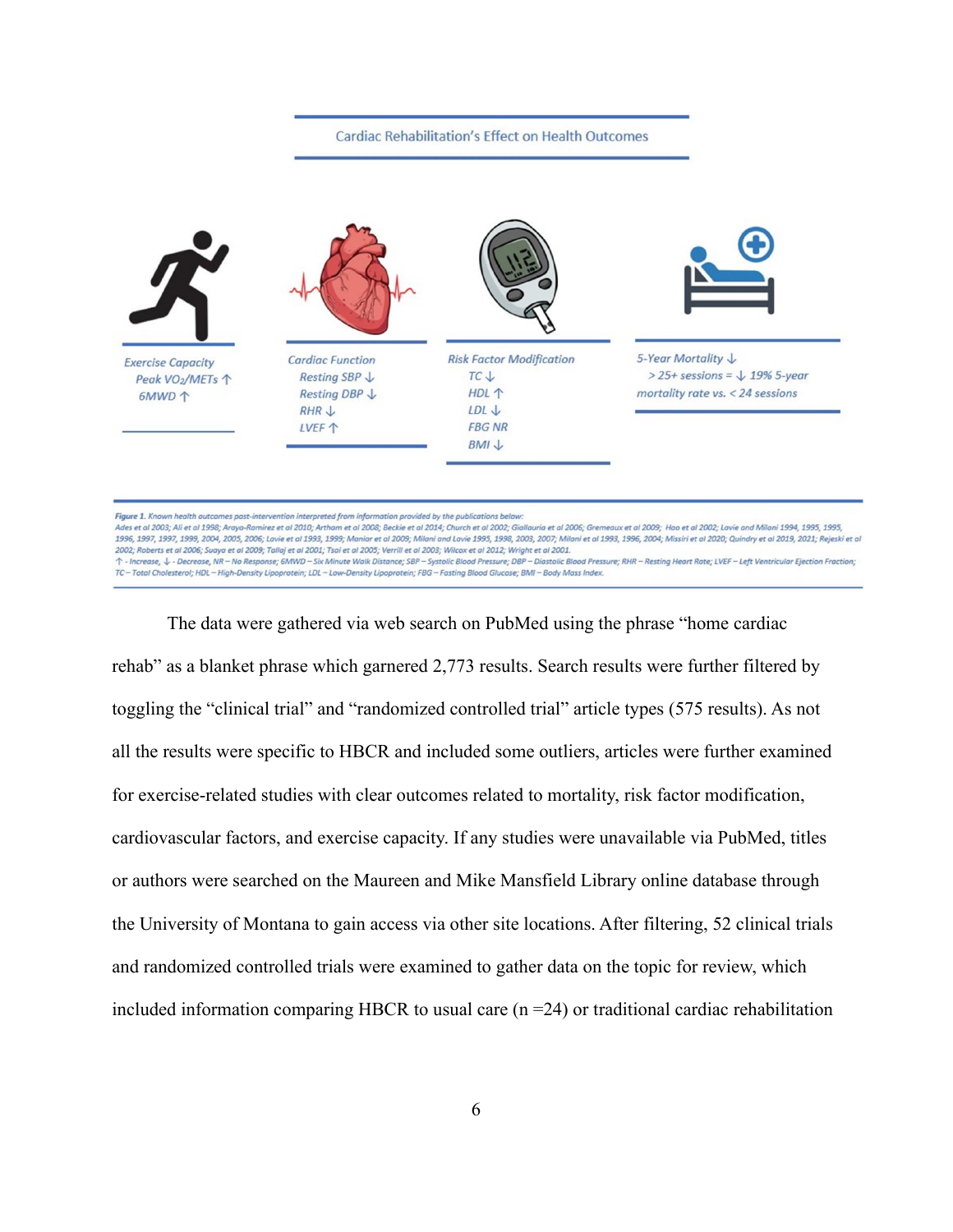Cardiac Rehabilitation's Effect on Health Outcomes

*Exercise Capacity*
*Peak VO2/METs ↑*
*6MWD ↑*

*Cardiac Function*
*Resting SBP ↓*
*Resting DBP ↓*
*RHR ↓*
*LVEF ↑*

*Risk Factor Modification*
*TC ↓*
*HDL ↑*
*LDL ↓*
*FBG NR*
*BMI ↓*

*5-Year Mortality ↓*
*> 25+ sessions = ↓ 19% 5-year mortality rate vs. < 24 sessions*

***Figure 1.*** *Known health outcomes post-intervention interpreted from information provided by the publications below:*
*Ades et al 2003; Ali et al 1998; Araya-Ramirez et al 2010; Artham et al 2008; Beckie et al 2014; Church et al 2002; Giallauria et al 2006; Gremeaux et al 2009; Hao et al 2002; Lavie and Milani 1994, 1995, 1995, 1996, 1997, 1997, 1999, 2004, 2005, 2006; Lavie et al 1993, 1999; Maniar et al 2009; Milani and Lavie 1995, 1998, 2003, 2007; Milani et al 1993, 1996, 2004; Missiri et al 2020; Quindry et al 2019, 2021; Rejeski et al 2002; Roberts et al 2006; Suaya et al 2009; Tallaj et al 2001; Tsai et al 2005; Verrill et al 2003; Wilcox et al 2012; Wright et al 2001.*
*↑ - Increase, ↓ - Decrease, NR – No Response; 6MWD – Six Minute Walk Distance; SBP – Systolic Blood Pressure; DBP – Diastolic Blood Pressure; RHR – Resting Heart Rate; LVEF – Left Ventricular Ejection Fraction; TC – Total Cholesterol; HDL – High-Density Lipoprotein; LDL – Low-Density Lipoprotein; FBG – Fasting Blood Glucose; BMI – Body Mass Index.*

The data were gathered via web search on PubMed using the phrase "home cardiac rehab" as a blanket phrase which garnered 2,773 results. Search results were further filtered by toggling the "clinical trial" and "randomized controlled trial" article types (575 results). As not all the results were specific to HBCR and included some outliers, articles were further examined for exercise-related studies with clear outcomes related to mortality, risk factor modification, cardiovascular factors, and exercise capacity. If any studies were unavailable via PubMed, titles or authors were searched on the Maureen and Mike Mansfield Library online database through the University of Montana to gain access via other site locations. After filtering, 52 clinical trials and randomized controlled trials were examined to gather data on the topic for review, which included information comparing HBCR to usual care (n =24) or traditional cardiac rehabilitation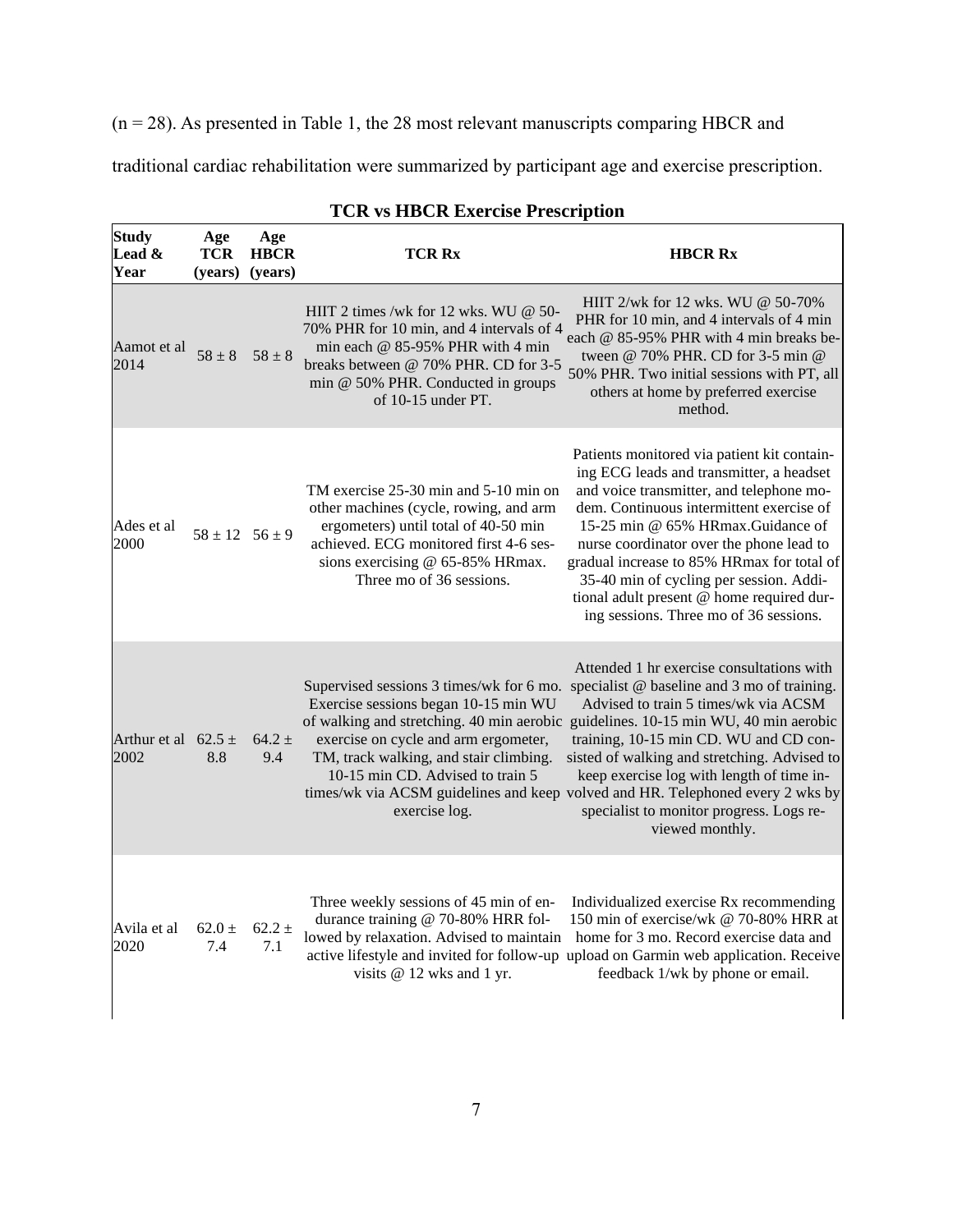(n = 28). As presented in Table 1, the 28 most relevant manuscripts comparing HBCR and traditional cardiac rehabilitation were summarized by participant age and exercise prescription.

**TCR vs HBCR Exercise Prescription**

| Study Lead & Year | Age TCR (years) | Age HBCR (years) | TCR Rx | HBCR Rx |
|---|---|---|---|---|
| Aamot et al 2014 | 58 ± 8 | 58 ± 8 | HIIT 2 times /wk for 12 wks. WU @ 50-70% PHR for 10 min, and 4 intervals of 4 min each @ 85-95% PHR with 4 min breaks between @ 70% PHR. CD for 3-5 min @ 50% PHR. Conducted in groups of 10-15 under PT. | HIIT 2/wk for 12 wks. WU @ 50-70% PHR for 10 min, and 4 intervals of 4 min each @ 85-95% PHR with 4 min breaks between @ 70% PHR. CD for 3-5 min @ 50% PHR. Two initial sessions with PT, all others at home by preferred exercise method. |
| Ades et al 2000 | 58 ± 12 | 56 ± 9 | TM exercise 25-30 min and 5-10 min on other machines (cycle, rowing, and arm ergometers) until total of 40-50 min achieved. ECG monitored first 4-6 sessions exercising @ 65-85% HRmax. Three mo of 36 sessions. | Patients monitored via patient kit containing ECG leads and transmitter, a headset and voice transmitter, and telephone modem. Continuous intermittent exercise of 15-25 min @ 65% HRmax.Guidance of nurse coordinator over the phone lead to gradual increase to 85% HRmax for total of 35-40 min of cycling per session. Additional adult present @ home required during sessions. Three mo of 36 sessions. |
| Arthur et al 2002 | 62.5 ± 8.8 | 64.2 ± 9.4 | Supervised sessions 3 times/wk for 6 mo. Exercise sessions began 10-15 min WU of walking and stretching. 40 min aerobic exercise on cycle and arm ergometer, TM, track walking, and stair climbing. 10-15 min CD. Advised to train 5 times/wk via ACSM guidelines and keep exercise log. | Attended 1 hr exercise consultations with specialist @ baseline and 3 mo of training. Advised to train 5 times/wk via ACSM guidelines. 10-15 min WU, 40 min aerobic training, 10-15 min CD. WU and CD consisted of walking and stretching. Advised to keep exercise log with length of time involved and HR. Telephoned every 2 wks by specialist to monitor progress. Logs reviewed monthly. |
| Avila et al 2020 | 62.0 ± 7.4 | 62.2 ± 7.1 | Three weekly sessions of 45 min of endurance training @ 70-80% HRR followed by relaxation. Advised to maintain active lifestyle and invited for follow-up visits @ 12 wks and 1 yr. | Individualized exercise Rx recommending 150 min of exercise/wk @ 70-80% HRR at home for 3 mo. Record exercise data and upload on Garmin web application. Receive feedback 1/wk by phone or email. |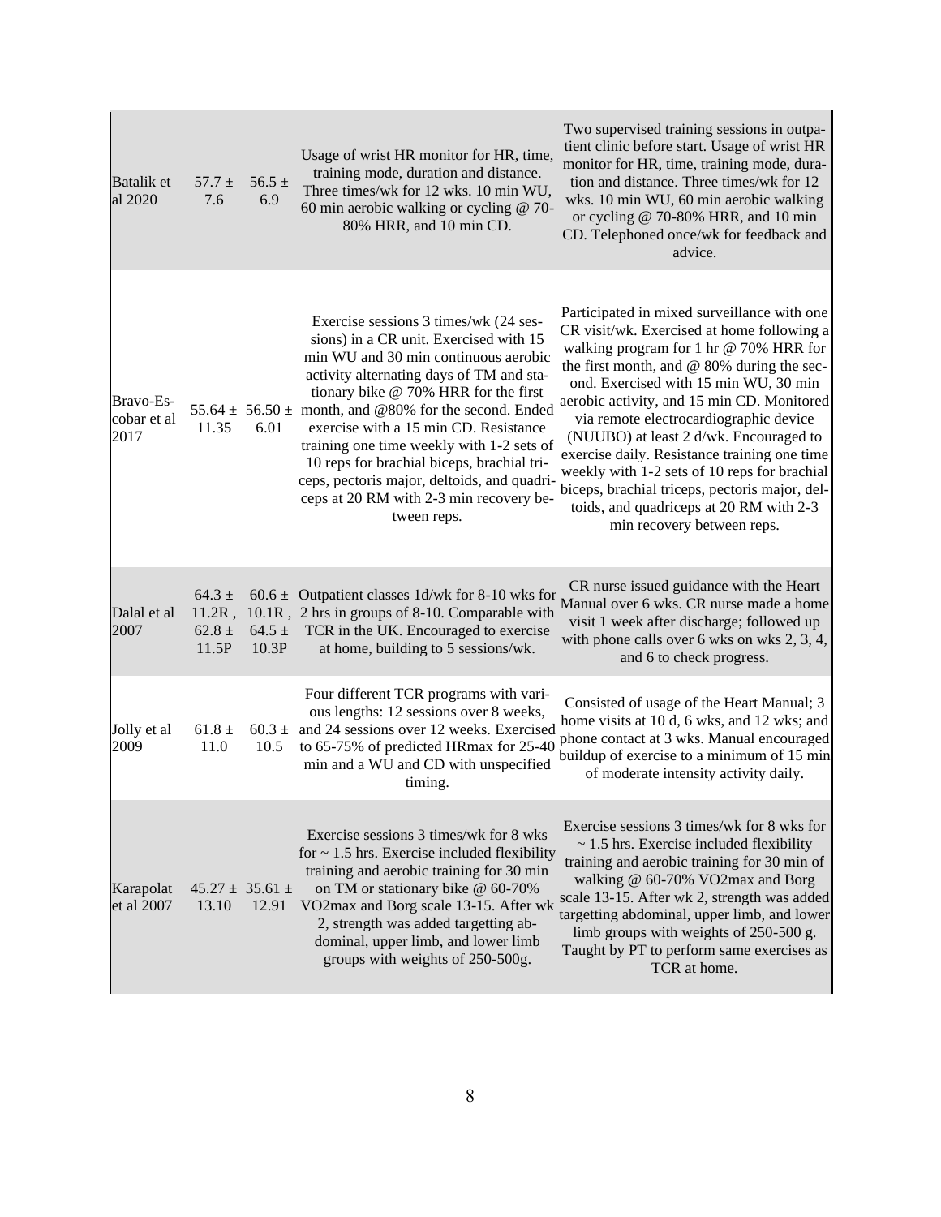| | | | | |
|---|---|---|---|---|
| Batalik et al 2020 | 57.7 ± 7.6 | 56.5 ± 6.9 | Usage of wrist HR monitor for HR, time, training mode, duration and distance. Three times/wk for 12 wks. 10 min WU, 60 min aerobic walking or cycling @ 70-80% HRR, and 10 min CD. | Two supervised training sessions in outpatient clinic before start. Usage of wrist HR monitor for HR, time, training mode, duration and distance. Three times/wk for 12 wks. 10 min WU, 60 min aerobic walking or cycling @ 70-80% HRR, and 10 min CD. Telephoned once/wk for feedback and advice. |
| Bravo-Escobar et al 2017 | 55.64 ± 11.35 | 56.50 ± 6.01 | Exercise sessions 3 times/wk (24 sessions) in a CR unit. Exercised with 15 min WU and 30 min continuous aerobic activity alternating days of TM and stationary bike @ 70% HRR for the first month, and @80% for the second. Ended exercise with a 15 min CD. Resistance training one time weekly with 1-2 sets of 10 reps for brachial biceps, brachial triceps, pectoris major, deltoids, and quadriceps at 20 RM with 2-3 min recovery between reps. | Participated in mixed surveillance with one CR visit/wk. Exercised at home following a walking program for 1 hr @ 70% HRR for the first month, and @ 80% during the second. Exercised with 15 min WU, 30 min aerobic activity, and 15 min CD. Monitored via remote electrocardiographic device (NUUBO) at least 2 d/wk. Encouraged to exercise daily. Resistance training one time weekly with 1-2 sets of 10 reps for brachial biceps, brachial triceps, pectoris major, deltoids, and quadriceps at 20 RM with 2-3 min recovery between reps. |
| Dalal et al 2007 | 64.3 ± 11.2R, 62.8 ± 11.5P | 60.6 ± 10.1R, 64.5 ± 10.3P | Outpatient classes 1d/wk for 8-10 wks for 2 hrs in groups of 8-10. Comparable with TCR in the UK. Encouraged to exercise at home, building to 5 sessions/wk. | CR nurse issued guidance with the Heart Manual over 6 wks. CR nurse made a home visit 1 week after discharge; followed up with phone calls over 6 wks on wks 2, 3, 4, and 6 to check progress. |
| Jolly et al 2009 | 61.8 ± 11.0 | 60.3 ± 10.5 | Four different TCR programs with various lengths: 12 sessions over 8 weeks, and 24 sessions over 12 weeks. Exercised to 65-75% of predicted HRmax for 25-40 min and a WU and CD with unspecified timing. | Consisted of usage of the Heart Manual; 3 home visits at 10 d, 6 wks, and 12 wks; and phone contact at 3 wks. Manual encouraged buildup of exercise to a minimum of 15 min of moderate intensity activity daily. |
| Karapolat et al 2007 | 45.27 ± 13.10 | 35.61 ± 12.91 | Exercise sessions 3 times/wk for 8 wks for ~ 1.5 hrs. Exercise included flexibility training and aerobic training for 30 min on TM or stationary bike @ 60-70% VO2max and Borg scale 13-15. After wk 2, strength was added targetting abdominal, upper limb, and lower limb groups with weights of 250-500g. | Exercise sessions 3 times/wk for 8 wks for ~ 1.5 hrs. Exercise included flexibility training and aerobic training for 30 min of walking @ 60-70% VO2max and Borg scale 13-15. After wk 2, strength was added targetting abdominal, upper limb, and lower limb groups with weights of 250-500 g. Taught by PT to perform same exercises as TCR at home. |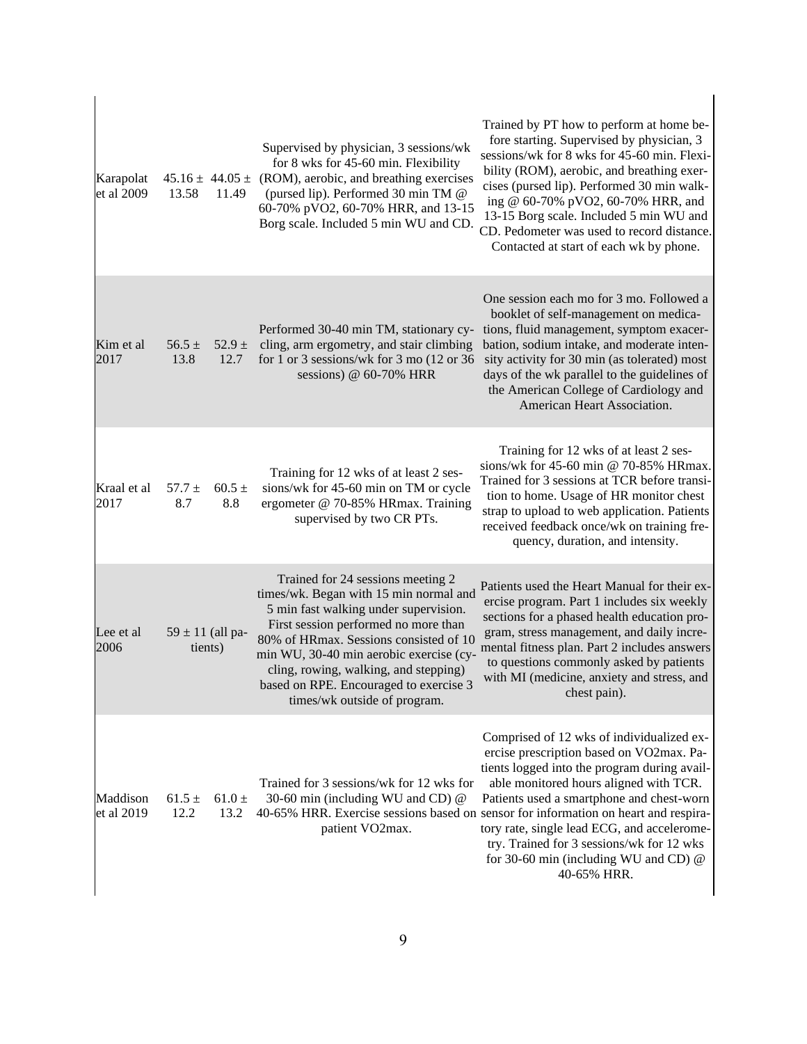| | | | | |
|---|---|---|---|---|
| Karapolat et al 2009 | 45.16 ± 13.58 | 44.05 ± 11.49 | Supervised by physician, 3 sessions/wk for 8 wks for 45-60 min. Flexibility (ROM), aerobic, and breathing exercises (pursed lip). Performed 30 min TM @ 60-70% pVO2, 60-70% HRR, and 13-15 Borg scale. Included 5 min WU and CD. | Trained by PT how to perform at home before starting. Supervised by physician, 3 sessions/wk for 8 wks for 45-60 min. Flexibility (ROM), aerobic, and breathing exercises (pursed lip). Performed 30 min walking @ 60-70% pVO2, 60-70% HRR, and 13-15 Borg scale. Included 5 min WU and CD. Pedometer was used to record distance. Contacted at start of each wk by phone. |
| Kim et al 2017 | 56.5 ± 13.8 | 52.9 ± 12.7 | Performed 30-40 min TM, stationary cycling, arm ergometry, and stair climbing for 1 or 3 sessions/wk for 3 mo (12 or 36 sessions) @ 60-70% HRR | One session each mo for 3 mo. Followed a booklet of self-management on medications, fluid management, symptom exacerbation, sodium intake, and moderate intensity activity for 30 min (as tolerated) most days of the wk parallel to the guidelines of the American College of Cardiology and American Heart Association. |
| Kraal et al 2017 | 57.7 ± 8.7 | 60.5 ± 8.8 | Training for 12 wks of at least 2 sessions/wk for 45-60 min on TM or cycle ergometer @ 70-85% HRmax. Training supervised by two CR PTs. | Training for 12 wks of at least 2 sessions/wk for 45-60 min @ 70-85% HRmax. Trained for 3 sessions at TCR before transition to home. Usage of HR monitor chest strap to upload to web application. Patients received feedback once/wk on training frequency, duration, and intensity. |
| Lee et al 2006 | 59 ± 11 (all patients) | | Trained for 24 sessions meeting 2 times/wk. Began with 15 min normal and 5 min fast walking under supervision. First session performed no more than 80% of HRmax. Sessions consisted of 10 min WU, 30-40 min aerobic exercise (cycling, rowing, walking, and stepping) based on RPE. Encouraged to exercise 3 times/wk outside of program. | Patients used the Heart Manual for their exercise program. Part 1 includes six weekly sections for a phased health education program, stress management, and daily incremental fitness plan. Part 2 includes answers to questions commonly asked by patients with MI (medicine, anxiety and stress, and chest pain). |
| Maddison et al 2019 | 61.5 ± 12.2 | 61.0 ± 13.2 | Trained for 3 sessions/wk for 12 wks for 30-60 min (including WU and CD) @ 40-65% HRR. Exercise sessions based on patient VO2max. | Comprised of 12 wks of individualized exercise prescription based on VO2max. Patients logged into the program during available monitored hours aligned with TCR. Patients used a smartphone and chest-worn sensor for information on heart and respiratory rate, single lead ECG, and accelerometry. Trained for 3 sessions/wk for 12 wks for 30-60 min (including WU and CD) @ 40-65% HRR. |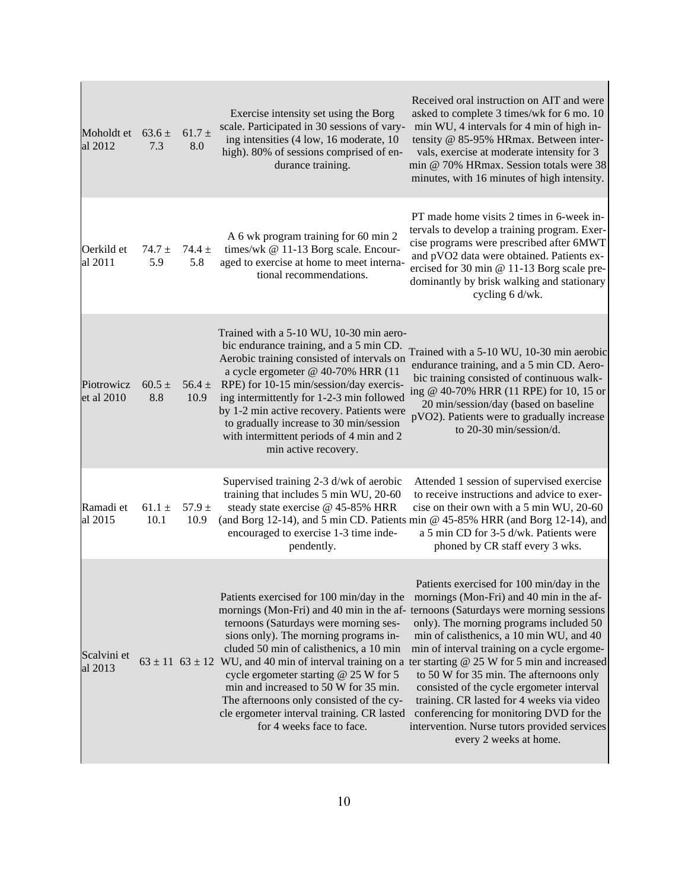| | | | | |
|---|---|---|---|---|
| Moholdt et al 2012 | 63.6 ± 7.3 | 61.7 ± 8.0 | Exercise intensity set using the Borg scale. Participated in 30 sessions of varying intensities (4 low, 16 moderate, 10 high). 80% of sessions comprised of endurance training. | Received oral instruction on AIT and were asked to complete 3 times/wk for 6 mo. 10 min WU, 4 intervals for 4 min of high intensity @ 85-95% HRmax. Between intervals, exercise at moderate intensity for 3 min @ 70% HRmax. Session totals were 38 minutes, with 16 minutes of high intensity. |
| Oerkild et al 2011 | 74.7 ± 5.9 | 74.4 ± 5.8 | A 6 wk program training for 60 min 2 times/wk @ 11-13 Borg scale. Encouraged to exercise at home to meet international recommendations. | PT made home visits 2 times in 6-week intervals to develop a training program. Exercise programs were prescribed after 6MWT and pVO2 data were obtained. Patients exercised for 30 min @ 11-13 Borg scale predominantly by brisk walking and stationary cycling 6 d/wk. |
| Piotrowicz et al 2010 | 60.5 ± 8.8 | 56.4 ± 10.9 | Trained with a 5-10 WU, 10-30 min aerobic endurance training, and a 5 min CD. Aerobic training consisted of intervals on a cycle ergometer @ 40-70% HRR (11 RPE) for 10-15 min/session/day exercising intermittently for 1-2-3 min followed by 1-2 min active recovery. Patients were to gradually increase to 30 min/session with intermittent periods of 4 min and 2 min active recovery. | Trained with a 5-10 WU, 10-30 min aerobic endurance training, and a 5 min CD. Aerobic training consisted of continuous walking @ 40-70% HRR (11 RPE) for 10, 15 or 20 min/session/day (based on baseline pVO2). Patients were to gradually increase to 20-30 min/session/d. |
| Ramadi et al 2015 | 61.1 ± 10.1 | 57.9 ± 10.9 | Supervised training 2-3 d/wk of aerobic training that includes 5 min WU, 20-60 steady state exercise @ 45-85% HRR (and Borg 12-14), and 5 min CD. Patients encouraged to exercise 1-3 time independently. | Attended 1 session of supervised exercise to receive instructions and advice to exercise on their own with a 5 min WU, 20-60 min @ 45-85% HRR (and Borg 12-14), and a 5 min CD for 3-5 d/wk. Patients were phoned by CR staff every 3 wks. |
| Scalvini et al 2013 | 63 ± 11 | 63 ± 12 | Patients exercised for 100 min/day in the mornings (Mon-Fri) and 40 min in the afternoons (Saturdays were morning sessions only). The morning programs included 50 min of calisthenics, a 10 min WU, and 40 min of interval training on a cycle ergometer starting @ 25 W for 5 min and increased to 50 W for 35 min. The afternoons only consisted of the cycle ergometer interval training. CR lasted for 4 weeks face to face. | Patients exercised for 100 min/day in the mornings (Mon-Fri) and 40 min in the afternoons (Saturdays were morning sessions only). The morning programs included 50 min of calisthenics, a 10 min WU, and 40 min of interval training on a cycle ergometer starting @ 25 W for 5 min and increased to 50 W for 35 min. The afternoons only consisted of the cycle ergometer interval training. CR lasted for 4 weeks via video conferencing for monitoring DVD for the intervention. Nurse tutors provided services every 2 weeks at home. |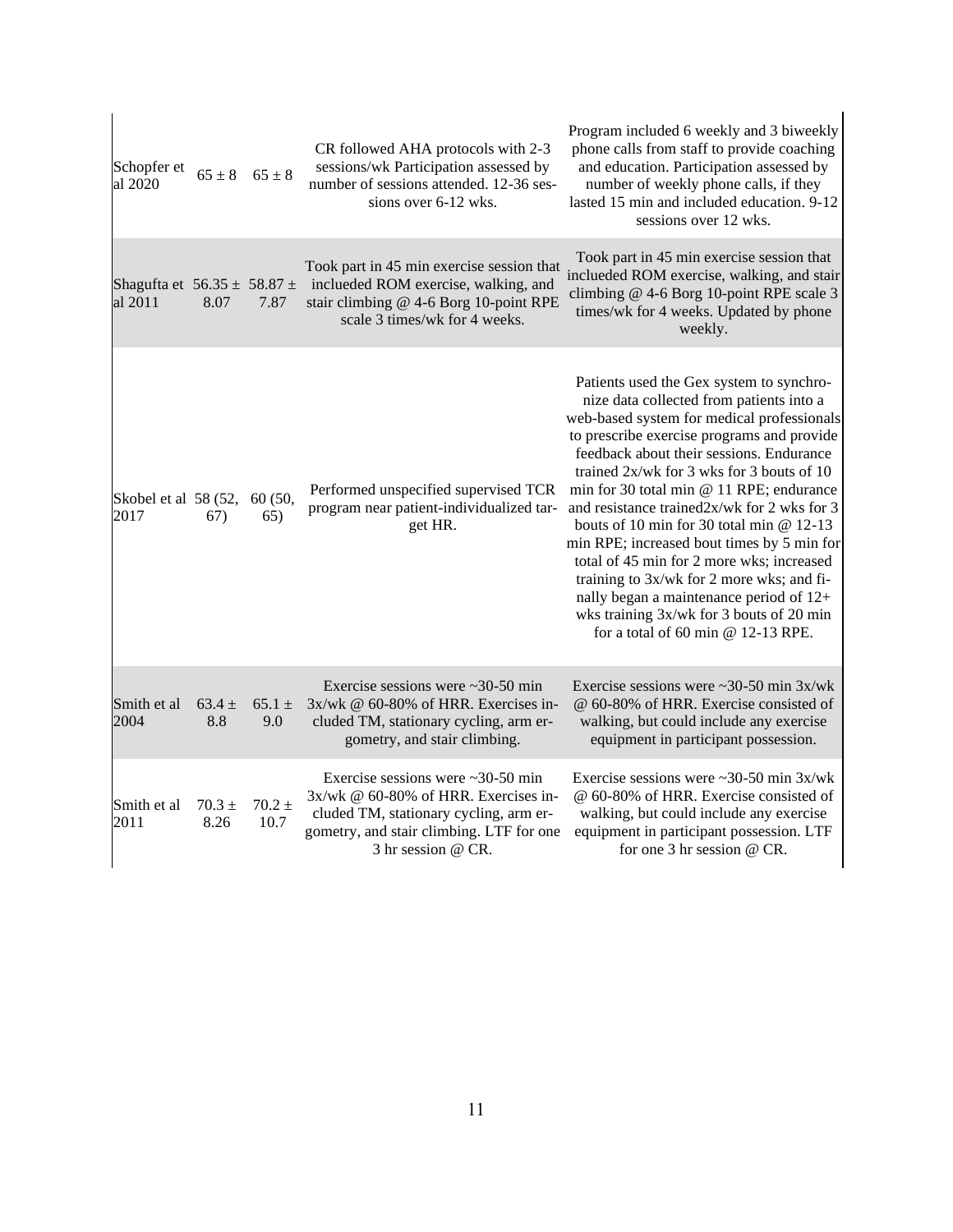| | | | | |
|---|---|---|---|---|
| Schopfer et al 2020 | 65 ± 8 | 65 ± 8 | CR followed AHA protocols with 2-3 sessions/wk Participation assessed by number of sessions attended. 12-36 sessions over 6-12 wks. | Program included 6 weekly and 3 biweekly phone calls from staff to provide coaching and education. Participation assessed by number of weekly phone calls, if they lasted 15 min and included education. 9-12 sessions over 12 wks. |
| Shagufta et al 2011 | 56.35 ± 8.07 | 58.87 ± 7.87 | Took part in 45 min exercise session that inclueded ROM exercise, walking, and stair climbing @ 4-6 Borg 10-point RPE scale 3 times/wk for 4 weeks. | Took part in 45 min exercise session that inclueded ROM exercise, walking, and stair climbing @ 4-6 Borg 10-point RPE scale 3 times/wk for 4 weeks. Updated by phone weekly. |
| Skobel et al 2017 | 58 (52, 67) | 60 (50, 65) | Performed unspecified supervised TCR program near patient-individualized target HR. | Patients used the Gex system to synchronize data collected from patients into a web-based system for medical professionals to prescribe exercise programs and provide feedback about their sessions. Endurance trained 2x/wk for 3 wks for 3 bouts of 10 min for 30 total min @ 11 RPE; endurance and resistance trained2x/wk for 2 wks for 3 bouts of 10 min for 30 total min @ 12-13 min RPE; increased bout times by 5 min for total of 45 min for 2 more wks; increased training to 3x/wk for 2 more wks; and finally began a maintenance period of 12+ wks training 3x/wk for 3 bouts of 20 min for a total of 60 min @ 12-13 RPE. |
| Smith et al 2004 | 63.4 ± 8.8 | 65.1 ± 9.0 | Exercise sessions were ~30-50 min 3x/wk @ 60-80% of HRR. Exercises included TM, stationary cycling, arm ergometry, and stair climbing. | Exercise sessions were ~30-50 min 3x/wk @ 60-80% of HRR. Exercise consisted of walking, but could include any exercise equipment in participant possession. |
| Smith et al 2011 | 70.3 ± 8.26 | 70.2 ± 10.7 | Exercise sessions were ~30-50 min 3x/wk @ 60-80% of HRR. Exercises included TM, stationary cycling, arm ergometry, and stair climbing. LTF for one 3 hr session @ CR. | Exercise sessions were ~30-50 min 3x/wk @ 60-80% of HRR. Exercise consisted of walking, but could include any exercise equipment in participant possession. LTF for one 3 hr session @ CR. |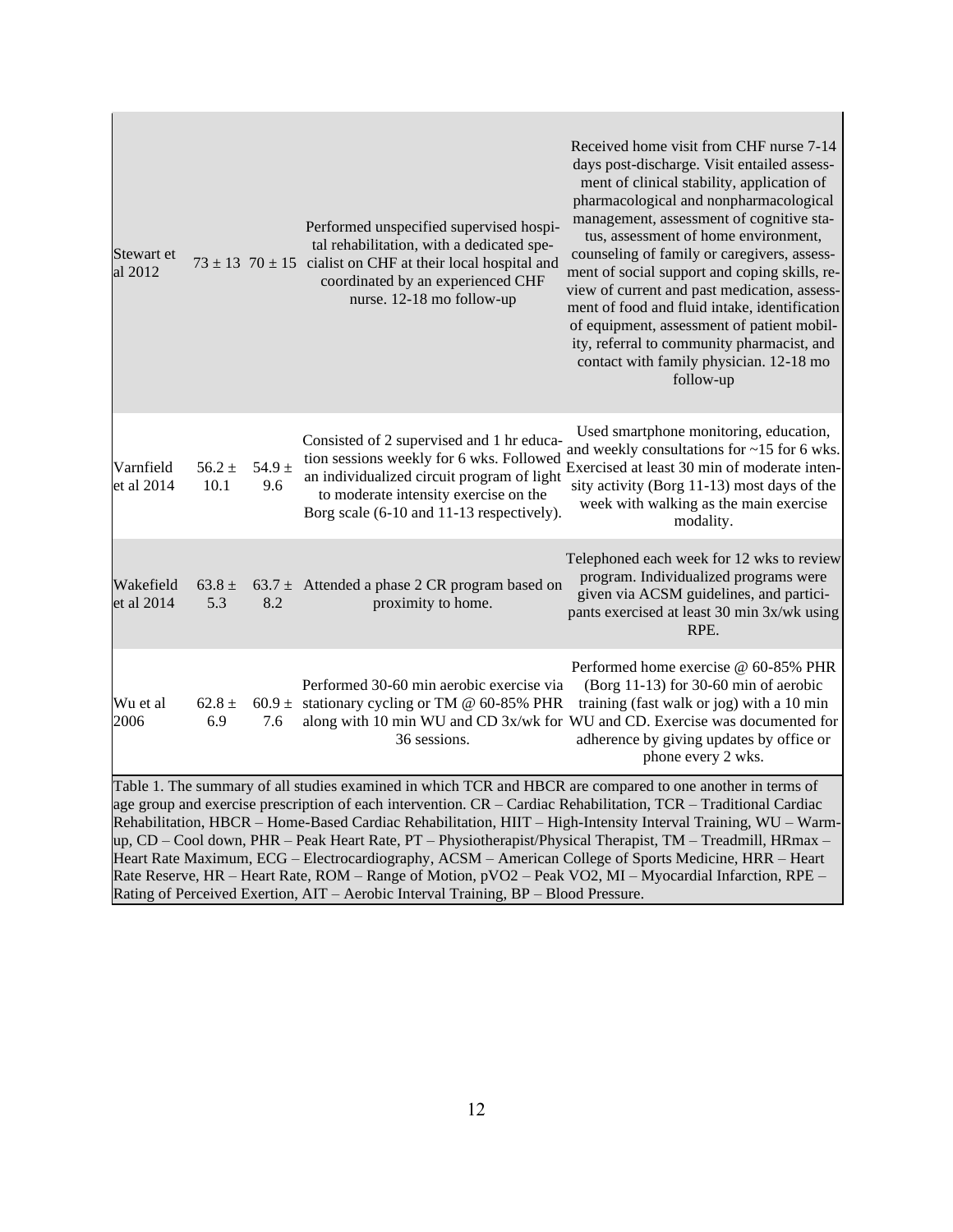| | | | | |
|---|---|---|---|---|
| Stewart et al 2012 | 73 ± 13 | 70 ± 15 | Performed unspecified supervised hospital rehabilitation, with a dedicated specialist on CHF at their local hospital and coordinated by an experienced CHF nurse. 12-18 mo follow-up | Received home visit from CHF nurse 7-14 days post-discharge. Visit entailed assessment of clinical stability, application of pharmacological and nonpharmacological management, assessment of cognitive status, assessment of home environment, counseling of family or caregivers, assessment of social support and coping skills, review of current and past medication, assessment of food and fluid intake, identification of equipment, assessment of patient mobility, referral to community pharmacist, and contact with family physician. 12-18 mo follow-up |
| Varnfield et al 2014 | 56.2 ± 10.1 | 54.9 ± 9.6 | Consisted of 2 supervised and 1 hr education sessions weekly for 6 wks. Followed an individualized circuit program of light to moderate intensity exercise on the Borg scale (6-10 and 11-13 respectively). | Used smartphone monitoring, education, and weekly consultations for ~15 for 6 wks. Exercised at least 30 min of moderate intensity activity (Borg 11-13) most days of the week with walking as the main exercise modality. |
| Wakefield et al 2014 | 63.8 ± 5.3 | 63.7 ± 8.2 | Attended a phase 2 CR program based on proximity to home. | Telephoned each week for 12 wks to review program. Individualized programs were given via ACSM guidelines, and participants exercised at least 30 min 3x/wk using RPE. |
| Wu et al 2006 | 62.8 ± 6.9 | 60.9 ± 7.6 | Performed 30-60 min aerobic exercise via stationary cycling or TM @ 60-85% PHR along with 10 min WU and CD 3x/wk for 36 sessions. | Performed home exercise @ 60-85% PHR (Borg 11-13) for 30-60 min of aerobic training (fast walk or jog) with a 10 min WU and CD. Exercise was documented for adherence by giving updates by office or phone every 2 wks. |

Table 1. The summary of all studies examined in which TCR and HBCR are compared to one another in terms of age group and exercise prescription of each intervention. CR – Cardiac Rehabilitation, TCR – Traditional Cardiac Rehabilitation, HBCR – Home-Based Cardiac Rehabilitation, HIIT – High-Intensity Interval Training, WU – Warm-up, CD – Cool down, PHR – Peak Heart Rate, PT – Physiotherapist/Physical Therapist, TM – Treadmill, HRmax – Heart Rate Maximum, ECG – Electrocardiography, ACSM – American College of Sports Medicine, HRR – Heart Rate Reserve, HR – Heart Rate, ROM – Range of Motion, pVO2 – Peak VO2, MI – Myocardial Infarction, RPE – Rating of Perceived Exertion, AIT – Aerobic Interval Training, BP – Blood Pressure.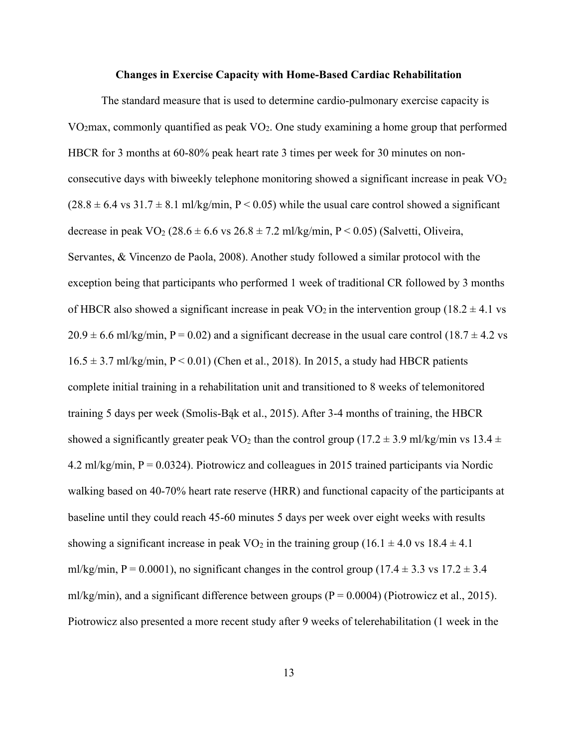**Changes in Exercise Capacity with Home-Based Cardiac Rehabilitation**

The standard measure that is used to determine cardio-pulmonary exercise capacity is $VO_2max$, commonly quantified as peak $VO_2$. One study examining a home group that performed HBCR for 3 months at 60-80% peak heart rate 3 times per week for 30 minutes on non-consecutive days with biweekly telephone monitoring showed a significant increase in peak $VO_2$ ($28.8 \pm 6.4$ vs $31.7 \pm 8.1$ ml/kg/min, $P < 0.05$) while the usual care control showed a significant decrease in peak $VO_2$ ($28.6 \pm 6.6$ vs $26.8 \pm 7.2$ ml/kg/min, $P < 0.05$) (Salvetti, Oliveira, Servantes, & Vincenzo de Paola, 2008). Another study followed a similar protocol with the exception being that participants who performed 1 week of traditional CR followed by 3 months of HBCR also showed a significant increase in peak $VO_2$ in the intervention group ($18.2 \pm 4.1$ vs $20.9 \pm 6.6$ ml/kg/min, $P = 0.02$) and a significant decrease in the usual care control ($18.7 \pm 4.2$ vs $16.5 \pm 3.7$ ml/kg/min, $P < 0.01$) (Chen et al., 2018). In 2015, a study had HBCR patients complete initial training in a rehabilitation unit and transitioned to 8 weeks of telemonitored training 5 days per week (Smolis-Bąk et al., 2015). After 3-4 months of training, the HBCR showed a significantly greater peak $VO_2$ than the control group ($17.2 \pm 3.9$ ml/kg/min vs $13.4 \pm 4.2$ ml/kg/min, $P = 0.0324$). Piotrowicz and colleagues in 2015 trained participants via Nordic walking based on 40-70% heart rate reserve (HRR) and functional capacity of the participants at baseline until they could reach 45-60 minutes 5 days per week over eight weeks with results showing a significant increase in peak $VO_2$ in the training group ($16.1 \pm 4.0$ vs $18.4 \pm 4.1$ ml/kg/min, $P = 0.0001$), no significant changes in the control group ($17.4 \pm 3.3$ vs $17.2 \pm 3.4$ ml/kg/min), and a significant difference between groups ($P = 0.0004$) (Piotrowicz et al., 2015). Piotrowicz also presented a more recent study after 9 weeks of telerehabilitation (1 week in the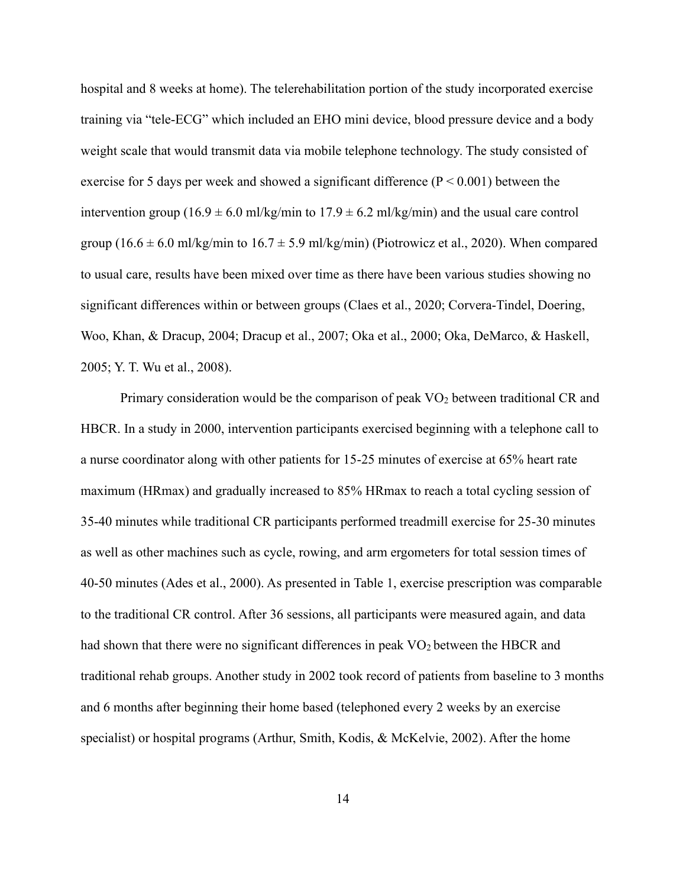hospital and 8 weeks at home). The telerehabilitation portion of the study incorporated exercise training via "tele-ECG" which included an EHO mini device, blood pressure device and a body weight scale that would transmit data via mobile telephone technology. The study consisted of exercise for 5 days per week and showed a significant difference ($P < 0.001$) between the intervention group ($16.9 \pm 6.0$ ml/kg/min to $17.9 \pm 6.2$ ml/kg/min) and the usual care control group ($16.6 \pm 6.0$ ml/kg/min to $16.7 \pm 5.9$ ml/kg/min) (Piotrowicz et al., 2020). When compared to usual care, results have been mixed over time as there have been various studies showing no significant differences within or between groups (Claes et al., 2020; Corvera-Tindel, Doering, Woo, Khan, & Dracup, 2004; Dracup et al., 2007; Oka et al., 2000; Oka, DeMarco, & Haskell, 2005; Y. T. Wu et al., 2008).

Primary consideration would be the comparison of peak $VO_2$ between traditional CR and HBCR. In a study in 2000, intervention participants exercised beginning with a telephone call to a nurse coordinator along with other patients for 15-25 minutes of exercise at 65% heart rate maximum (HRmax) and gradually increased to 85% HRmax to reach a total cycling session of 35-40 minutes while traditional CR participants performed treadmill exercise for 25-30 minutes as well as other machines such as cycle, rowing, and arm ergometers for total session times of 40-50 minutes (Ades et al., 2000). As presented in Table 1, exercise prescription was comparable to the traditional CR control. After 36 sessions, all participants were measured again, and data had shown that there were no significant differences in peak $VO_2$ between the HBCR and traditional rehab groups. Another study in 2002 took record of patients from baseline to 3 months and 6 months after beginning their home based (telephoned every 2 weeks by an exercise specialist) or hospital programs (Arthur, Smith, Kodis, & McKelvie, 2002). After the home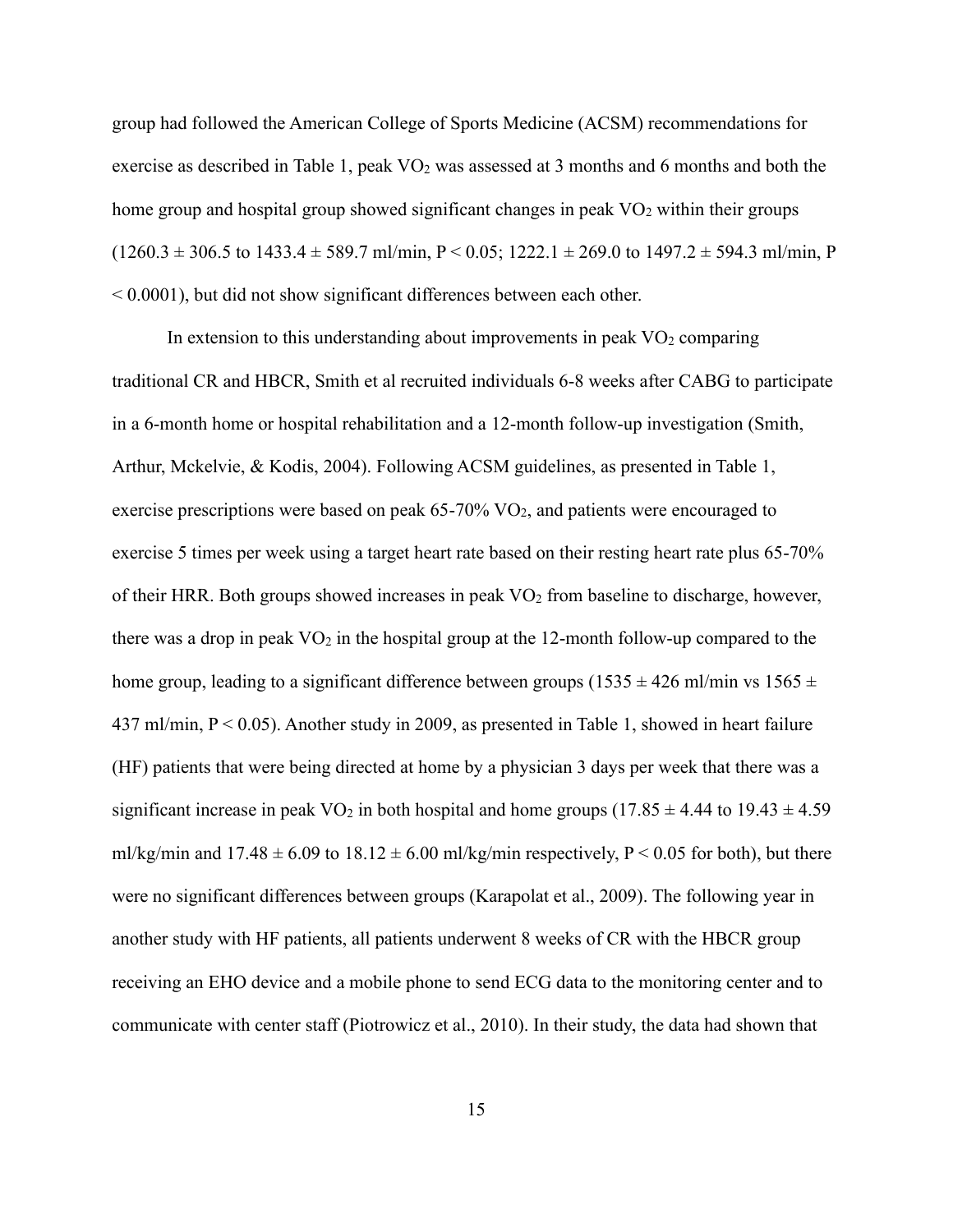group had followed the American College of Sports Medicine (ACSM) recommendations for exercise as described in Table 1, peak $VO_2$ was assessed at 3 months and 6 months and both the home group and hospital group showed significant changes in peak $VO_2$ within their groups ($1260.3 \pm 306.5$ to $1433.4 \pm 589.7$ ml/min, $P < 0.05$; $1222.1 \pm 269.0$ to $1497.2 \pm 594.3$ ml/min, $P < 0.0001$), but did not show significant differences between each other.

In extension to this understanding about improvements in peak $VO_2$ comparing traditional CR and HBCR, Smith et al recruited individuals 6-8 weeks after CABG to participate in a 6-month home or hospital rehabilitation and a 12-month follow-up investigation (Smith, Arthur, Mckelvie, & Kodis, 2004). Following ACSM guidelines, as presented in Table 1, exercise prescriptions were based on peak 65-70% $VO_2$, and patients were encouraged to exercise 5 times per week using a target heart rate based on their resting heart rate plus 65-70% of their HRR. Both groups showed increases in peak $VO_2$ from baseline to discharge, however, there was a drop in peak $VO_2$ in the hospital group at the 12-month follow-up compared to the home group, leading to a significant difference between groups ($1535 \pm 426$ ml/min vs $1565 \pm 437$ ml/min, $P < 0.05$). Another study in 2009, as presented in Table 1, showed in heart failure (HF) patients that were being directed at home by a physician 3 days per week that there was a significant increase in peak $VO_2$ in both hospital and home groups ($17.85 \pm 4.44$ to $19.43 \pm 4.59$ ml/kg/min and $17.48 \pm 6.09$ to $18.12 \pm 6.00$ ml/kg/min respectively, $P < 0.05$ for both), but there were no significant differences between groups (Karapolat et al., 2009). The following year in another study with HF patients, all patients underwent 8 weeks of CR with the HBCR group receiving an EHO device and a mobile phone to send ECG data to the monitoring center and to communicate with center staff (Piotrowicz et al., 2010). In their study, the data had shown that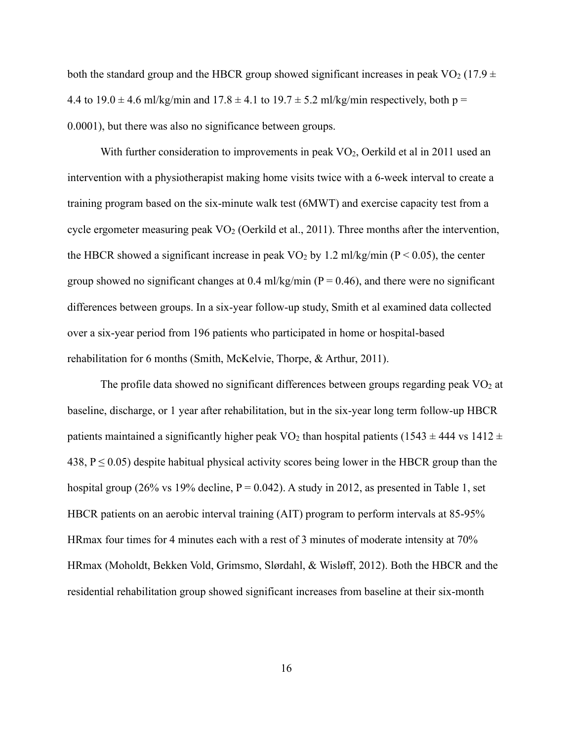both the standard group and the HBCR group showed significant increases in peak $VO_2$ (17.9 ± 4.4 to 19.0 ± 4.6 ml/kg/min and 17.8 ± 4.1 to 19.7 ± 5.2 ml/kg/min respectively, both $p = 0.0001$), but there was also no significance between groups.

With further consideration to improvements in peak $VO_2$, Oerkild et al in 2011 used an intervention with a physiotherapist making home visits twice with a 6-week interval to create a training program based on the six-minute walk test (6MWT) and exercise capacity test from a cycle ergometer measuring peak $VO_2$ (Oerkild et al., 2011). Three months after the intervention, the HBCR showed a significant increase in peak $VO_2$ by 1.2 ml/kg/min ($P < 0.05$), the center group showed no significant changes at 0.4 ml/kg/min ($P = 0.46$), and there were no significant differences between groups. In a six-year follow-up study, Smith et al examined data collected over a six-year period from 196 patients who participated in home or hospital-based rehabilitation for 6 months (Smith, McKelvie, Thorpe, & Arthur, 2011).

The profile data showed no significant differences between groups regarding peak $VO_2$ at baseline, discharge, or 1 year after rehabilitation, but in the six-year long term follow-up HBCR patients maintained a significantly higher peak $VO_2$ than hospital patients (1543 ± 444 vs 1412 ± 438, $P \leq 0.05$) despite habitual physical activity scores being lower in the HBCR group than the hospital group (26% vs 19% decline, $P = 0.042$). A study in 2012, as presented in Table 1, set HBCR patients on an aerobic interval training (AIT) program to perform intervals at 85-95% HRmax four times for 4 minutes each with a rest of 3 minutes of moderate intensity at 70% HRmax (Moholdt, Bekken Vold, Grimsmo, Slørdahl, & Wisløff, 2012). Both the HBCR and the residential rehabilitation group showed significant increases from baseline at their six-month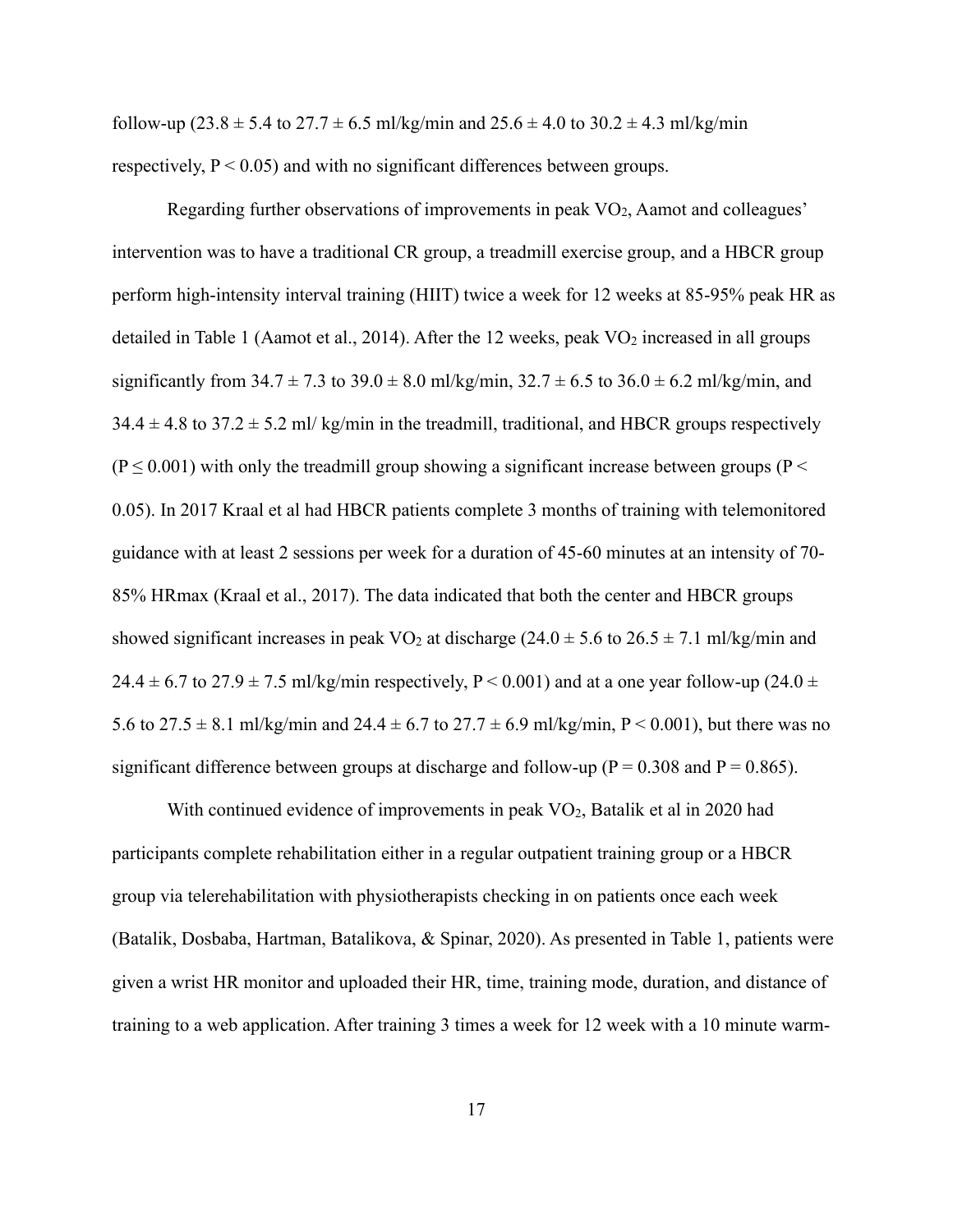follow-up (23.8 ± 5.4 to 27.7 ± 6.5 ml/kg/min and 25.6 ± 4.0 to 30.2 ± 4.3 ml/kg/min respectively, $P < 0.05$) and with no significant differences between groups.

Regarding further observations of improvements in peak $VO_2$, Aamot and colleagues' intervention was to have a traditional CR group, a treadmill exercise group, and a HBCR group perform high-intensity interval training (HIIT) twice a week for 12 weeks at 85-95% peak HR as detailed in Table 1 (Aamot et al., 2014). After the 12 weeks, peak $VO_2$ increased in all groups significantly from 34.7 ± 7.3 to 39.0 ± 8.0 ml/kg/min, 32.7 ± 6.5 to 36.0 ± 6.2 ml/kg/min, and 34.4 ± 4.8 to 37.2 ± 5.2 ml/ kg/min in the treadmill, traditional, and HBCR groups respectively ($P \leq 0.001$) with only the treadmill group showing a significant increase between groups ($P < 0.05$). In 2017 Kraal et al had HBCR patients complete 3 months of training with telemonitored guidance with at least 2 sessions per week for a duration of 45-60 minutes at an intensity of 70-85% HRmax (Kraal et al., 2017). The data indicated that both the center and HBCR groups showed significant increases in peak $VO_2$ at discharge (24.0 ± 5.6 to 26.5 ± 7.1 ml/kg/min and 24.4 ± 6.7 to 27.9 ± 7.5 ml/kg/min respectively, $P < 0.001$) and at a one year follow-up (24.0 ± 5.6 to 27.5 ± 8.1 ml/kg/min and 24.4 ± 6.7 to 27.7 ± 6.9 ml/kg/min, $P < 0.001$), but there was no significant difference between groups at discharge and follow-up ($P = 0.308$ and $P = 0.865$).

With continued evidence of improvements in peak $VO_2$, Batalik et al in 2020 had participants complete rehabilitation either in a regular outpatient training group or a HBCR group via telerehabilitation with physiotherapists checking in on patients once each week (Batalik, Dosbaba, Hartman, Batalikova, & Spinar, 2020). As presented in Table 1, patients were given a wrist HR monitor and uploaded their HR, time, training mode, duration, and distance of training to a web application. After training 3 times a week for 12 week with a 10 minute warm-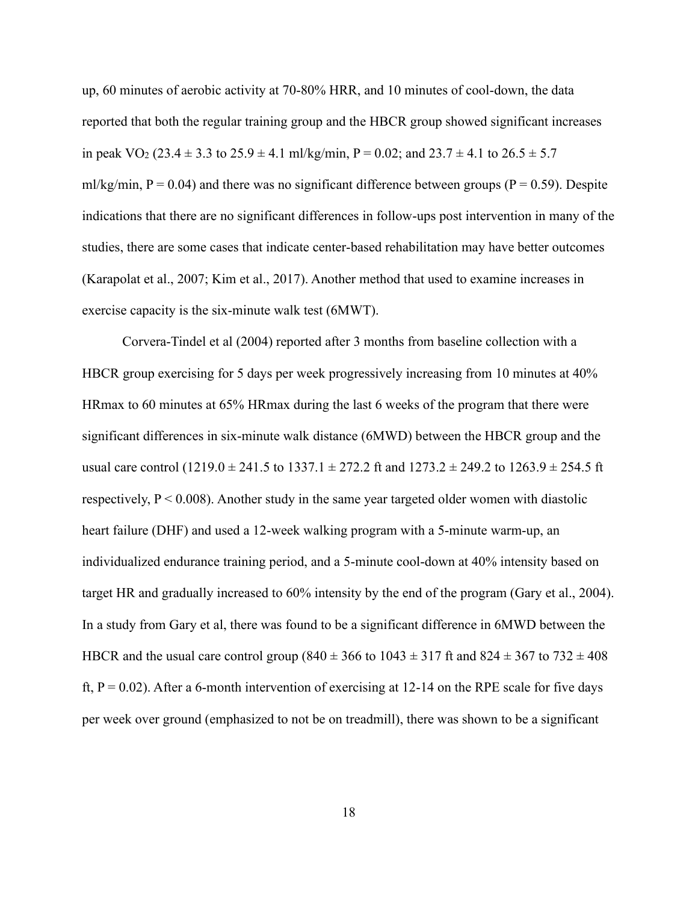up, 60 minutes of aerobic activity at 70-80% HRR, and 10 minutes of cool-down, the data reported that both the regular training group and the HBCR group showed significant increases in peak $VO_2$ ($23.4 \pm 3.3$ to $25.9 \pm 4.1$ ml/kg/min, $P = 0.02$; and $23.7 \pm 4.1$ to $26.5 \pm 5.7$ ml/kg/min, $P = 0.04$) and there was no significant difference between groups ($P = 0.59$). Despite indications that there are no significant differences in follow-ups post intervention in many of the studies, there are some cases that indicate center-based rehabilitation may have better outcomes (Karapolat et al., 2007; Kim et al., 2017). Another method that used to examine increases in exercise capacity is the six-minute walk test (6MWT).

Corvera-Tindel et al (2004) reported after 3 months from baseline collection with a HBCR group exercising for 5 days per week progressively increasing from 10 minutes at 40% HRmax to 60 minutes at 65% HRmax during the last 6 weeks of the program that there were significant differences in six-minute walk distance (6MWD) between the HBCR group and the usual care control ($1219.0 \pm 241.5$ to $1337.1 \pm 272.2$ ft and $1273.2 \pm 249.2$ to $1263.9 \pm 254.5$ ft respectively, $P < 0.008$). Another study in the same year targeted older women with diastolic heart failure (DHF) and used a 12-week walking program with a 5-minute warm-up, an individualized endurance training period, and a 5-minute cool-down at 40% intensity based on target HR and gradually increased to 60% intensity by the end of the program (Gary et al., 2004). In a study from Gary et al, there was found to be a significant difference in 6MWD between the HBCR and the usual care control group ($840 \pm 366$ to $1043 \pm 317$ ft and $824 \pm 367$ to $732 \pm 408$ ft, $P = 0.02$). After a 6-month intervention of exercising at 12-14 on the RPE scale for five days per week over ground (emphasized to not be on treadmill), there was shown to be a significant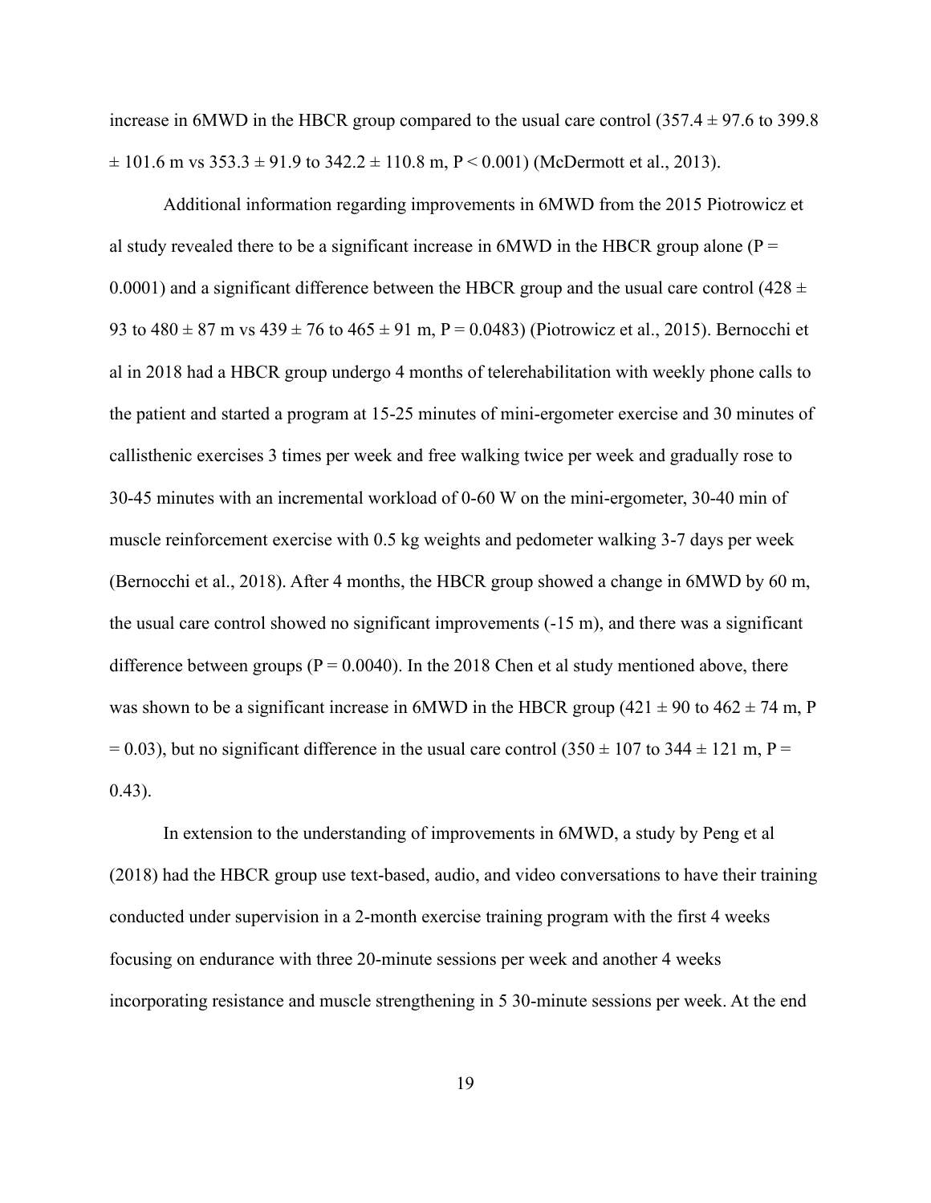increase in 6MWD in the HBCR group compared to the usual care control (357.4 ± 97.6 to 399.8 ± 101.6 m vs 353.3 ± 91.9 to 342.2 ± 110.8 m, P < 0.001) (McDermott et al., 2013).

Additional information regarding improvements in 6MWD from the 2015 Piotrowicz et al study revealed there to be a significant increase in 6MWD in the HBCR group alone (P = 0.0001) and a significant difference between the HBCR group and the usual care control (428 ± 93 to 480 ± 87 m vs 439 ± 76 to 465 ± 91 m, P = 0.0483) (Piotrowicz et al., 2015). Bernocchi et al in 2018 had a HBCR group undergo 4 months of telerehabilitation with weekly phone calls to the patient and started a program at 15-25 minutes of mini-ergometer exercise and 30 minutes of callisthenic exercises 3 times per week and free walking twice per week and gradually rose to 30-45 minutes with an incremental workload of 0-60 W on the mini-ergometer, 30-40 min of muscle reinforcement exercise with 0.5 kg weights and pedometer walking 3-7 days per week (Bernocchi et al., 2018). After 4 months, the HBCR group showed a change in 6MWD by 60 m, the usual care control showed no significant improvements (-15 m), and there was a significant difference between groups (P = 0.0040). In the 2018 Chen et al study mentioned above, there was shown to be a significant increase in 6MWD in the HBCR group (421 ± 90 to 462 ± 74 m, P = 0.03), but no significant difference in the usual care control (350 ± 107 to 344 ± 121 m, P = 0.43).

In extension to the understanding of improvements in 6MWD, a study by Peng et al (2018) had the HBCR group use text-based, audio, and video conversations to have their training conducted under supervision in a 2-month exercise training program with the first 4 weeks focusing on endurance with three 20-minute sessions per week and another 4 weeks incorporating resistance and muscle strengthening in 5 30-minute sessions per week. At the end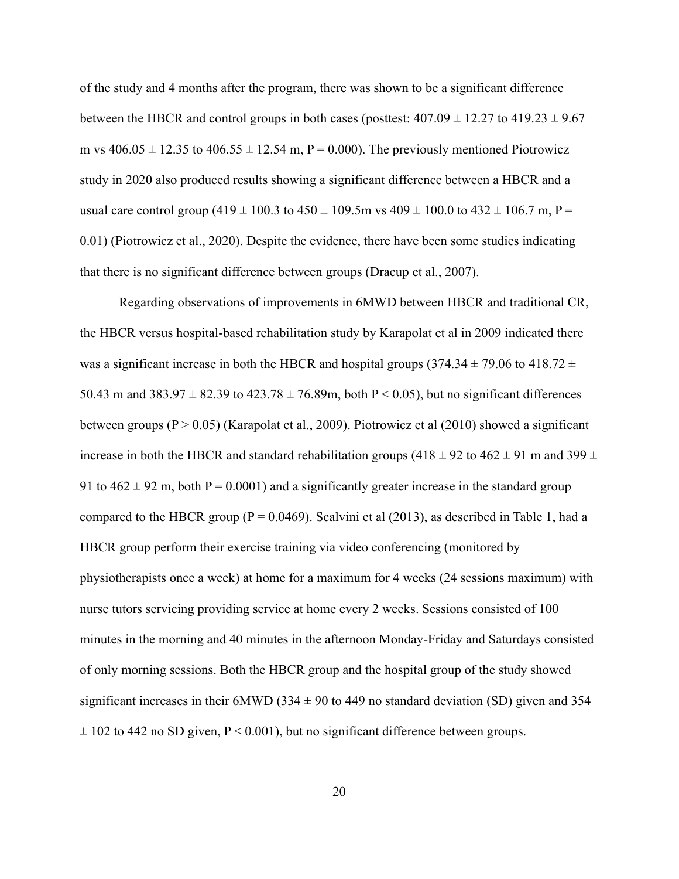of the study and 4 months after the program, there was shown to be a significant difference between the HBCR and control groups in both cases (posttest: 407.09 ± 12.27 to 419.23 ± 9.67 m vs 406.05 ± 12.35 to 406.55 ± 12.54 m, $P = 0.000$). The previously mentioned Piotrowicz study in 2020 also produced results showing a significant difference between a HBCR and a usual care control group (419 ± 100.3 to 450 ± 109.5m vs 409 ± 100.0 to 432 ± 106.7 m, $P = 0.01$) (Piotrowicz et al., 2020). Despite the evidence, there have been some studies indicating that there is no significant difference between groups (Dracup et al., 2007).

Regarding observations of improvements in 6MWD between HBCR and traditional CR, the HBCR versus hospital-based rehabilitation study by Karapolat et al in 2009 indicated there was a significant increase in both the HBCR and hospital groups (374.34 ± 79.06 to 418.72 ± 50.43 m and 383.97 ± 82.39 to 423.78 ± 76.89m, both $P < 0.05$), but no significant differences between groups ($P > 0.05$) (Karapolat et al., 2009). Piotrowicz et al (2010) showed a significant increase in both the HBCR and standard rehabilitation groups (418 ± 92 to 462 ± 91 m and 399 ± 91 to 462 ± 92 m, both $P = 0.0001$) and a significantly greater increase in the standard group compared to the HBCR group ($P = 0.0469$). Scalvini et al (2013), as described in Table 1, had a HBCR group perform their exercise training via video conferencing (monitored by physiotherapists once a week) at home for a maximum for 4 weeks (24 sessions maximum) with nurse tutors servicing providing service at home every 2 weeks. Sessions consisted of 100 minutes in the morning and 40 minutes in the afternoon Monday-Friday and Saturdays consisted of only morning sessions. Both the HBCR group and the hospital group of the study showed significant increases in their 6MWD (334 ± 90 to 449 no standard deviation (SD) given and 354 ± 102 to 442 no SD given, $P < 0.001$), but no significant difference between groups.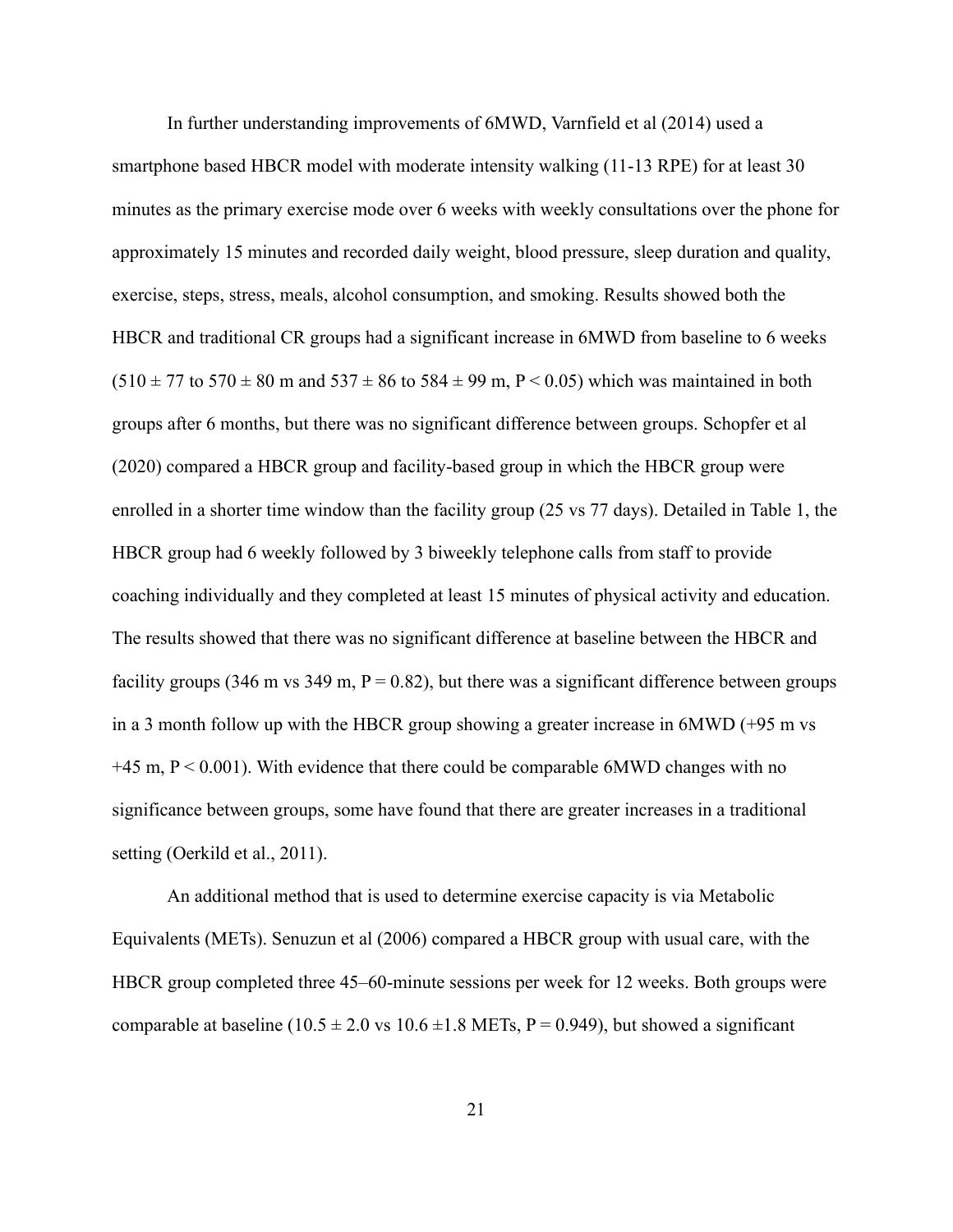In further understanding improvements of 6MWD, Varnfield et al (2014) used a smartphone based HBCR model with moderate intensity walking (11-13 RPE) for at least 30 minutes as the primary exercise mode over 6 weeks with weekly consultations over the phone for approximately 15 minutes and recorded daily weight, blood pressure, sleep duration and quality, exercise, steps, stress, meals, alcohol consumption, and smoking. Results showed both the HBCR and traditional CR groups had a significant increase in 6MWD from baseline to 6 weeks ($510 \pm 77$ to $570 \pm 80$ m and $537 \pm 86$ to $584 \pm 99$ m, $P < 0.05$) which was maintained in both groups after 6 months, but there was no significant difference between groups. Schopfer et al (2020) compared a HBCR group and facility-based group in which the HBCR group were enrolled in a shorter time window than the facility group (25 vs 77 days). Detailed in Table 1, the HBCR group had 6 weekly followed by 3 biweekly telephone calls from staff to provide coaching individually and they completed at least 15 minutes of physical activity and education. The results showed that there was no significant difference at baseline between the HBCR and facility groups (346 m vs 349 m, $P = 0.82$), but there was a significant difference between groups in a 3 month follow up with the HBCR group showing a greater increase in 6MWD (+95 m vs +45 m, $P < 0.001$). With evidence that there could be comparable 6MWD changes with no significance between groups, some have found that there are greater increases in a traditional setting (Oerkild et al., 2011).

An additional method that is used to determine exercise capacity is via Metabolic Equivalents (METs). Senuzun et al (2006) compared a HBCR group with usual care, with the HBCR group completed three 45–60-minute sessions per week for 12 weeks. Both groups were comparable at baseline ($10.5 \pm 2.0$ vs $10.6 \pm 1.8$ METs, $P = 0.949$), but showed a significant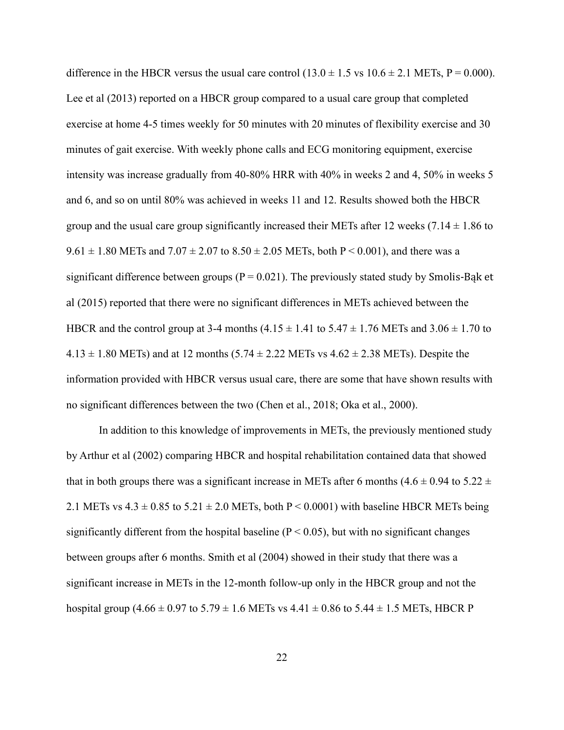difference in the HBCR versus the usual care control (13.0 ± 1.5 vs 10.6 ± 2.1 METs, $P = 0.000$). Lee et al (2013) reported on a HBCR group compared to a usual care group that completed exercise at home 4-5 times weekly for 50 minutes with 20 minutes of flexibility exercise and 30 minutes of gait exercise. With weekly phone calls and ECG monitoring equipment, exercise intensity was increase gradually from 40-80% HRR with 40% in weeks 2 and 4, 50% in weeks 5 and 6, and so on until 80% was achieved in weeks 11 and 12. Results showed both the HBCR group and the usual care group significantly increased their METs after 12 weeks (7.14 ± 1.86 to 9.61 ± 1.80 METs and 7.07 ± 2.07 to 8.50 ± 2.05 METs, both $P < 0.001$), and there was a significant difference between groups ($P = 0.021$). The previously stated study by Smolis-Bąk et al (2015) reported that there were no significant differences in METs achieved between the HBCR and the control group at 3-4 months (4.15 ± 1.41 to 5.47 ± 1.76 METs and 3.06 ± 1.70 to 4.13 ± 1.80 METs) and at 12 months (5.74 ± 2.22 METs vs 4.62 ± 2.38 METs). Despite the information provided with HBCR versus usual care, there are some that have shown results with no significant differences between the two (Chen et al., 2018; Oka et al., 2000).

In addition to this knowledge of improvements in METs, the previously mentioned study by Arthur et al (2002) comparing HBCR and hospital rehabilitation contained data that showed that in both groups there was a significant increase in METs after 6 months (4.6 ± 0.94 to 5.22 ± 2.1 METs vs 4.3 ± 0.85 to 5.21 ± 2.0 METs, both $P < 0.0001$) with baseline HBCR METs being significantly different from the hospital baseline ($P < 0.05$), but with no significant changes between groups after 6 months. Smith et al (2004) showed in their study that there was a significant increase in METs in the 12-month follow-up only in the HBCR group and not the hospital group (4.66 ± 0.97 to 5.79 ± 1.6 METs vs 4.41 ± 0.86 to 5.44 ± 1.5 METs, HBCR P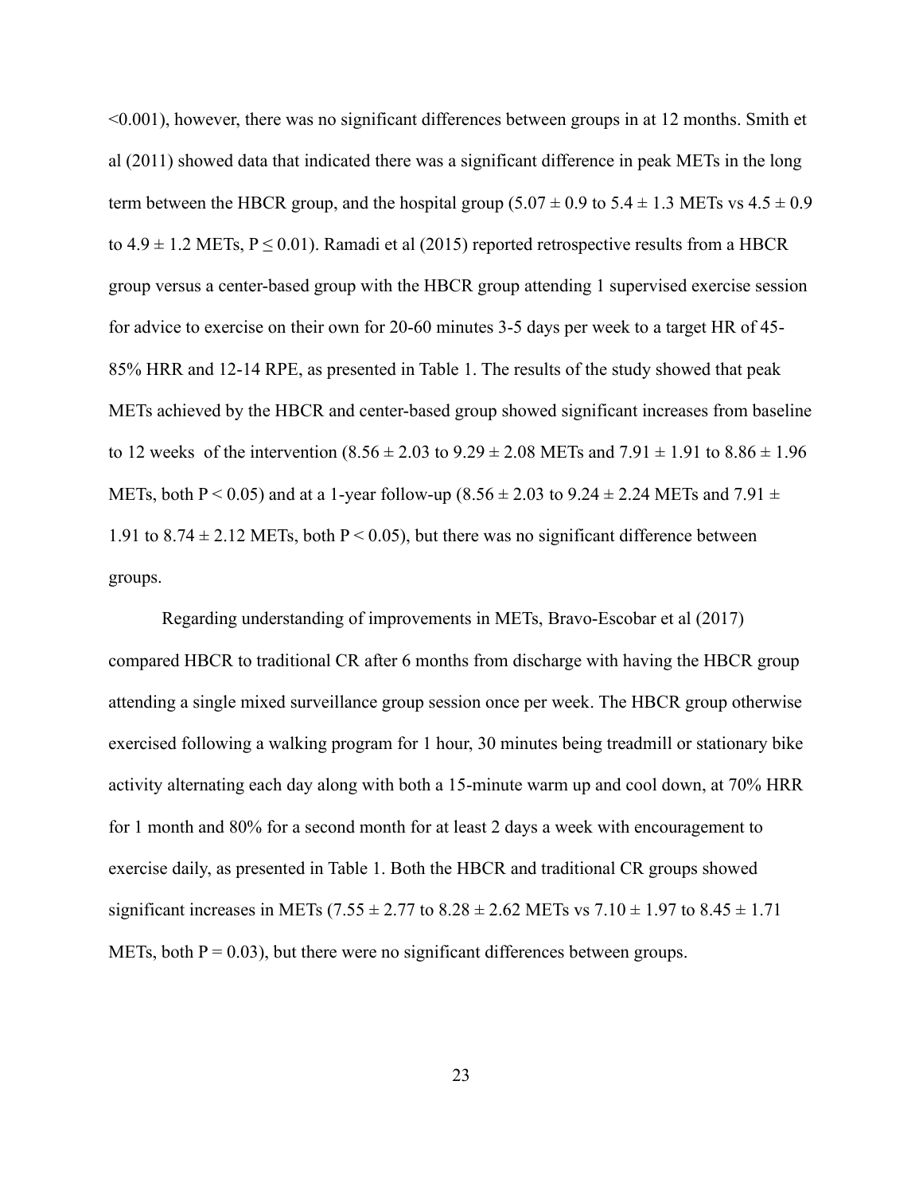<0.001), however, there was no significant differences between groups in at 12 months. Smith et al (2011) showed data that indicated there was a significant difference in peak METs in the long term between the HBCR group, and the hospital group ($5.07 \pm 0.9$ to $5.4 \pm 1.3$ METs vs $4.5 \pm 0.9$ to $4.9 \pm 1.2$ METs, $P \leq 0.01$). Ramadi et al (2015) reported retrospective results from a HBCR group versus a center-based group with the HBCR group attending 1 supervised exercise session for advice to exercise on their own for 20-60 minutes 3-5 days per week to a target HR of 45-85% HRR and 12-14 RPE, as presented in Table 1. The results of the study showed that peak METs achieved by the HBCR and center-based group showed significant increases from baseline to 12 weeks of the intervention ($8.56 \pm 2.03$ to $9.29 \pm 2.08$ METs and $7.91 \pm 1.91$ to $8.86 \pm 1.96$ METs, both $P < 0.05$) and at a 1-year follow-up ($8.56 \pm 2.03$ to $9.24 \pm 2.24$ METs and $7.91 \pm 1.91$ to $8.74 \pm 2.12$ METs, both $P < 0.05$), but there was no significant difference between groups.

Regarding understanding of improvements in METs, Bravo-Escobar et al (2017) compared HBCR to traditional CR after 6 months from discharge with having the HBCR group attending a single mixed surveillance group session once per week. The HBCR group otherwise exercised following a walking program for 1 hour, 30 minutes being treadmill or stationary bike activity alternating each day along with both a 15-minute warm up and cool down, at 70% HRR for 1 month and 80% for a second month for at least 2 days a week with encouragement to exercise daily, as presented in Table 1. Both the HBCR and traditional CR groups showed significant increases in METs ($7.55 \pm 2.77$ to $8.28 \pm 2.62$ METs vs $7.10 \pm 1.97$ to $8.45 \pm 1.71$ METs, both $P = 0.03$), but there were no significant differences between groups.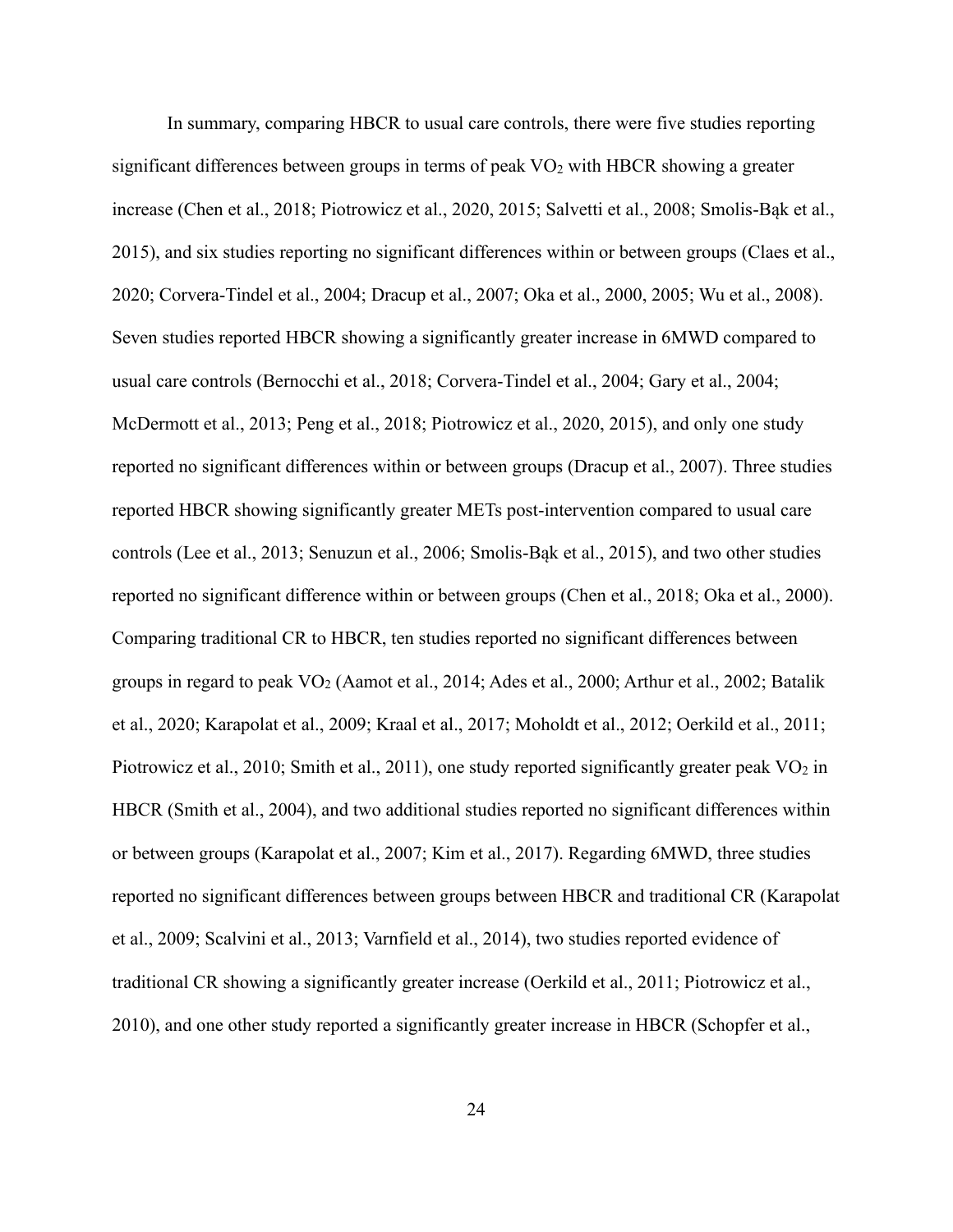In summary, comparing HBCR to usual care controls, there were five studies reporting significant differences between groups in terms of peak $VO_2$ with HBCR showing a greater increase (Chen et al., 2018; Piotrowicz et al., 2020, 2015; Salvetti et al., 2008; Smolis-Bąk et al., 2015), and six studies reporting no significant differences within or between groups (Claes et al., 2020; Corvera-Tindel et al., 2004; Dracup et al., 2007; Oka et al., 2000, 2005; Wu et al., 2008). Seven studies reported HBCR showing a significantly greater increase in 6MWD compared to usual care controls (Bernocchi et al., 2018; Corvera-Tindel et al., 2004; Gary et al., 2004; McDermott et al., 2013; Peng et al., 2018; Piotrowicz et al., 2020, 2015), and only one study reported no significant differences within or between groups (Dracup et al., 2007). Three studies reported HBCR showing significantly greater METs post-intervention compared to usual care controls (Lee et al., 2013; Senuzun et al., 2006; Smolis-Bąk et al., 2015), and two other studies reported no significant difference within or between groups (Chen et al., 2018; Oka et al., 2000). Comparing traditional CR to HBCR, ten studies reported no significant differences between groups in regard to peak $VO_2$ (Aamot et al., 2014; Ades et al., 2000; Arthur et al., 2002; Batalik et al., 2020; Karapolat et al., 2009; Kraal et al., 2017; Moholdt et al., 2012; Oerkild et al., 2011; Piotrowicz et al., 2010; Smith et al., 2011), one study reported significantly greater peak $VO_2$ in HBCR (Smith et al., 2004), and two additional studies reported no significant differences within or between groups (Karapolat et al., 2007; Kim et al., 2017). Regarding 6MWD, three studies reported no significant differences between groups between HBCR and traditional CR (Karapolat et al., 2009; Scalvini et al., 2013; Varnfield et al., 2014), two studies reported evidence of traditional CR showing a significantly greater increase (Oerkild et al., 2011; Piotrowicz et al., 2010), and one other study reported a significantly greater increase in HBCR (Schopfer et al.,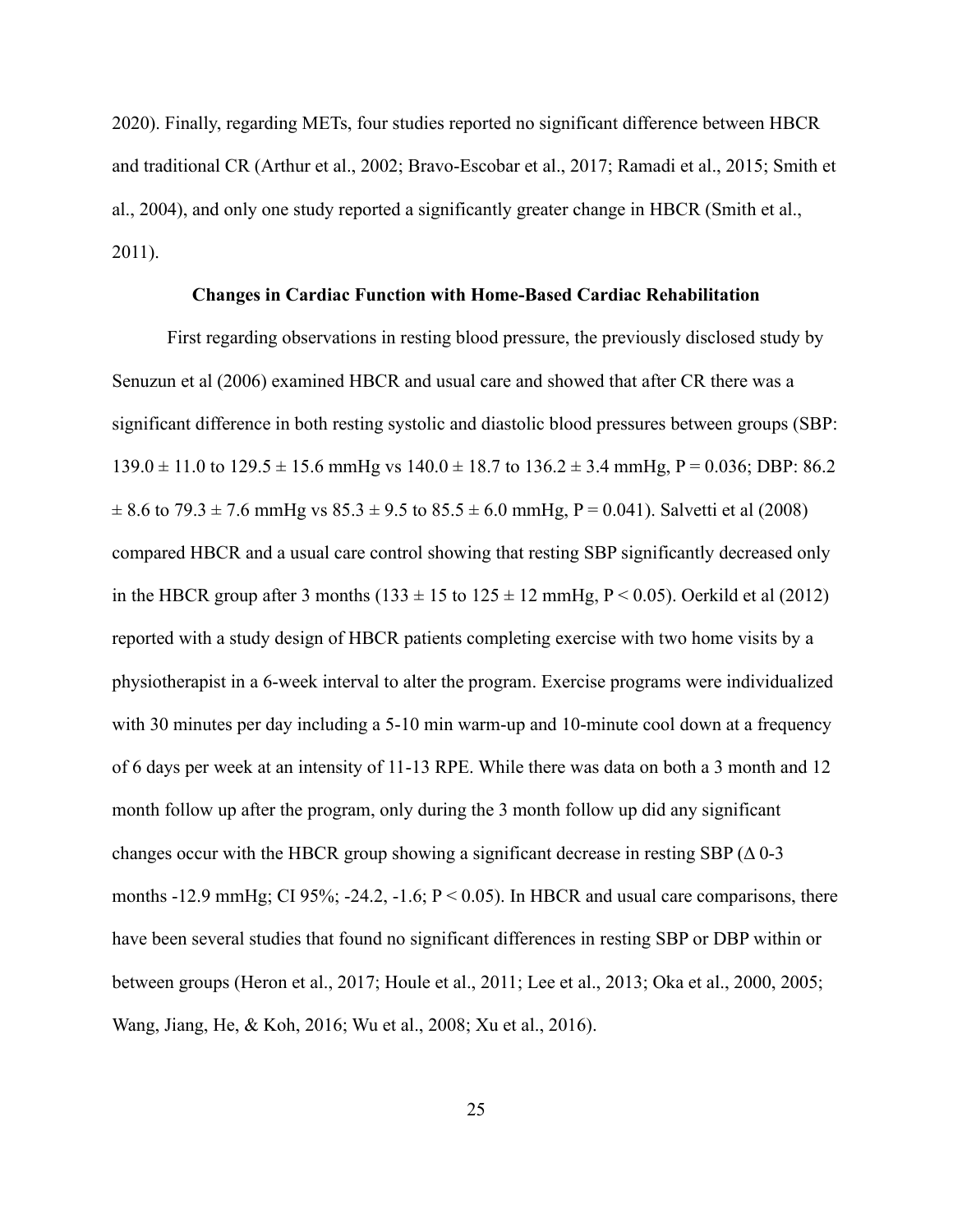2020). Finally, regarding METs, four studies reported no significant difference between HBCR and traditional CR (Arthur et al., 2002; Bravo-Escobar et al., 2017; Ramadi et al., 2015; Smith et al., 2004), and only one study reported a significantly greater change in HBCR (Smith et al., 2011).

### Changes in Cardiac Function with Home-Based Cardiac Rehabilitation

First regarding observations in resting blood pressure, the previously disclosed study by Senuzun et al (2006) examined HBCR and usual care and showed that after CR there was a significant difference in both resting systolic and diastolic blood pressures between groups (SBP: $139.0 \pm 11.0$ to $129.5 \pm 15.6$ mmHg vs $140.0 \pm 18.7$ to $136.2 \pm 3.4$ mmHg, $P = 0.036$; DBP: $86.2 \pm 8.6$ to $79.3 \pm 7.6$ mmHg vs $85.3 \pm 9.5$ to $85.5 \pm 6.0$ mmHg, $P = 0.041$). Salvetti et al (2008) compared HBCR and a usual care control showing that resting SBP significantly decreased only in the HBCR group after 3 months ($133 \pm 15$ to $125 \pm 12$ mmHg, $P < 0.05$). Oerkild et al (2012) reported with a study design of HBCR patients completing exercise with two home visits by a physiotherapist in a 6-week interval to alter the program. Exercise programs were individualized with 30 minutes per day including a 5-10 min warm-up and 10-minute cool down at a frequency of 6 days per week at an intensity of 11-13 RPE. While there was data on both a 3 month and 12 month follow up after the program, only during the 3 month follow up did any significant changes occur with the HBCR group showing a significant decrease in resting SBP ($\Delta$ 0-3 months -12.9 mmHg; CI 95%; -24.2, -1.6; $P < 0.05$). In HBCR and usual care comparisons, there have been several studies that found no significant differences in resting SBP or DBP within or between groups (Heron et al., 2017; Houle et al., 2011; Lee et al., 2013; Oka et al., 2000, 2005; Wang, Jiang, He, & Koh, 2016; Wu et al., 2008; Xu et al., 2016).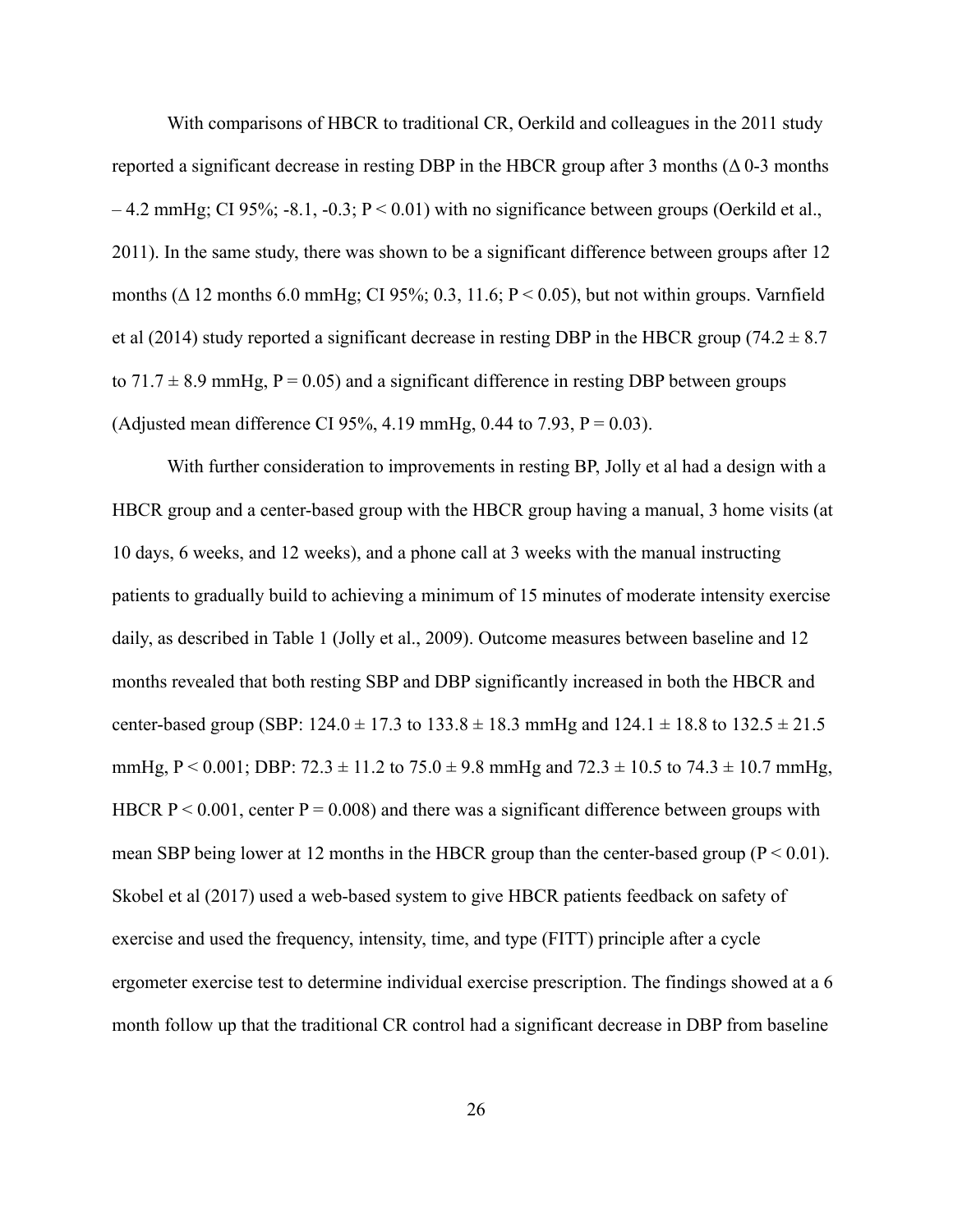With comparisons of HBCR to traditional CR, Oerkild and colleagues in the 2011 study reported a significant decrease in resting DBP in the HBCR group after 3 months (Δ 0-3 months – 4.2 mmHg; CI 95%; -8.1, -0.3; $P < 0.01$) with no significance between groups (Oerkild et al., 2011). In the same study, there was shown to be a significant difference between groups after 12 months (Δ 12 months 6.0 mmHg; CI 95%; 0.3, 11.6; $P < 0.05$), but not within groups. Varnfield et al (2014) study reported a significant decrease in resting DBP in the HBCR group ($74.2 \pm 8.7$ to $71.7 \pm 8.9$ mmHg, $P = 0.05$) and a significant difference in resting DBP between groups (Adjusted mean difference CI 95%, 4.19 mmHg, 0.44 to 7.93, $P = 0.03$).

With further consideration to improvements in resting BP, Jolly et al had a design with a HBCR group and a center-based group with the HBCR group having a manual, 3 home visits (at 10 days, 6 weeks, and 12 weeks), and a phone call at 3 weeks with the manual instructing patients to gradually build to achieving a minimum of 15 minutes of moderate intensity exercise daily, as described in Table 1 (Jolly et al., 2009). Outcome measures between baseline and 12 months revealed that both resting SBP and DBP significantly increased in both the HBCR and center-based group (SBP: $124.0 \pm 17.3$ to $133.8 \pm 18.3$ mmHg and $124.1 \pm 18.8$ to $132.5 \pm 21.5$ mmHg, $P < 0.001$; DBP: $72.3 \pm 11.2$ to $75.0 \pm 9.8$ mmHg and $72.3 \pm 10.5$ to $74.3 \pm 10.7$ mmHg, HBCR $P < 0.001$, center $P = 0.008$) and there was a significant difference between groups with mean SBP being lower at 12 months in the HBCR group than the center-based group ($P < 0.01$). Skobel et al (2017) used a web-based system to give HBCR patients feedback on safety of exercise and used the frequency, intensity, time, and type (FITT) principle after a cycle ergometer exercise test to determine individual exercise prescription. The findings showed at a 6 month follow up that the traditional CR control had a significant decrease in DBP from baseline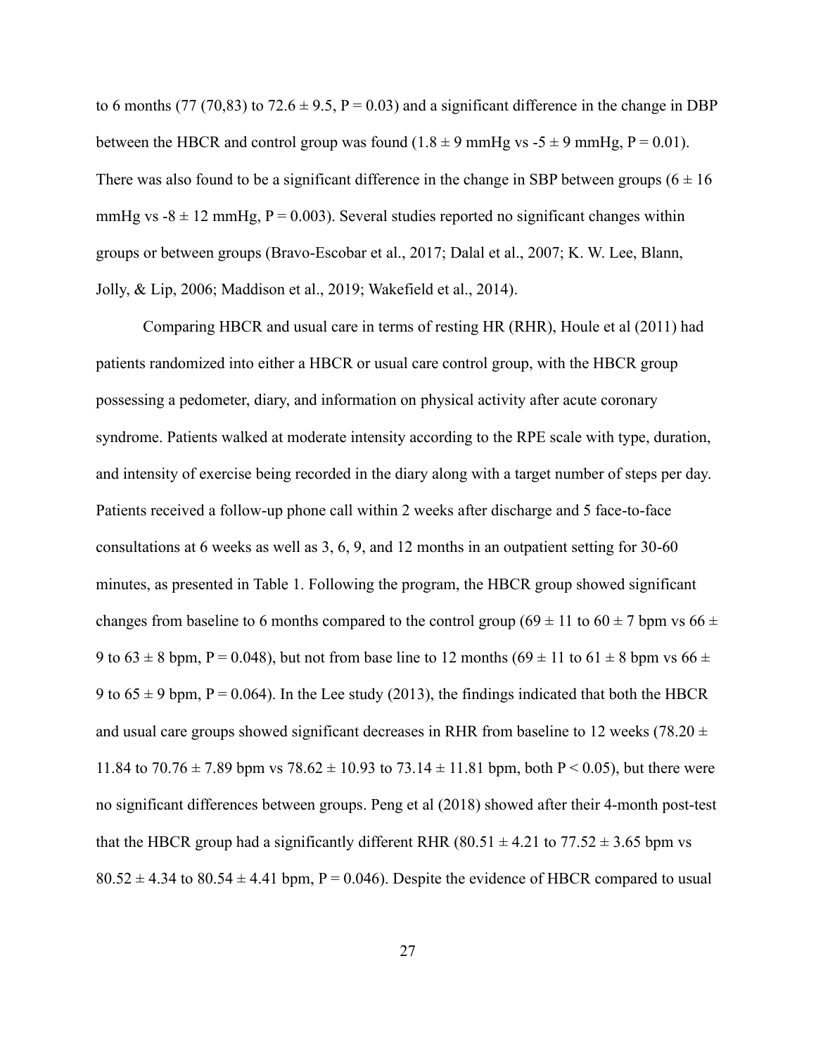to 6 months (77 (70,83) to 72.6 ± 9.5, P = 0.03) and a significant difference in the change in DBP between the HBCR and control group was found (1.8 ± 9 mmHg vs -5 ± 9 mmHg, P = 0.01). There was also found to be a significant difference in the change in SBP between groups (6 ± 16 mmHg vs -8 ± 12 mmHg, P = 0.003). Several studies reported no significant changes within groups or between groups (Bravo-Escobar et al., 2017; Dalal et al., 2007; K. W. Lee, Blann, Jolly, & Lip, 2006; Maddison et al., 2019; Wakefield et al., 2014).

Comparing HBCR and usual care in terms of resting HR (RHR), Houle et al (2011) had patients randomized into either a HBCR or usual care control group, with the HBCR group possessing a pedometer, diary, and information on physical activity after acute coronary syndrome. Patients walked at moderate intensity according to the RPE scale with type, duration, and intensity of exercise being recorded in the diary along with a target number of steps per day. Patients received a follow-up phone call within 2 weeks after discharge and 5 face-to-face consultations at 6 weeks as well as 3, 6, 9, and 12 months in an outpatient setting for 30-60 minutes, as presented in Table 1. Following the program, the HBCR group showed significant changes from baseline to 6 months compared to the control group (69 ± 11 to 60 ± 7 bpm vs 66 ± 9 to 63 ± 8 bpm, P = 0.048), but not from base line to 12 months (69 ± 11 to 61 ± 8 bpm vs 66 ± 9 to 65 ± 9 bpm, P = 0.064). In the Lee study (2013), the findings indicated that both the HBCR and usual care groups showed significant decreases in RHR from baseline to 12 weeks (78.20 ± 11.84 to 70.76 ± 7.89 bpm vs 78.62 ± 10.93 to 73.14 ± 11.81 bpm, both P < 0.05), but there were no significant differences between groups. Peng et al (2018) showed after their 4-month post-test that the HBCR group had a significantly different RHR (80.51 ± 4.21 to 77.52 ± 3.65 bpm vs 80.52 ± 4.34 to 80.54 ± 4.41 bpm, P = 0.046). Despite the evidence of HBCR compared to usual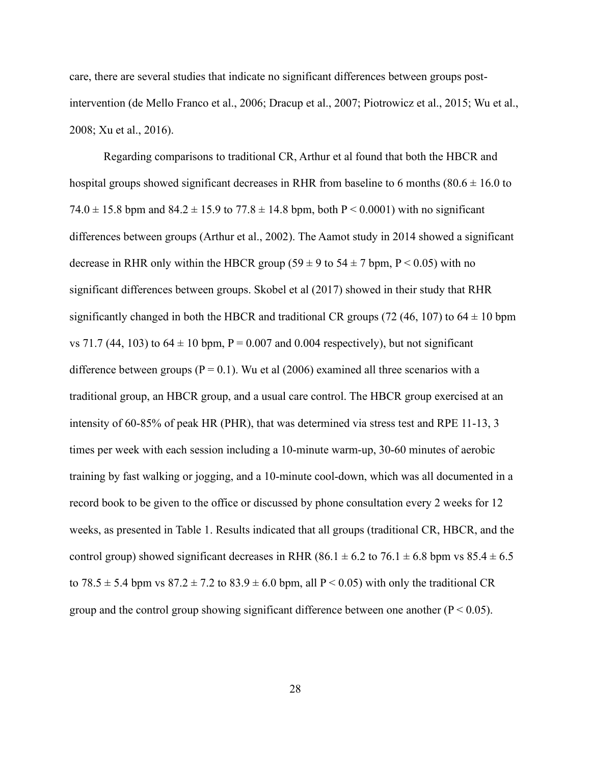care, there are several studies that indicate no significant differences between groups post-intervention (de Mello Franco et al., 2006; Dracup et al., 2007; Piotrowicz et al., 2015; Wu et al., 2008; Xu et al., 2016).

Regarding comparisons to traditional CR, Arthur et al found that both the HBCR and hospital groups showed significant decreases in RHR from baseline to 6 months (80.6 ± 16.0 to 74.0 ± 15.8 bpm and 84.2 ± 15.9 to 77.8 ± 14.8 bpm, both $P < 0.0001$) with no significant differences between groups (Arthur et al., 2002). The Aamot study in 2014 showed a significant decrease in RHR only within the HBCR group (59 ± 9 to 54 ± 7 bpm, $P < 0.05$) with no significant differences between groups. Skobel et al (2017) showed in their study that RHR significantly changed in both the HBCR and traditional CR groups (72 (46, 107) to 64 ± 10 bpm vs 71.7 (44, 103) to 64 ± 10 bpm, $P = 0.007$ and 0.004 respectively), but not significant difference between groups ($P = 0.1$). Wu et al (2006) examined all three scenarios with a traditional group, an HBCR group, and a usual care control. The HBCR group exercised at an intensity of 60-85% of peak HR (PHR), that was determined via stress test and RPE 11-13, 3 times per week with each session including a 10-minute warm-up, 30-60 minutes of aerobic training by fast walking or jogging, and a 10-minute cool-down, which was all documented in a record book to be given to the office or discussed by phone consultation every 2 weeks for 12 weeks, as presented in Table 1. Results indicated that all groups (traditional CR, HBCR, and the control group) showed significant decreases in RHR (86.1 ± 6.2 to 76.1 ± 6.8 bpm vs 85.4 ± 6.5 to 78.5 ± 5.4 bpm vs 87.2 ± 7.2 to 83.9 ± 6.0 bpm, all $P < 0.05$) with only the traditional CR group and the control group showing significant difference between one another ($P < 0.05$).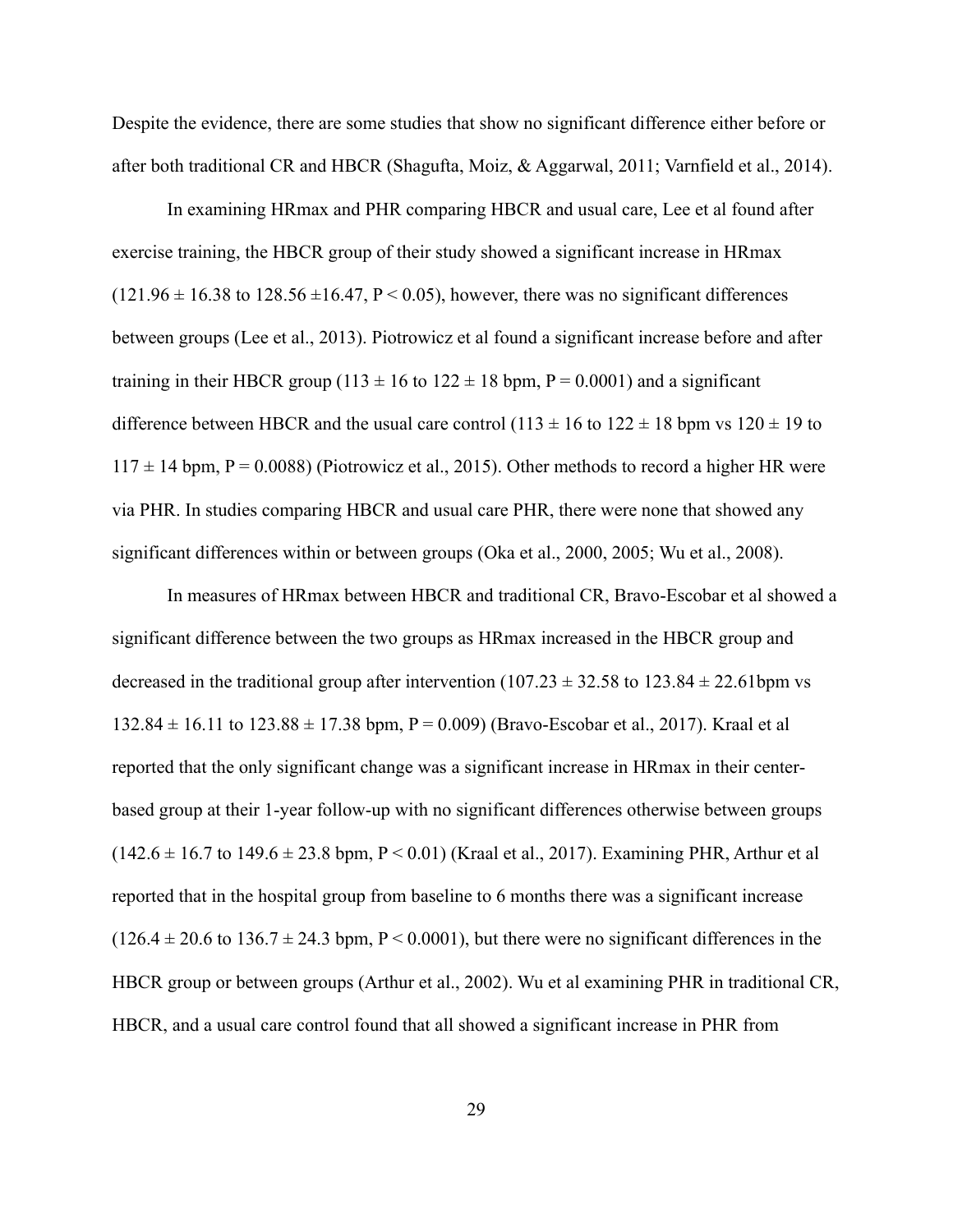Despite the evidence, there are some studies that show no significant difference either before or after both traditional CR and HBCR (Shagufta, Moiz, & Aggarwal, 2011; Varnfield et al., 2014).

In examining HRmax and PHR comparing HBCR and usual care, Lee et al found after exercise training, the HBCR group of their study showed a significant increase in HRmax ($121.96 \pm 16.38$ to $128.56 \pm 16.47$, $P < 0.05$), however, there was no significant differences between groups (Lee et al., 2013). Piotrowicz et al found a significant increase before and after training in their HBCR group ($113 \pm 16$ to $122 \pm 18$ bpm, $P = 0.0001$) and a significant difference between HBCR and the usual care control ($113 \pm 16$ to $122 \pm 18$ bpm vs $120 \pm 19$ to $117 \pm 14$ bpm, $P = 0.0088$) (Piotrowicz et al., 2015). Other methods to record a higher HR were via PHR. In studies comparing HBCR and usual care PHR, there were none that showed any significant differences within or between groups (Oka et al., 2000, 2005; Wu et al., 2008).

In measures of HRmax between HBCR and traditional CR, Bravo-Escobar et al showed a significant difference between the two groups as HRmax increased in the HBCR group and decreased in the traditional group after intervention ($107.23 \pm 32.58$ to $123.84 \pm 22.61$bpm vs $132.84 \pm 16.11$ to $123.88 \pm 17.38$ bpm, $P = 0.009$) (Bravo-Escobar et al., 2017). Kraal et al reported that the only significant change was a significant increase in HRmax in their center-based group at their 1-year follow-up with no significant differences otherwise between groups ($142.6 \pm 16.7$ to $149.6 \pm 23.8$ bpm, $P < 0.01$) (Kraal et al., 2017). Examining PHR, Arthur et al reported that in the hospital group from baseline to 6 months there was a significant increase ($126.4 \pm 20.6$ to $136.7 \pm 24.3$ bpm, $P < 0.0001$), but there were no significant differences in the HBCR group or between groups (Arthur et al., 2002). Wu et al examining PHR in traditional CR, HBCR, and a usual care control found that all showed a significant increase in PHR from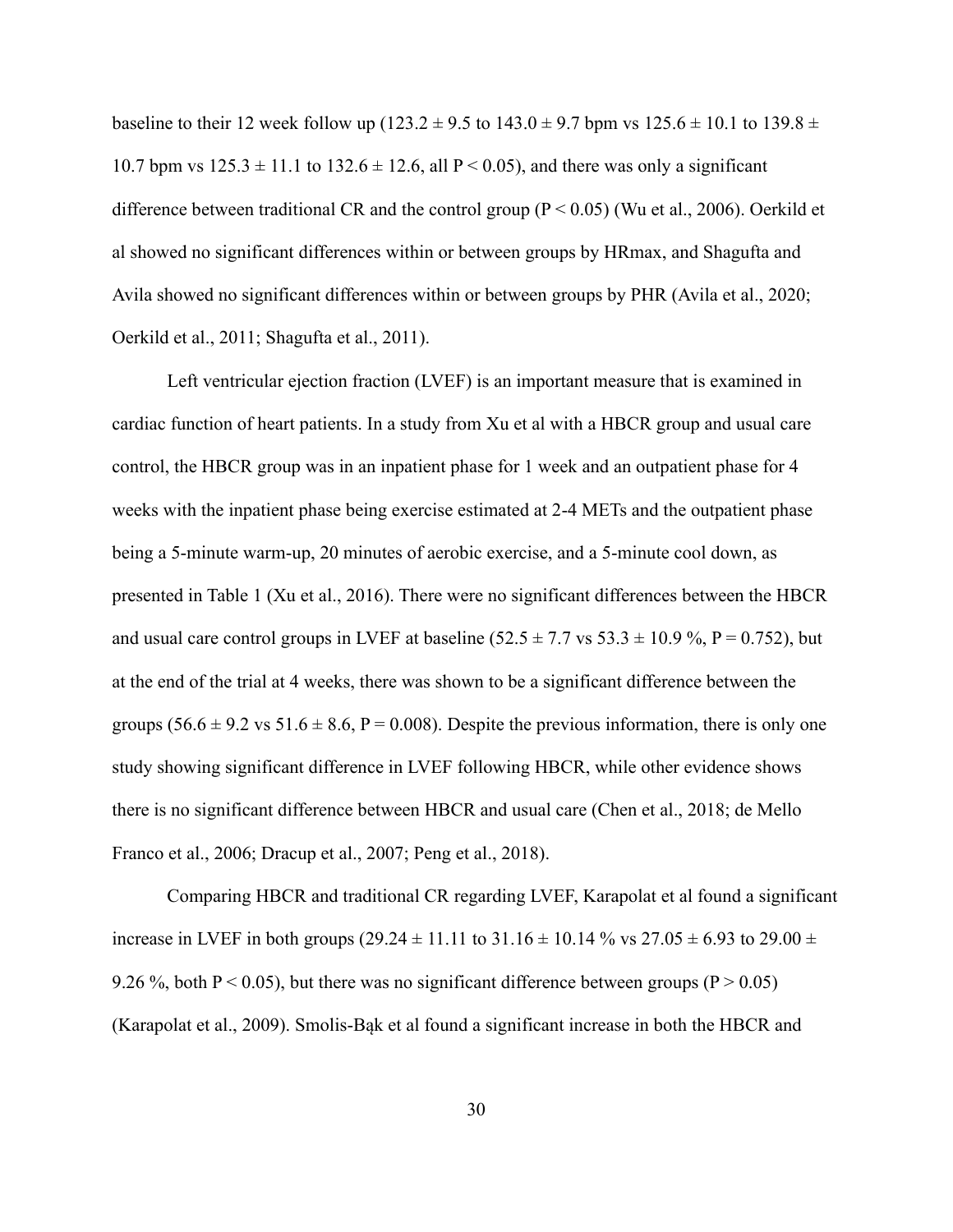baseline to their 12 week follow up (123.2 ± 9.5 to 143.0 ± 9.7 bpm vs 125.6 ± 10.1 to 139.8 ± 10.7 bpm vs 125.3 ± 11.1 to 132.6 ± 12.6, all $P < 0.05$), and there was only a significant difference between traditional CR and the control group ($P < 0.05$) (Wu et al., 2006). Oerkild et al showed no significant differences within or between groups by HRmax, and Shagufta and Avila showed no significant differences within or between groups by PHR (Avila et al., 2020; Oerkild et al., 2011; Shagufta et al., 2011).

Left ventricular ejection fraction (LVEF) is an important measure that is examined in cardiac function of heart patients. In a study from Xu et al with a HBCR group and usual care control, the HBCR group was in an inpatient phase for 1 week and an outpatient phase for 4 weeks with the inpatient phase being exercise estimated at 2-4 METs and the outpatient phase being a 5-minute warm-up, 20 minutes of aerobic exercise, and a 5-minute cool down, as presented in Table 1 (Xu et al., 2016). There were no significant differences between the HBCR and usual care control groups in LVEF at baseline (52.5 ± 7.7 vs 53.3 ± 10.9 %, $P = 0.752$), but at the end of the trial at 4 weeks, there was shown to be a significant difference between the groups (56.6 ± 9.2 vs 51.6 ± 8.6, $P = 0.008$). Despite the previous information, there is only one study showing significant difference in LVEF following HBCR, while other evidence shows there is no significant difference between HBCR and usual care (Chen et al., 2018; de Mello Franco et al., 2006; Dracup et al., 2007; Peng et al., 2018).

Comparing HBCR and traditional CR regarding LVEF, Karapolat et al found a significant increase in LVEF in both groups (29.24 ± 11.11 to 31.16 ± 10.14 % vs 27.05 ± 6.93 to 29.00 ± 9.26 %, both $P < 0.05$), but there was no significant difference between groups ($P > 0.05$) (Karapolat et al., 2009). Smolis-Bąk et al found a significant increase in both the HBCR and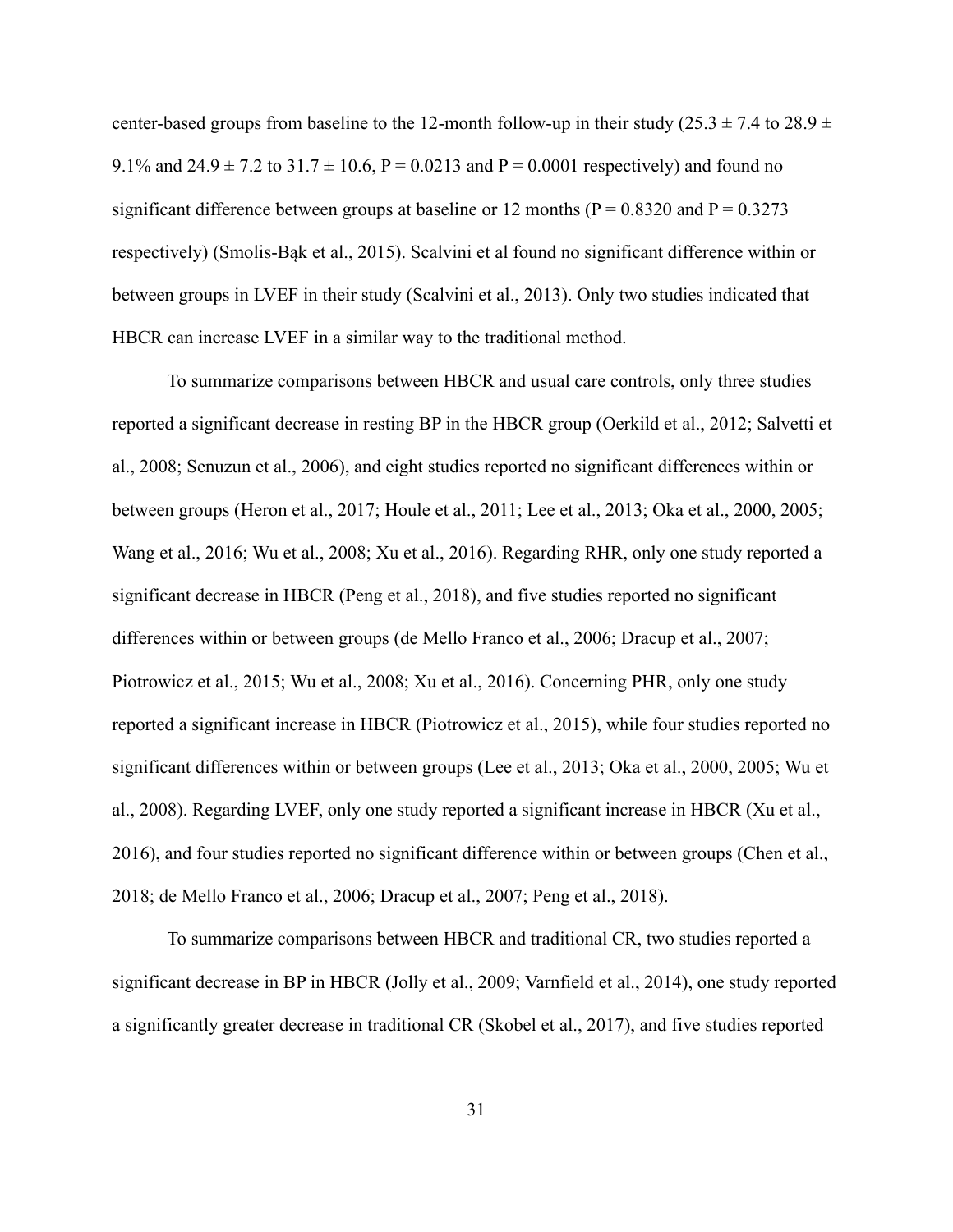center-based groups from baseline to the 12-month follow-up in their study (25.3 ± 7.4 to 28.9 ± 9.1% and 24.9 ± 7.2 to 31.7 ± 10.6, $P = 0.0213$ and $P = 0.0001$ respectively) and found no significant difference between groups at baseline or 12 months ($P = 0.8320$ and $P = 0.3273$ respectively) (Smolis-Bąk et al., 2015). Scalvini et al found no significant difference within or between groups in LVEF in their study (Scalvini et al., 2013). Only two studies indicated that HBCR can increase LVEF in a similar way to the traditional method.

To summarize comparisons between HBCR and usual care controls, only three studies reported a significant decrease in resting BP in the HBCR group (Oerkild et al., 2012; Salvetti et al., 2008; Senuzun et al., 2006), and eight studies reported no significant differences within or between groups (Heron et al., 2017; Houle et al., 2011; Lee et al., 2013; Oka et al., 2000, 2005; Wang et al., 2016; Wu et al., 2008; Xu et al., 2016). Regarding RHR, only one study reported a significant decrease in HBCR (Peng et al., 2018), and five studies reported no significant differences within or between groups (de Mello Franco et al., 2006; Dracup et al., 2007; Piotrowicz et al., 2015; Wu et al., 2008; Xu et al., 2016). Concerning PHR, only one study reported a significant increase in HBCR (Piotrowicz et al., 2015), while four studies reported no significant differences within or between groups (Lee et al., 2013; Oka et al., 2000, 2005; Wu et al., 2008). Regarding LVEF, only one study reported a significant increase in HBCR (Xu et al., 2016), and four studies reported no significant difference within or between groups (Chen et al., 2018; de Mello Franco et al., 2006; Dracup et al., 2007; Peng et al., 2018).

To summarize comparisons between HBCR and traditional CR, two studies reported a significant decrease in BP in HBCR (Jolly et al., 2009; Varnfield et al., 2014), one study reported a significantly greater decrease in traditional CR (Skobel et al., 2017), and five studies reported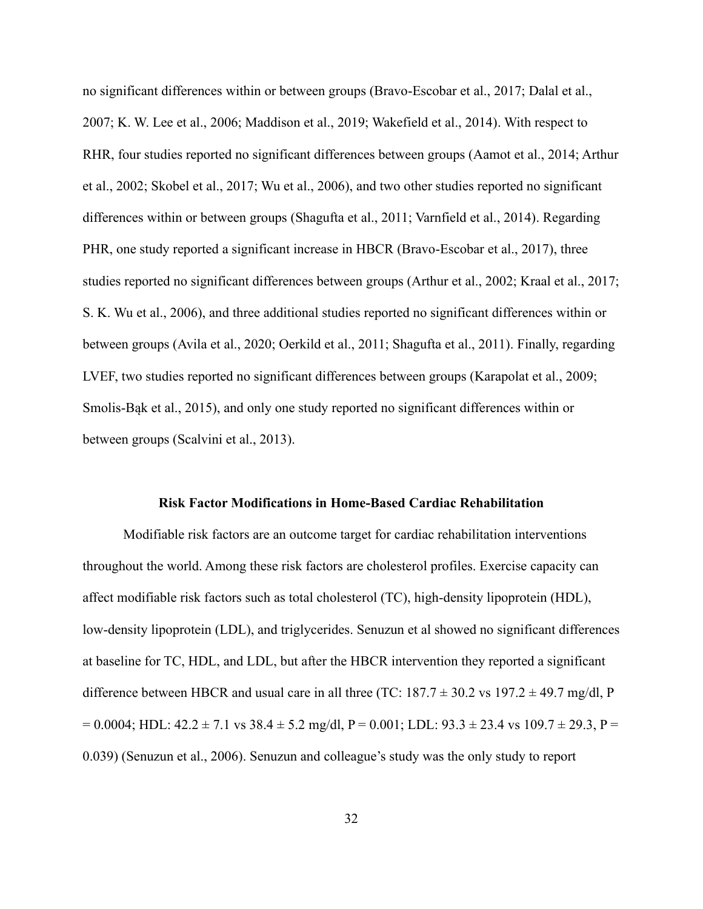no significant differences within or between groups (Bravo-Escobar et al., 2017; Dalal et al., 2007; K. W. Lee et al., 2006; Maddison et al., 2019; Wakefield et al., 2014). With respect to RHR, four studies reported no significant differences between groups (Aamot et al., 2014; Arthur et al., 2002; Skobel et al., 2017; Wu et al., 2006), and two other studies reported no significant differences within or between groups (Shagufta et al., 2011; Varnfield et al., 2014). Regarding PHR, one study reported a significant increase in HBCR (Bravo-Escobar et al., 2017), three studies reported no significant differences between groups (Arthur et al., 2002; Kraal et al., 2017; S. K. Wu et al., 2006), and three additional studies reported no significant differences within or between groups (Avila et al., 2020; Oerkild et al., 2011; Shagufta et al., 2011). Finally, regarding LVEF, two studies reported no significant differences between groups (Karapolat et al., 2009; Smolis-Bąk et al., 2015), and only one study reported no significant differences within or between groups (Scalvini et al., 2013).

## Risk Factor Modifications in Home-Based Cardiac Rehabilitation

Modifiable risk factors are an outcome target for cardiac rehabilitation interventions throughout the world. Among these risk factors are cholesterol profiles. Exercise capacity can affect modifiable risk factors such as total cholesterol (TC), high-density lipoprotein (HDL), low-density lipoprotein (LDL), and triglycerides. Senuzun et al showed no significant differences at baseline for TC, HDL, and LDL, but after the HBCR intervention they reported a significant difference between HBCR and usual care in all three (TC: $187.7 \pm 30.2$ vs $197.2 \pm 49.7$ mg/dl, $P = 0.0004$; HDL: $42.2 \pm 7.1$ vs $38.4 \pm 5.2$ mg/dl, $P = 0.001$; LDL: $93.3 \pm 23.4$ vs $109.7 \pm 29.3$, $P = 0.039$) (Senuzun et al., 2006). Senuzun and colleague's study was the only study to report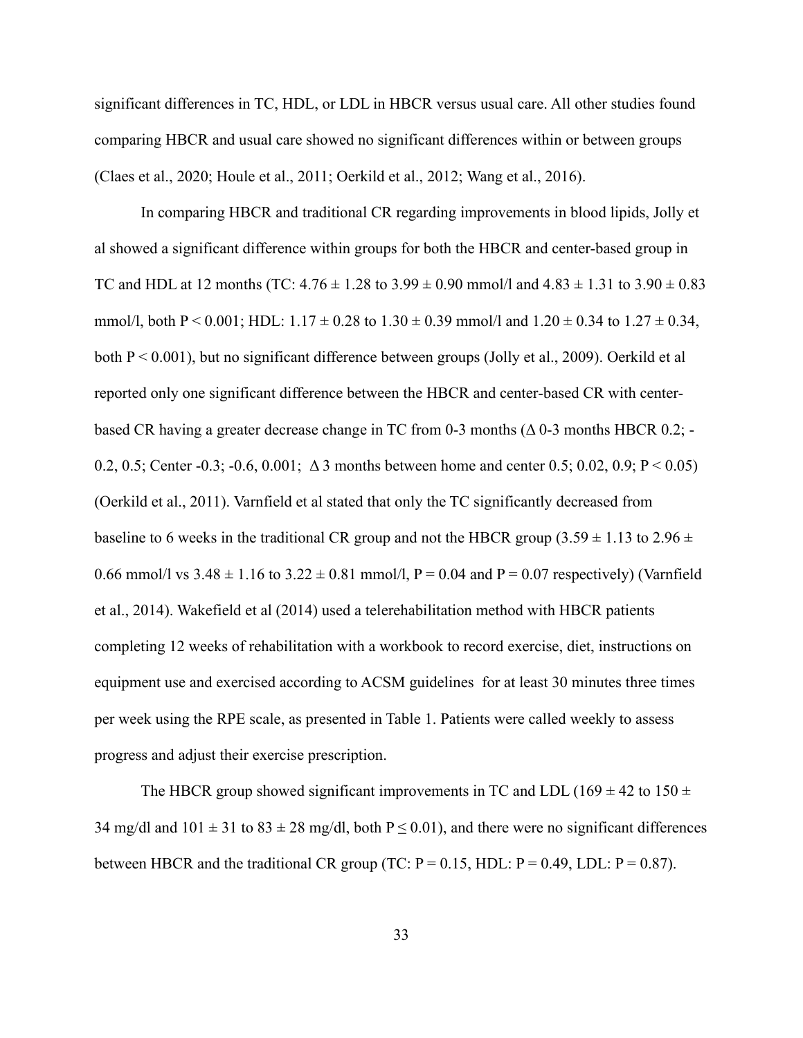significant differences in TC, HDL, or LDL in HBCR versus usual care. All other studies found comparing HBCR and usual care showed no significant differences within or between groups (Claes et al., 2020; Houle et al., 2011; Oerkild et al., 2012; Wang et al., 2016).

In comparing HBCR and traditional CR regarding improvements in blood lipids, Jolly et al showed a significant difference within groups for both the HBCR and center-based group in TC and HDL at 12 months (TC: 4.76 ± 1.28 to 3.99 ± 0.90 mmol/l and 4.83 ± 1.31 to 3.90 ± 0.83 mmol/l, both P < 0.001; HDL: 1.17 ± 0.28 to 1.30 ± 0.39 mmol/l and 1.20 ± 0.34 to 1.27 ± 0.34, both P < 0.001), but no significant difference between groups (Jolly et al., 2009). Oerkild et al reported only one significant difference between the HBCR and center-based CR with center-based CR having a greater decrease change in TC from 0-3 months (Δ 0-3 months HBCR 0.2; -0.2, 0.5; Center -0.3; -0.6, 0.001; Δ 3 months between home and center 0.5; 0.02, 0.9; P < 0.05) (Oerkild et al., 2011). Varnfield et al stated that only the TC significantly decreased from baseline to 6 weeks in the traditional CR group and not the HBCR group (3.59 ± 1.13 to 2.96 ± 0.66 mmol/l vs 3.48 ± 1.16 to 3.22 ± 0.81 mmol/l, P = 0.04 and P = 0.07 respectively) (Varnfield et al., 2014). Wakefield et al (2014) used a telerehabilitation method with HBCR patients completing 12 weeks of rehabilitation with a workbook to record exercise, diet, instructions on equipment use and exercised according to ACSM guidelines for at least 30 minutes three times per week using the RPE scale, as presented in Table 1. Patients were called weekly to assess progress and adjust their exercise prescription.

The HBCR group showed significant improvements in TC and LDL (169 ± 42 to 150 ± 34 mg/dl and 101 ± 31 to 83 ± 28 mg/dl, both P ≤ 0.01), and there were no significant differences between HBCR and the traditional CR group (TC: P = 0.15, HDL: P = 0.49, LDL: P = 0.87).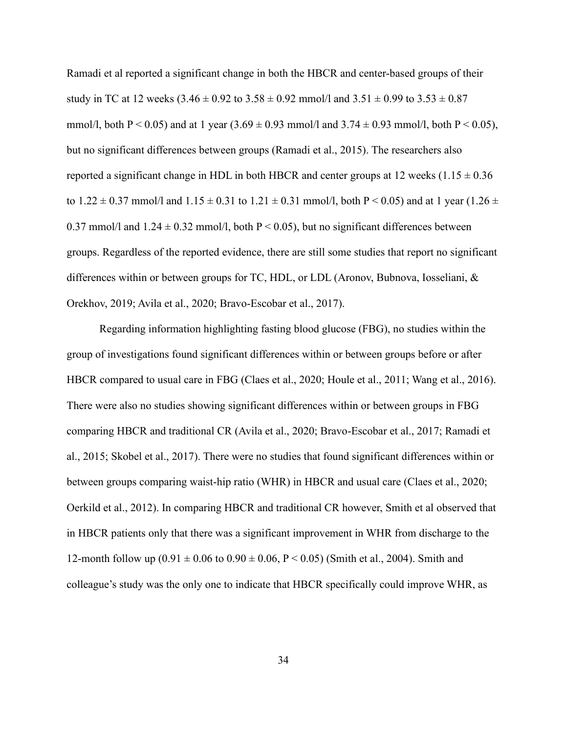Ramadi et al reported a significant change in both the HBCR and center-based groups of their study in TC at 12 weeks (3.46 ± 0.92 to 3.58 ± 0.92 mmol/l and 3.51 ± 0.99 to 3.53 ± 0.87 mmol/l, both $P < 0.05$) and at 1 year (3.69 ± 0.93 mmol/l and 3.74 ± 0.93 mmol/l, both $P < 0.05$), but no significant differences between groups (Ramadi et al., 2015). The researchers also reported a significant change in HDL in both HBCR and center groups at 12 weeks (1.15 ± 0.36 to 1.22 ± 0.37 mmol/l and 1.15 ± 0.31 to 1.21 ± 0.31 mmol/l, both $P < 0.05$) and at 1 year (1.26 ± 0.37 mmol/l and 1.24 ± 0.32 mmol/l, both $P < 0.05$), but no significant differences between groups. Regardless of the reported evidence, there are still some studies that report no significant differences within or between groups for TC, HDL, or LDL (Aronov, Bubnova, Iosseliani, & Orekhov, 2019; Avila et al., 2020; Bravo-Escobar et al., 2017).

Regarding information highlighting fasting blood glucose (FBG), no studies within the group of investigations found significant differences within or between groups before or after HBCR compared to usual care in FBG (Claes et al., 2020; Houle et al., 2011; Wang et al., 2016). There were also no studies showing significant differences within or between groups in FBG comparing HBCR and traditional CR (Avila et al., 2020; Bravo-Escobar et al., 2017; Ramadi et al., 2015; Skobel et al., 2017). There were no studies that found significant differences within or between groups comparing waist-hip ratio (WHR) in HBCR and usual care (Claes et al., 2020; Oerkild et al., 2012). In comparing HBCR and traditional CR however, Smith et al observed that in HBCR patients only that there was a significant improvement in WHR from discharge to the 12-month follow up (0.91 ± 0.06 to 0.90 ± 0.06, $P < 0.05$) (Smith et al., 2004). Smith and colleague's study was the only one to indicate that HBCR specifically could improve WHR, as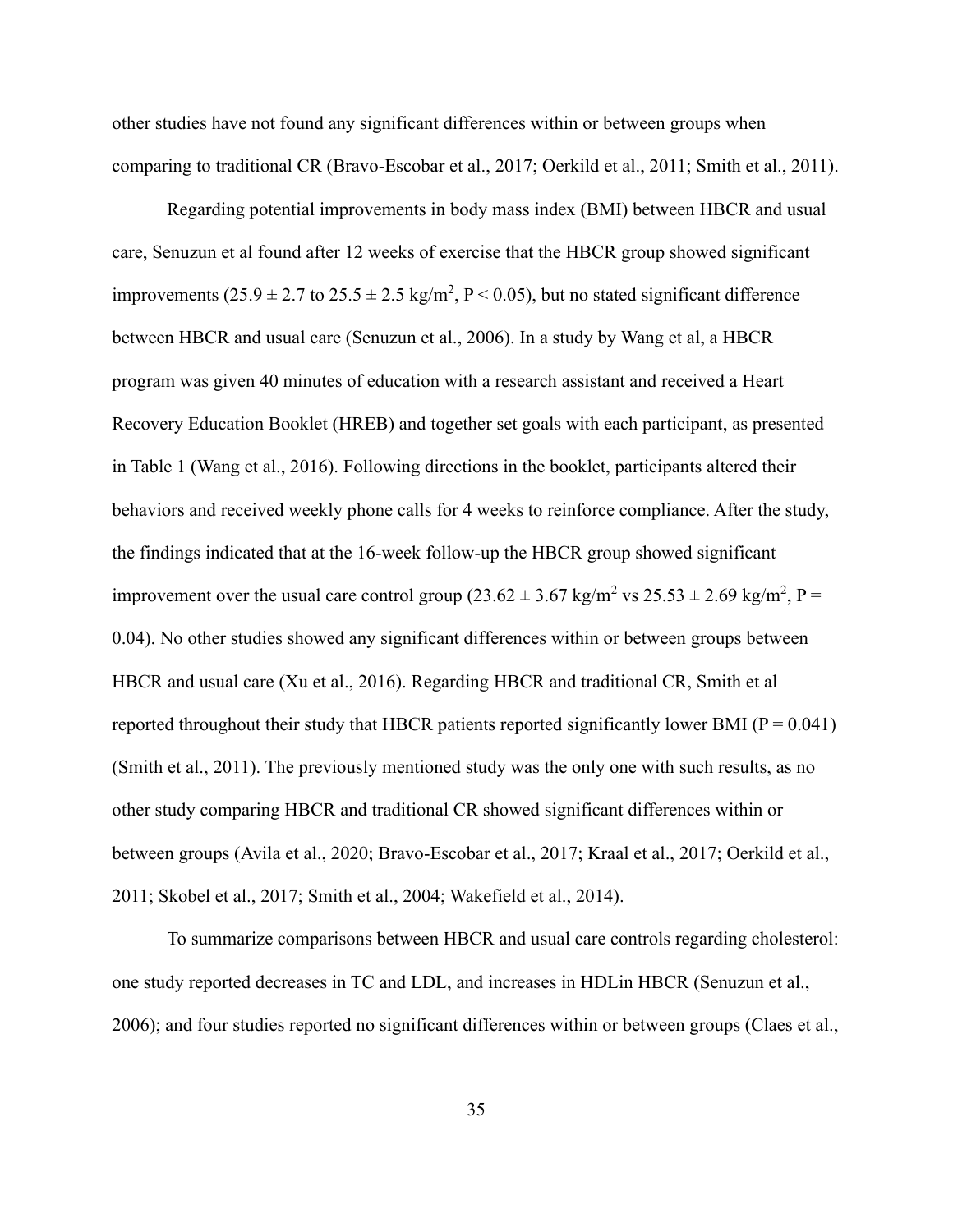other studies have not found any significant differences within or between groups when comparing to traditional CR (Bravo-Escobar et al., 2017; Oerkild et al., 2011; Smith et al., 2011).

Regarding potential improvements in body mass index (BMI) between HBCR and usual care, Senuzun et al found after 12 weeks of exercise that the HBCR group showed significant improvements ($25.9 \pm 2.7$ to $25.5 \pm 2.5$ kg/m$^2$, $P < 0.05$), but no stated significant difference between HBCR and usual care (Senuzun et al., 2006). In a study by Wang et al, a HBCR program was given 40 minutes of education with a research assistant and received a Heart Recovery Education Booklet (HREB) and together set goals with each participant, as presented in Table 1 (Wang et al., 2016). Following directions in the booklet, participants altered their behaviors and received weekly phone calls for 4 weeks to reinforce compliance. After the study, the findings indicated that at the 16-week follow-up the HBCR group showed significant improvement over the usual care control group ($23.62 \pm 3.67$ kg/m$^2$ vs $25.53 \pm 2.69$ kg/m$^2$, $P = 0.04$). No other studies showed any significant differences within or between groups between HBCR and usual care (Xu et al., 2016). Regarding HBCR and traditional CR, Smith et al reported throughout their study that HBCR patients reported significantly lower BMI ($P = 0.041$) (Smith et al., 2011). The previously mentioned study was the only one with such results, as no other study comparing HBCR and traditional CR showed significant differences within or between groups (Avila et al., 2020; Bravo-Escobar et al., 2017; Kraal et al., 2017; Oerkild et al., 2011; Skobel et al., 2017; Smith et al., 2004; Wakefield et al., 2014).

To summarize comparisons between HBCR and usual care controls regarding cholesterol: one study reported decreases in TC and LDL, and increases in HDLin HBCR (Senuzun et al., 2006); and four studies reported no significant differences within or between groups (Claes et al.,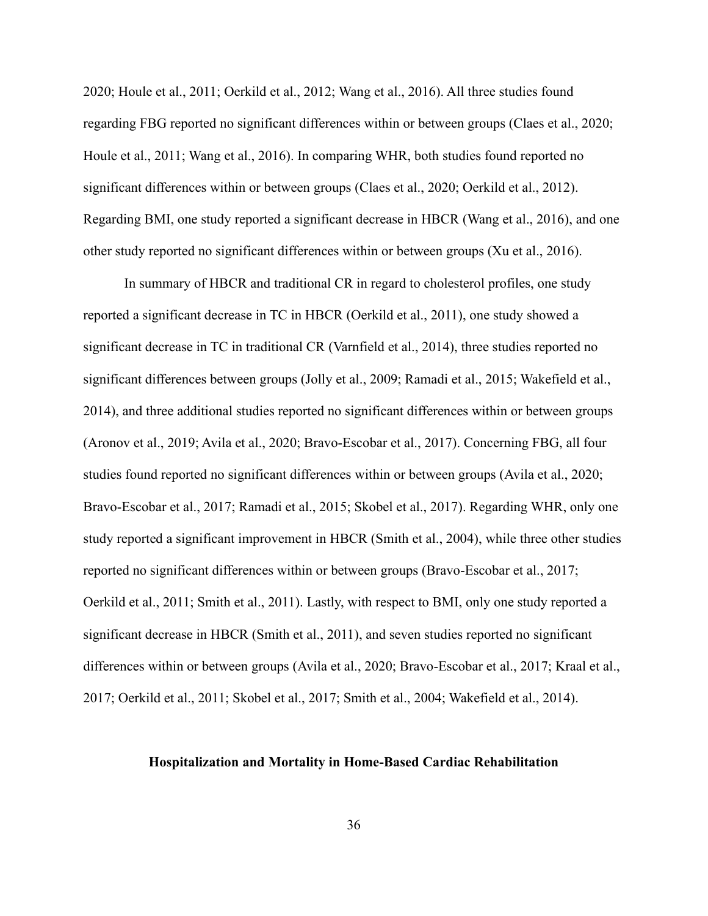2020; Houle et al., 2011; Oerkild et al., 2012; Wang et al., 2016). All three studies found regarding FBG reported no significant differences within or between groups (Claes et al., 2020; Houle et al., 2011; Wang et al., 2016). In comparing WHR, both studies found reported no significant differences within or between groups (Claes et al., 2020; Oerkild et al., 2012). Regarding BMI, one study reported a significant decrease in HBCR (Wang et al., 2016), and one other study reported no significant differences within or between groups (Xu et al., 2016).

In summary of HBCR and traditional CR in regard to cholesterol profiles, one study reported a significant decrease in TC in HBCR (Oerkild et al., 2011), one study showed a significant decrease in TC in traditional CR (Varnfield et al., 2014), three studies reported no significant differences between groups (Jolly et al., 2009; Ramadi et al., 2015; Wakefield et al., 2014), and three additional studies reported no significant differences within or between groups (Aronov et al., 2019; Avila et al., 2020; Bravo-Escobar et al., 2017). Concerning FBG, all four studies found reported no significant differences within or between groups (Avila et al., 2020; Bravo-Escobar et al., 2017; Ramadi et al., 2015; Skobel et al., 2017). Regarding WHR, only one study reported a significant improvement in HBCR (Smith et al., 2004), while three other studies reported no significant differences within or between groups (Bravo-Escobar et al., 2017; Oerkild et al., 2011; Smith et al., 2011). Lastly, with respect to BMI, only one study reported a significant decrease in HBCR (Smith et al., 2011), and seven studies reported no significant differences within or between groups (Avila et al., 2020; Bravo-Escobar et al., 2017; Kraal et al., 2017; Oerkild et al., 2011; Skobel et al., 2017; Smith et al., 2004; Wakefield et al., 2014).

## Hospitalization and Mortality in Home-Based Cardiac Rehabilitation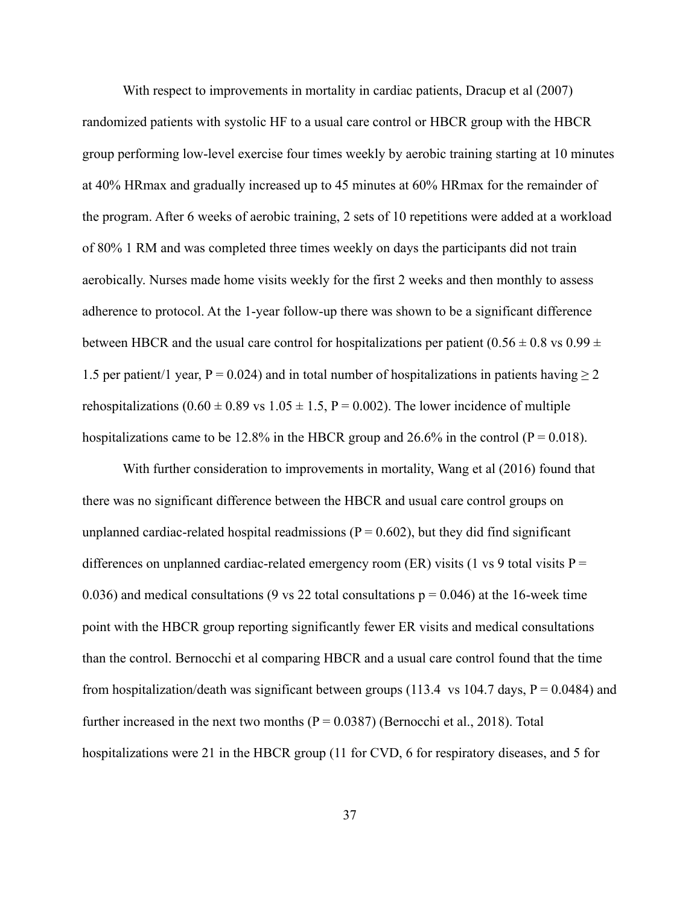With respect to improvements in mortality in cardiac patients, Dracup et al (2007) randomized patients with systolic HF to a usual care control or HBCR group with the HBCR group performing low-level exercise four times weekly by aerobic training starting at 10 minutes at 40% HRmax and gradually increased up to 45 minutes at 60% HRmax for the remainder of the program. After 6 weeks of aerobic training, 2 sets of 10 repetitions were added at a workload of 80% 1 RM and was completed three times weekly on days the participants did not train aerobically. Nurses made home visits weekly for the first 2 weeks and then monthly to assess adherence to protocol. At the 1-year follow-up there was shown to be a significant difference between HBCR and the usual care control for hospitalizations per patient ($0.56 \pm 0.8$ vs $0.99 \pm 1.5$ per patient/1 year, $P = 0.024$) and in total number of hospitalizations in patients having $\geq 2$ rehospitalizations ($0.60 \pm 0.89$ vs $1.05 \pm 1.5$, $P = 0.002$). The lower incidence of multiple hospitalizations came to be 12.8% in the HBCR group and 26.6% in the control ($P = 0.018$).

With further consideration to improvements in mortality, Wang et al (2016) found that there was no significant difference between the HBCR and usual care control groups on unplanned cardiac-related hospital readmissions ($P = 0.602$), but they did find significant differences on unplanned cardiac-related emergency room (ER) visits (1 vs 9 total visits $P = 0.036$) and medical consultations (9 vs 22 total consultations $p = 0.046$) at the 16-week time point with the HBCR group reporting significantly fewer ER visits and medical consultations than the control. Bernocchi et al comparing HBCR and a usual care control found that the time from hospitalization/death was significant between groups (113.4 vs 104.7 days, $P = 0.0484$) and further increased in the next two months ($P = 0.0387$) (Bernocchi et al., 2018). Total hospitalizations were 21 in the HBCR group (11 for CVD, 6 for respiratory diseases, and 5 for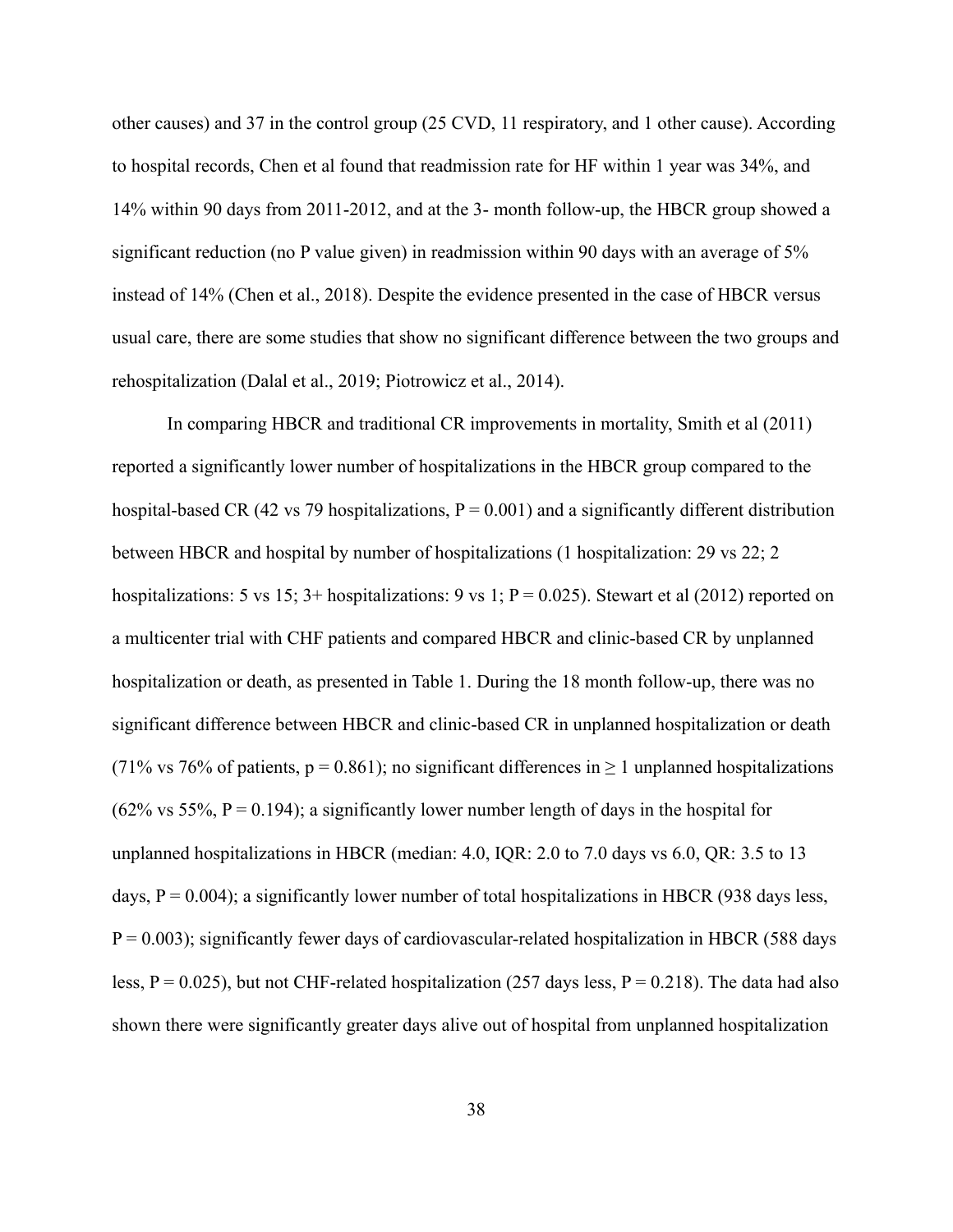other causes) and 37 in the control group (25 CVD, 11 respiratory, and 1 other cause). According to hospital records, Chen et al found that readmission rate for HF within 1 year was 34%, and 14% within 90 days from 2011-2012, and at the 3- month follow-up, the HBCR group showed a significant reduction (no P value given) in readmission within 90 days with an average of 5% instead of 14% (Chen et al., 2018). Despite the evidence presented in the case of HBCR versus usual care, there are some studies that show no significant difference between the two groups and rehospitalization (Dalal et al., 2019; Piotrowicz et al., 2014).

In comparing HBCR and traditional CR improvements in mortality, Smith et al (2011) reported a significantly lower number of hospitalizations in the HBCR group compared to the hospital-based CR (42 vs 79 hospitalizations, $P = 0.001$) and a significantly different distribution between HBCR and hospital by number of hospitalizations (1 hospitalization: 29 vs 22; 2 hospitalizations: 5 vs 15; 3+ hospitalizations: 9 vs 1; $P = 0.025$). Stewart et al (2012) reported on a multicenter trial with CHF patients and compared HBCR and clinic-based CR by unplanned hospitalization or death, as presented in Table 1. During the 18 month follow-up, there was no significant difference between HBCR and clinic-based CR in unplanned hospitalization or death (71% vs 76% of patients, $p = 0.861$); no significant differences in $\geq 1$ unplanned hospitalizations (62% vs 55%, $P = 0.194$); a significantly lower number length of days in the hospital for unplanned hospitalizations in HBCR (median: 4.0, IQR: 2.0 to 7.0 days vs 6.0, QR: 3.5 to 13 days, $P = 0.004$); a significantly lower number of total hospitalizations in HBCR (938 days less, $P = 0.003$); significantly fewer days of cardiovascular-related hospitalization in HBCR (588 days less, $P = 0.025$), but not CHF-related hospitalization (257 days less, $P = 0.218$). The data had also shown there were significantly greater days alive out of hospital from unplanned hospitalization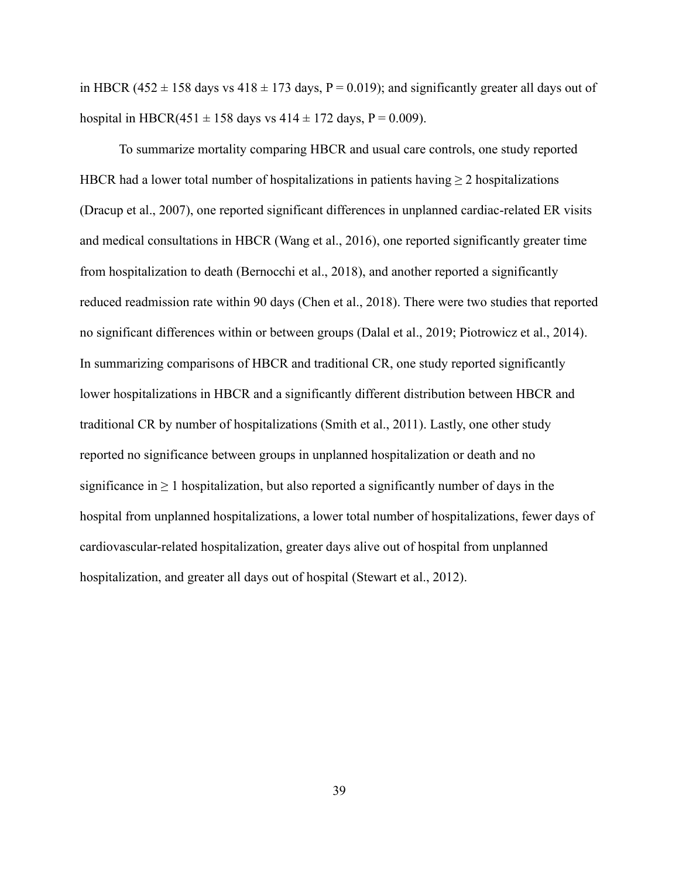in HBCR ($452 \pm 158$ days vs $418 \pm 173$ days, $P = 0.019$); and significantly greater all days out of hospital in HBCR($451 \pm 158$ days vs $414 \pm 172$ days, $P = 0.009$).

To summarize mortality comparing HBCR and usual care controls, one study reported HBCR had a lower total number of hospitalizations in patients having $\geq 2$ hospitalizations (Dracup et al., 2007), one reported significant differences in unplanned cardiac-related ER visits and medical consultations in HBCR (Wang et al., 2016), one reported significantly greater time from hospitalization to death (Bernocchi et al., 2018), and another reported a significantly reduced readmission rate within 90 days (Chen et al., 2018). There were two studies that reported no significant differences within or between groups (Dalal et al., 2019; Piotrowicz et al., 2014). In summarizing comparisons of HBCR and traditional CR, one study reported significantly lower hospitalizations in HBCR and a significantly different distribution between HBCR and traditional CR by number of hospitalizations (Smith et al., 2011). Lastly, one other study reported no significance between groups in unplanned hospitalization or death and no significance in $\geq 1$ hospitalization, but also reported a significantly number of days in the hospital from unplanned hospitalizations, a lower total number of hospitalizations, fewer days of cardiovascular-related hospitalization, greater days alive out of hospital from unplanned hospitalization, and greater all days out of hospital (Stewart et al., 2012).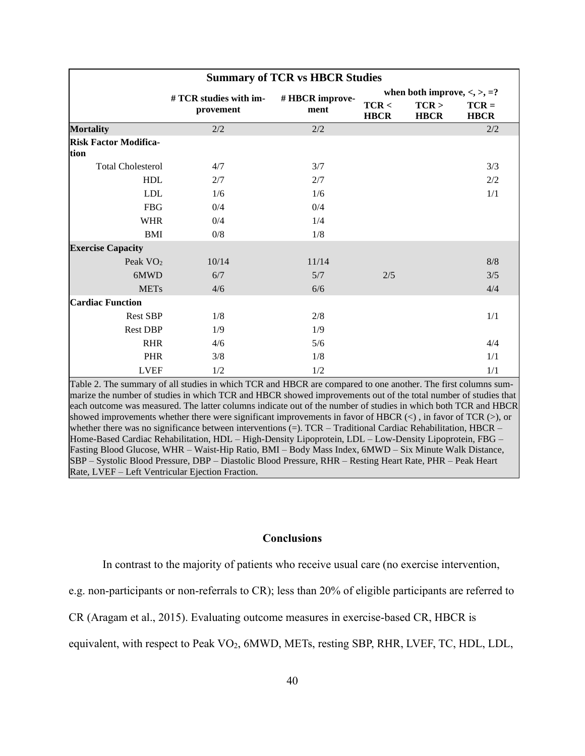| Summary of TCR vs HBCR Studies | | | | | |
|---|---|---|---|---|---|
| | # TCR studies with improvement | # HBCR improvement | when both improve, <, >, =? | | |
| | | | TCR < HBCR | TCR > HBCR | TCR = HBCR |
| **Mortality** | 2/2 | 2/2 | | | 2/2 |
| **Risk Factor Modification** | | | | | |
| Total Cholesterol | 4/7 | 3/7 | | | 3/3 |
| HDL | 2/7 | 2/7 | | | 2/2 |
| LDL | 1/6 | 1/6 | | | 1/1 |
| FBG | 0/4 | 0/4 | | | |
| WHR | 0/4 | 1/4 | | | |
| BMI | 0/8 | 1/8 | | | |
| **Exercise Capacity** | | | | | |
| Peak $VO_2$ | 10/14 | 11/14 | | | 8/8 |
| 6MWD | 6/7 | 5/7 | 2/5 | | 3/5 |
| METs | 4/6 | 6/6 | | | 4/4 |
| **Cardiac Function** | | | | | |
| Rest SBP | 1/8 | 2/8 | | | 1/1 |
| Rest DBP | 1/9 | 1/9 | | | |
| RHR | 4/6 | 5/6 | | | 4/4 |
| PHR | 3/8 | 1/8 | | | 1/1 |
| LVEF | 1/2 | 1/2 | | | 1/1 |

Table 2. The summary of all studies in which TCR and HBCR are compared to one another. The first columns summarize the number of studies in which TCR and HBCR showed improvements out of the total number of studies that each outcome was measured. The latter columns indicate out of the number of studies in which both TCR and HBCR showed improvements whether there were significant improvements in favor of HBCR (<) , in favor of TCR (>), or whether there was no significance between interventions (=). TCR – Traditional Cardiac Rehabilitation, HBCR – Home-Based Cardiac Rehabilitation, HDL – High-Density Lipoprotein, LDL – Low-Density Lipoprotein, FBG – Fasting Blood Glucose, WHR – Waist-Hip Ratio, BMI – Body Mass Index, 6MWD – Six Minute Walk Distance, SBP – Systolic Blood Pressure, DBP – Diastolic Blood Pressure, RHR – Resting Heart Rate, PHR – Peak Heart Rate, LVEF – Left Ventricular Ejection Fraction.

## Conclusions

In contrast to the majority of patients who receive usual care (no exercise intervention, e.g. non-participants or non-referrals to CR); less than 20% of eligible participants are referred to CR (Aragam et al., 2015). Evaluating outcome measures in exercise-based CR, HBCR is equivalent, with respect to Peak $VO_2$, 6MWD, METs, resting SBP, RHR, LVEF, TC, HDL, LDL,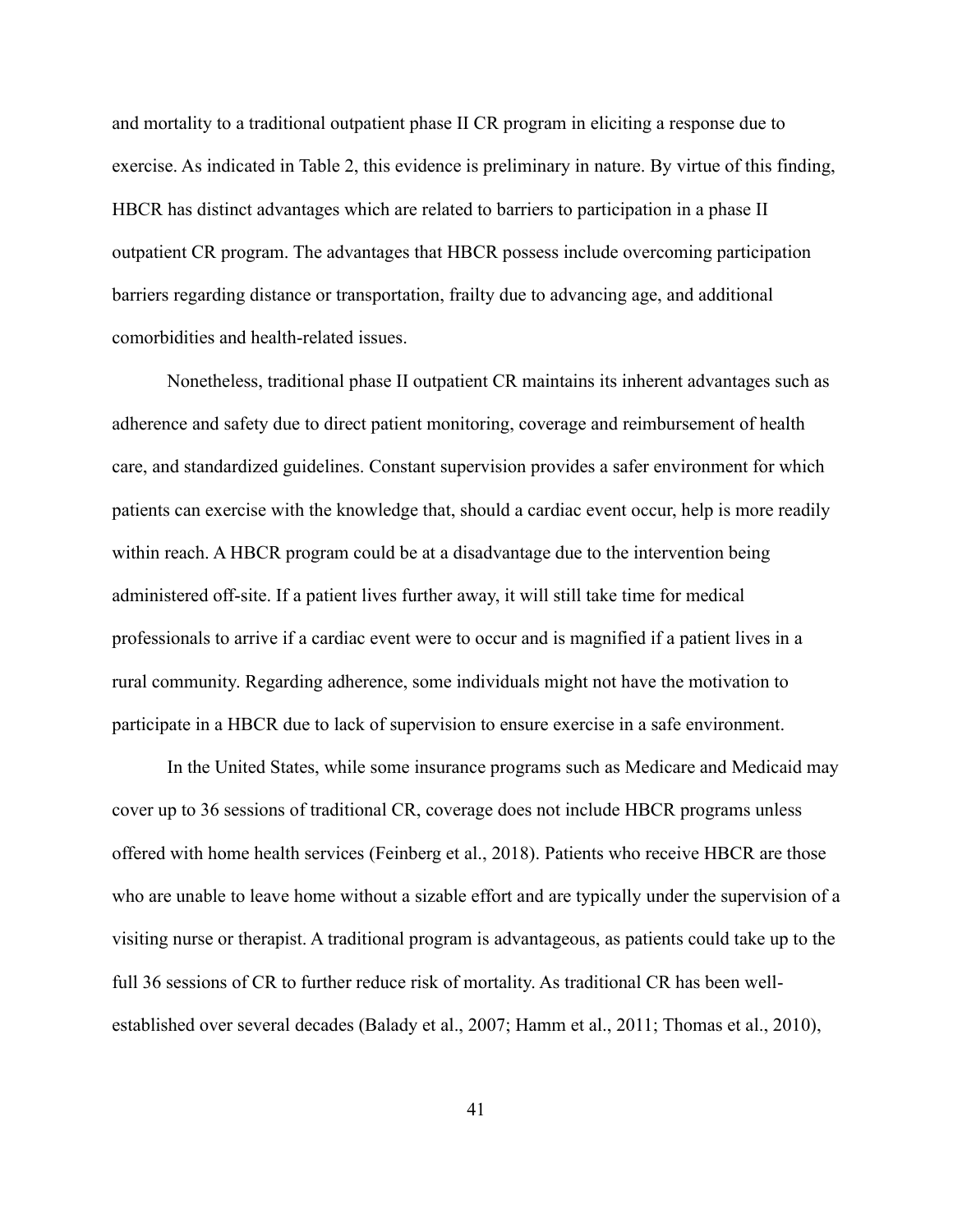and mortality to a traditional outpatient phase II CR program in eliciting a response due to exercise. As indicated in Table 2, this evidence is preliminary in nature. By virtue of this finding, HBCR has distinct advantages which are related to barriers to participation in a phase II outpatient CR program. The advantages that HBCR possess include overcoming participation barriers regarding distance or transportation, frailty due to advancing age, and additional comorbidities and health-related issues.

Nonetheless, traditional phase II outpatient CR maintains its inherent advantages such as adherence and safety due to direct patient monitoring, coverage and reimbursement of health care, and standardized guidelines. Constant supervision provides a safer environment for which patients can exercise with the knowledge that, should a cardiac event occur, help is more readily within reach. A HBCR program could be at a disadvantage due to the intervention being administered off-site. If a patient lives further away, it will still take time for medical professionals to arrive if a cardiac event were to occur and is magnified if a patient lives in a rural community. Regarding adherence, some individuals might not have the motivation to participate in a HBCR due to lack of supervision to ensure exercise in a safe environment.

In the United States, while some insurance programs such as Medicare and Medicaid may cover up to 36 sessions of traditional CR, coverage does not include HBCR programs unless offered with home health services (Feinberg et al., 2018). Patients who receive HBCR are those who are unable to leave home without a sizable effort and are typically under the supervision of a visiting nurse or therapist. A traditional program is advantageous, as patients could take up to the full 36 sessions of CR to further reduce risk of mortality. As traditional CR has been well-established over several decades (Balady et al., 2007; Hamm et al., 2011; Thomas et al., 2010),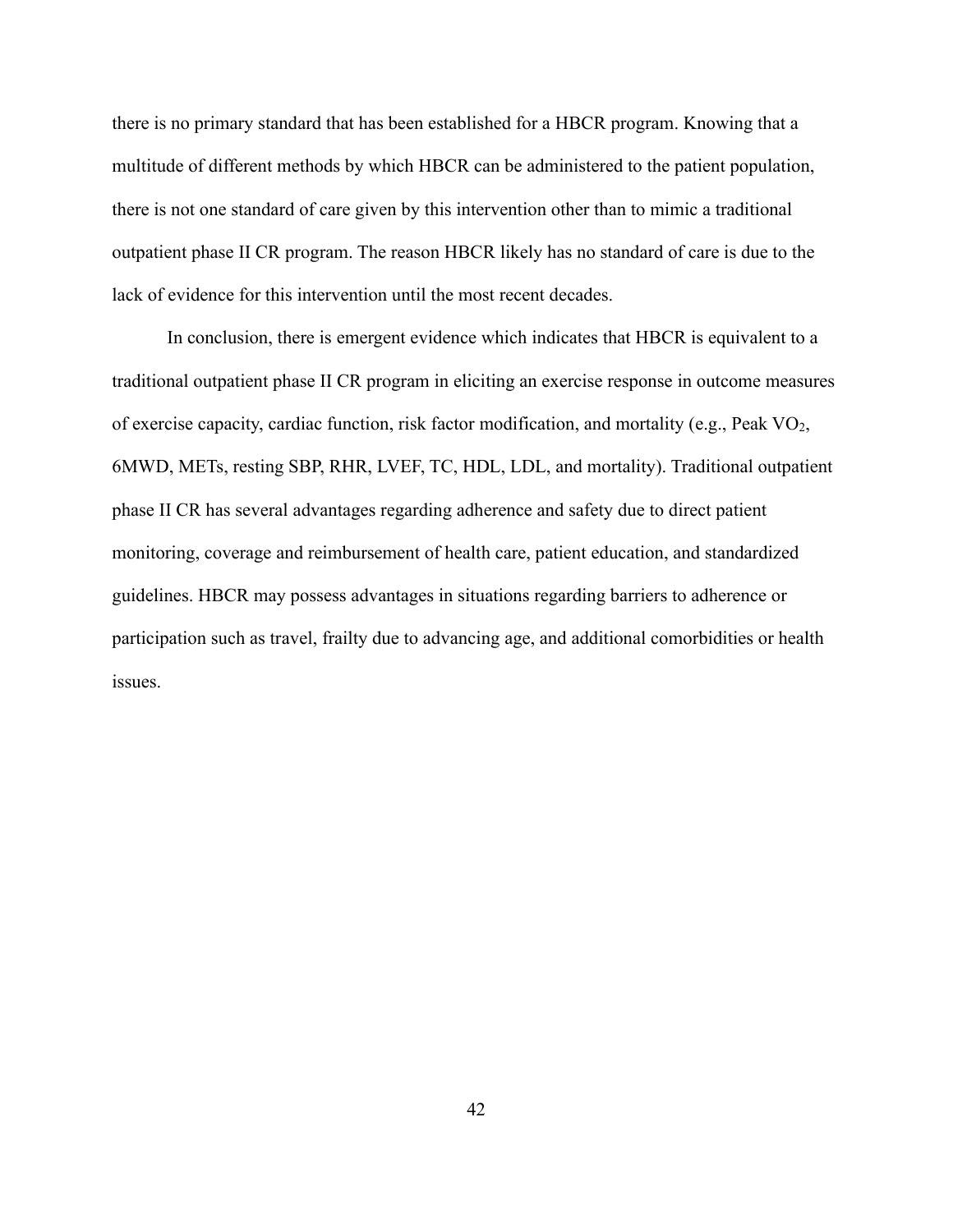there is no primary standard that has been established for a HBCR program. Knowing that a multitude of different methods by which HBCR can be administered to the patient population, there is not one standard of care given by this intervention other than to mimic a traditional outpatient phase II CR program. The reason HBCR likely has no standard of care is due to the lack of evidence for this intervention until the most recent decades.

In conclusion, there is emergent evidence which indicates that HBCR is equivalent to a traditional outpatient phase II CR program in eliciting an exercise response in outcome measures of exercise capacity, cardiac function, risk factor modification, and mortality (e.g., Peak $VO_2$, 6MWD, METs, resting SBP, RHR, LVEF, TC, HDL, LDL, and mortality). Traditional outpatient phase II CR has several advantages regarding adherence and safety due to direct patient monitoring, coverage and reimbursement of health care, patient education, and standardized guidelines. HBCR may possess advantages in situations regarding barriers to adherence or participation such as travel, frailty due to advancing age, and additional comorbidities or health issues.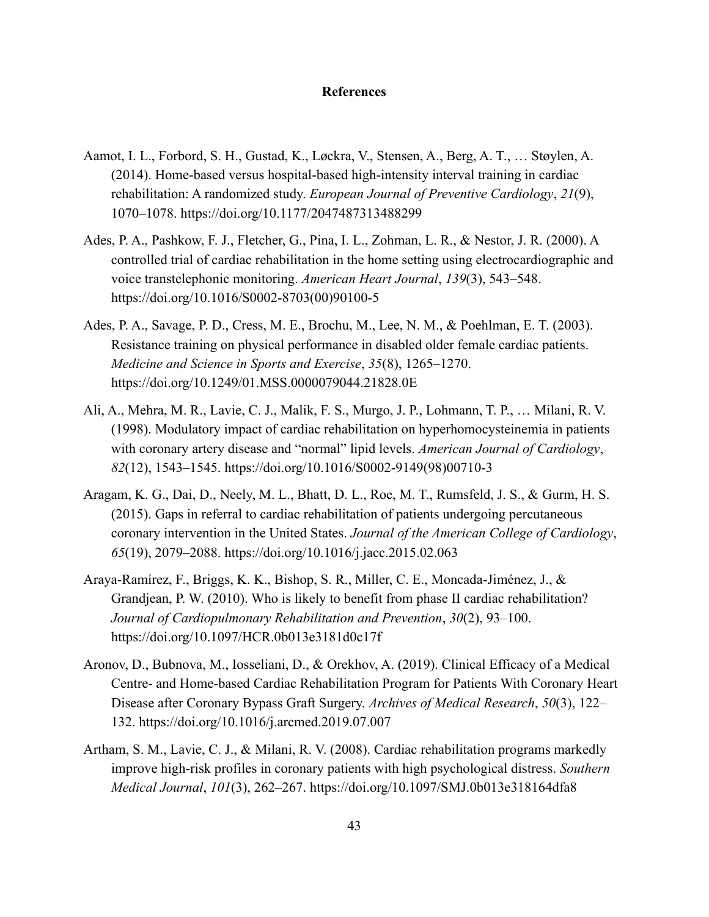# References

Aamot, I. L., Forbord, S. H., Gustad, K., Løckra, V., Stensen, A., Berg, A. T., … Støylen, A. (2014). Home-based versus hospital-based high-intensity interval training in cardiac rehabilitation: A randomized study. *European Journal of Preventive Cardiology*, *21*(9), 1070–1078. https://doi.org/10.1177/2047487313488299

Ades, P. A., Pashkow, F. J., Fletcher, G., Pina, I. L., Zohman, L. R., & Nestor, J. R. (2000). A controlled trial of cardiac rehabilitation in the home setting using electrocardiographic and voice transtelephonic monitoring. *American Heart Journal*, *139*(3), 543–548. https://doi.org/10.1016/S0002-8703(00)90100-5

Ades, P. A., Savage, P. D., Cress, M. E., Brochu, M., Lee, N. M., & Poehlman, E. T. (2003). Resistance training on physical performance in disabled older female cardiac patients. *Medicine and Science in Sports and Exercise*, *35*(8), 1265–1270. https://doi.org/10.1249/01.MSS.0000079044.21828.0E

Ali, A., Mehra, M. R., Lavie, C. J., Malik, F. S., Murgo, J. P., Lohmann, T. P., … Milani, R. V. (1998). Modulatory impact of cardiac rehabilitation on hyperhomocysteinemia in patients with coronary artery disease and "normal" lipid levels. *American Journal of Cardiology*, *82*(12), 1543–1545. https://doi.org/10.1016/S0002-9149(98)00710-3

Aragam, K. G., Dai, D., Neely, M. L., Bhatt, D. L., Roe, M. T., Rumsfeld, J. S., & Gurm, H. S. (2015). Gaps in referral to cardiac rehabilitation of patients undergoing percutaneous coronary intervention in the United States. *Journal of the American College of Cardiology*, *65*(19), 2079–2088. https://doi.org/10.1016/j.jacc.2015.02.063

Araya-Ramírez, F., Briggs, K. K., Bishop, S. R., Miller, C. E., Moncada-Jiménez, J., & Grandjean, P. W. (2010). Who is likely to benefit from phase II cardiac rehabilitation? *Journal of Cardiopulmonary Rehabilitation and Prevention*, *30*(2), 93–100. https://doi.org/10.1097/HCR.0b013e3181d0c17f

Aronov, D., Bubnova, M., Iosseliani, D., & Orekhov, A. (2019). Clinical Efficacy of a Medical Centre- and Home-based Cardiac Rehabilitation Program for Patients With Coronary Heart Disease after Coronary Bypass Graft Surgery. *Archives of Medical Research*, *50*(3), 122–132. https://doi.org/10.1016/j.arcmed.2019.07.007

Artham, S. M., Lavie, C. J., & Milani, R. V. (2008). Cardiac rehabilitation programs markedly improve high-risk profiles in coronary patients with high psychological distress. *Southern Medical Journal*, *101*(3), 262–267. https://doi.org/10.1097/SMJ.0b013e318164dfa8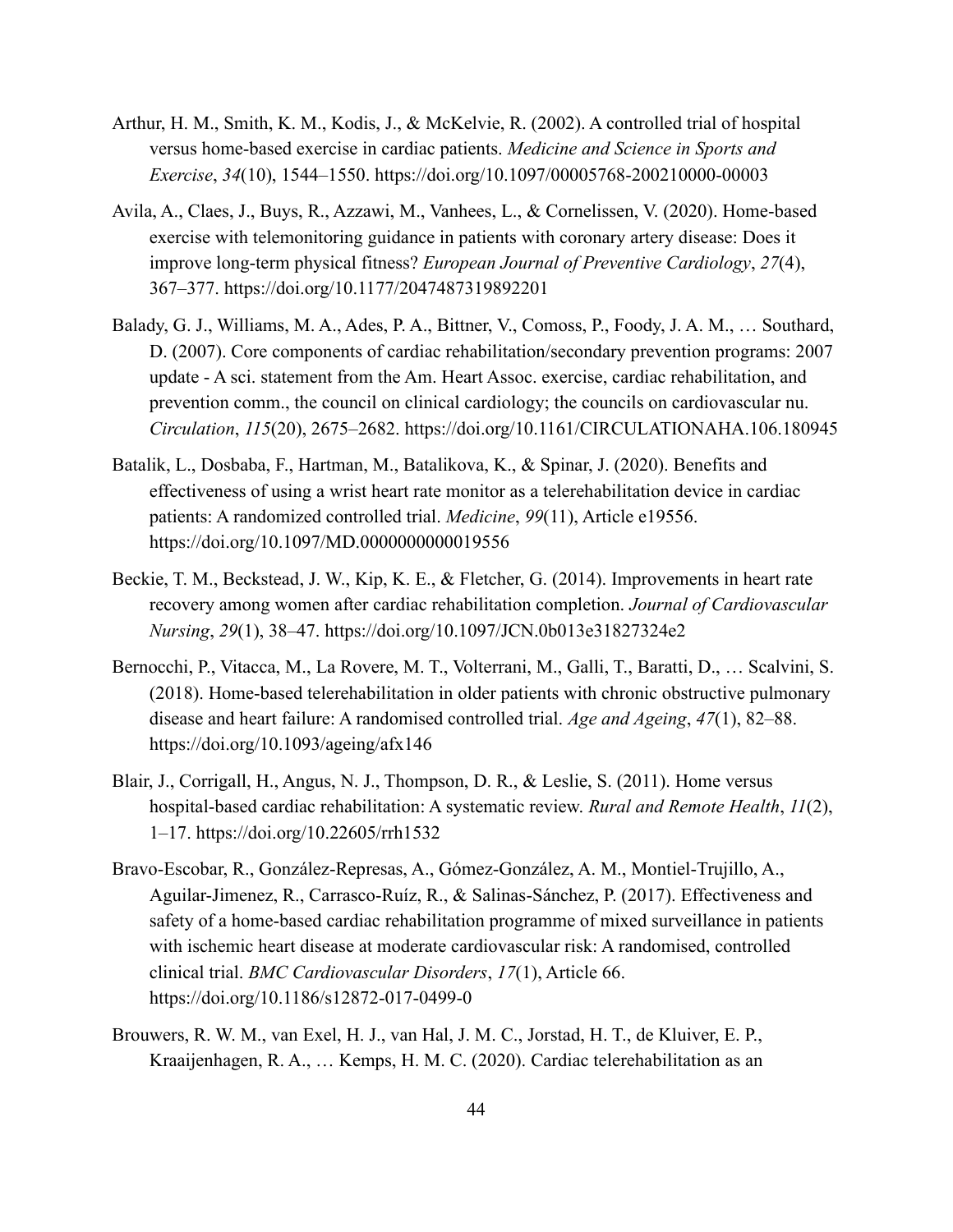Arthur, H. M., Smith, K. M., Kodis, J., & McKelvie, R. (2002). A controlled trial of hospital versus home-based exercise in cardiac patients. *Medicine and Science in Sports and Exercise*, *34*(10), 1544–1550. https://doi.org/10.1097/00005768-200210000-00003

Avila, A., Claes, J., Buys, R., Azzawi, M., Vanhees, L., & Cornelissen, V. (2020). Home-based exercise with telemonitoring guidance in patients with coronary artery disease: Does it improve long-term physical fitness? *European Journal of Preventive Cardiology*, *27*(4), 367–377. https://doi.org/10.1177/2047487319892201

Balady, G. J., Williams, M. A., Ades, P. A., Bittner, V., Comoss, P., Foody, J. A. M., … Southard, D. (2007). Core components of cardiac rehabilitation/secondary prevention programs: 2007 update - A sci. statement from the Am. Heart Assoc. exercise, cardiac rehabilitation, and prevention comm., the council on clinical cardiology; the councils on cardiovascular nu. *Circulation*, *115*(20), 2675–2682. https://doi.org/10.1161/CIRCULATIONAHA.106.180945

Batalik, L., Dosbaba, F., Hartman, M., Batalikova, K., & Spinar, J. (2020). Benefits and effectiveness of using a wrist heart rate monitor as a telerehabilitation device in cardiac patients: A randomized controlled trial. *Medicine*, *99*(11), Article e19556. https://doi.org/10.1097/MD.0000000000019556

Beckie, T. M., Beckstead, J. W., Kip, K. E., & Fletcher, G. (2014). Improvements in heart rate recovery among women after cardiac rehabilitation completion. *Journal of Cardiovascular Nursing*, *29*(1), 38–47. https://doi.org/10.1097/JCN.0b013e31827324e2

Bernocchi, P., Vitacca, M., La Rovere, M. T., Volterrani, M., Galli, T., Baratti, D., … Scalvini, S. (2018). Home-based telerehabilitation in older patients with chronic obstructive pulmonary disease and heart failure: A randomised controlled trial. *Age and Ageing*, *47*(1), 82–88. https://doi.org/10.1093/ageing/afx146

Blair, J., Corrigall, H., Angus, N. J., Thompson, D. R., & Leslie, S. (2011). Home versus hospital-based cardiac rehabilitation: A systematic review. *Rural and Remote Health*, *11*(2), 1–17. https://doi.org/10.22605/rrh1532

Bravo-Escobar, R., González-Represas, A., Gómez-González, A. M., Montiel-Trujillo, A., Aguilar-Jimenez, R., Carrasco-Ruíz, R., & Salinas-Sánchez, P. (2017). Effectiveness and safety of a home-based cardiac rehabilitation programme of mixed surveillance in patients with ischemic heart disease at moderate cardiovascular risk: A randomised, controlled clinical trial. *BMC Cardiovascular Disorders*, *17*(1), Article 66. https://doi.org/10.1186/s12872-017-0499-0

Brouwers, R. W. M., van Exel, H. J., van Hal, J. M. C., Jorstad, H. T., de Kluiver, E. P., Kraaijenhagen, R. A., … Kemps, H. M. C. (2020). Cardiac telerehabilitation as an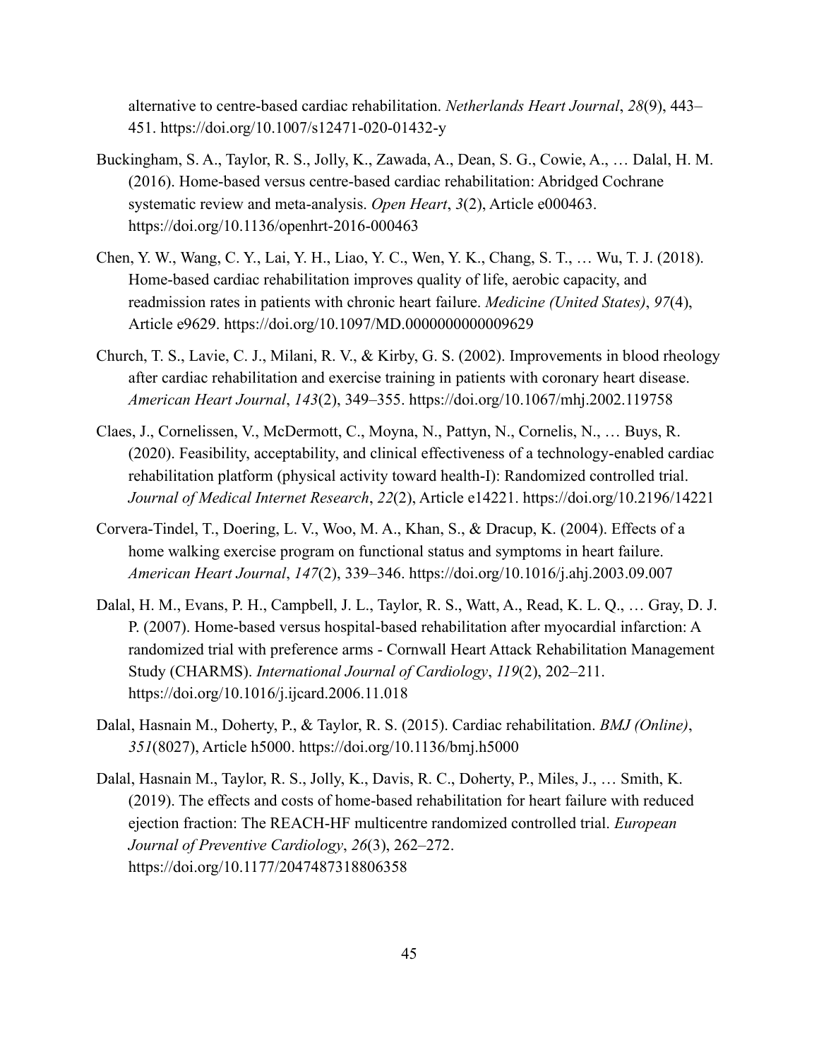alternative to centre-based cardiac rehabilitation. *Netherlands Heart Journal*, *28*(9), 443–451. https://doi.org/10.1007/s12471-020-01432-y

Buckingham, S. A., Taylor, R. S., Jolly, K., Zawada, A., Dean, S. G., Cowie, A., … Dalal, H. M. (2016). Home-based versus centre-based cardiac rehabilitation: Abridged Cochrane systematic review and meta-analysis. *Open Heart*, *3*(2), Article e000463. https://doi.org/10.1136/openhrt-2016-000463

Chen, Y. W., Wang, C. Y., Lai, Y. H., Liao, Y. C., Wen, Y. K., Chang, S. T., … Wu, T. J. (2018). Home-based cardiac rehabilitation improves quality of life, aerobic capacity, and readmission rates in patients with chronic heart failure. *Medicine (United States)*, *97*(4), Article e9629. https://doi.org/10.1097/MD.0000000000009629

Church, T. S., Lavie, C. J., Milani, R. V., & Kirby, G. S. (2002). Improvements in blood rheology after cardiac rehabilitation and exercise training in patients with coronary heart disease. *American Heart Journal*, *143*(2), 349–355. https://doi.org/10.1067/mhj.2002.119758

Claes, J., Cornelissen, V., McDermott, C., Moyna, N., Pattyn, N., Cornelis, N., … Buys, R. (2020). Feasibility, acceptability, and clinical effectiveness of a technology-enabled cardiac rehabilitation platform (physical activity toward health-I): Randomized controlled trial. *Journal of Medical Internet Research*, *22*(2), Article e14221. https://doi.org/10.2196/14221

Corvera-Tindel, T., Doering, L. V., Woo, M. A., Khan, S., & Dracup, K. (2004). Effects of a home walking exercise program on functional status and symptoms in heart failure. *American Heart Journal*, *147*(2), 339–346. https://doi.org/10.1016/j.ahj.2003.09.007

Dalal, H. M., Evans, P. H., Campbell, J. L., Taylor, R. S., Watt, A., Read, K. L. Q., … Gray, D. J. P. (2007). Home-based versus hospital-based rehabilitation after myocardial infarction: A randomized trial with preference arms - Cornwall Heart Attack Rehabilitation Management Study (CHARMS). *International Journal of Cardiology*, *119*(2), 202–211. https://doi.org/10.1016/j.ijcard.2006.11.018

Dalal, Hasnain M., Doherty, P., & Taylor, R. S. (2015). Cardiac rehabilitation. *BMJ (Online)*, *351*(8027), Article h5000. https://doi.org/10.1136/bmj.h5000

Dalal, Hasnain M., Taylor, R. S., Jolly, K., Davis, R. C., Doherty, P., Miles, J., … Smith, K. (2019). The effects and costs of home-based rehabilitation for heart failure with reduced ejection fraction: The REACH-HF multicentre randomized controlled trial. *European Journal of Preventive Cardiology*, *26*(3), 262–272. https://doi.org/10.1177/2047487318806358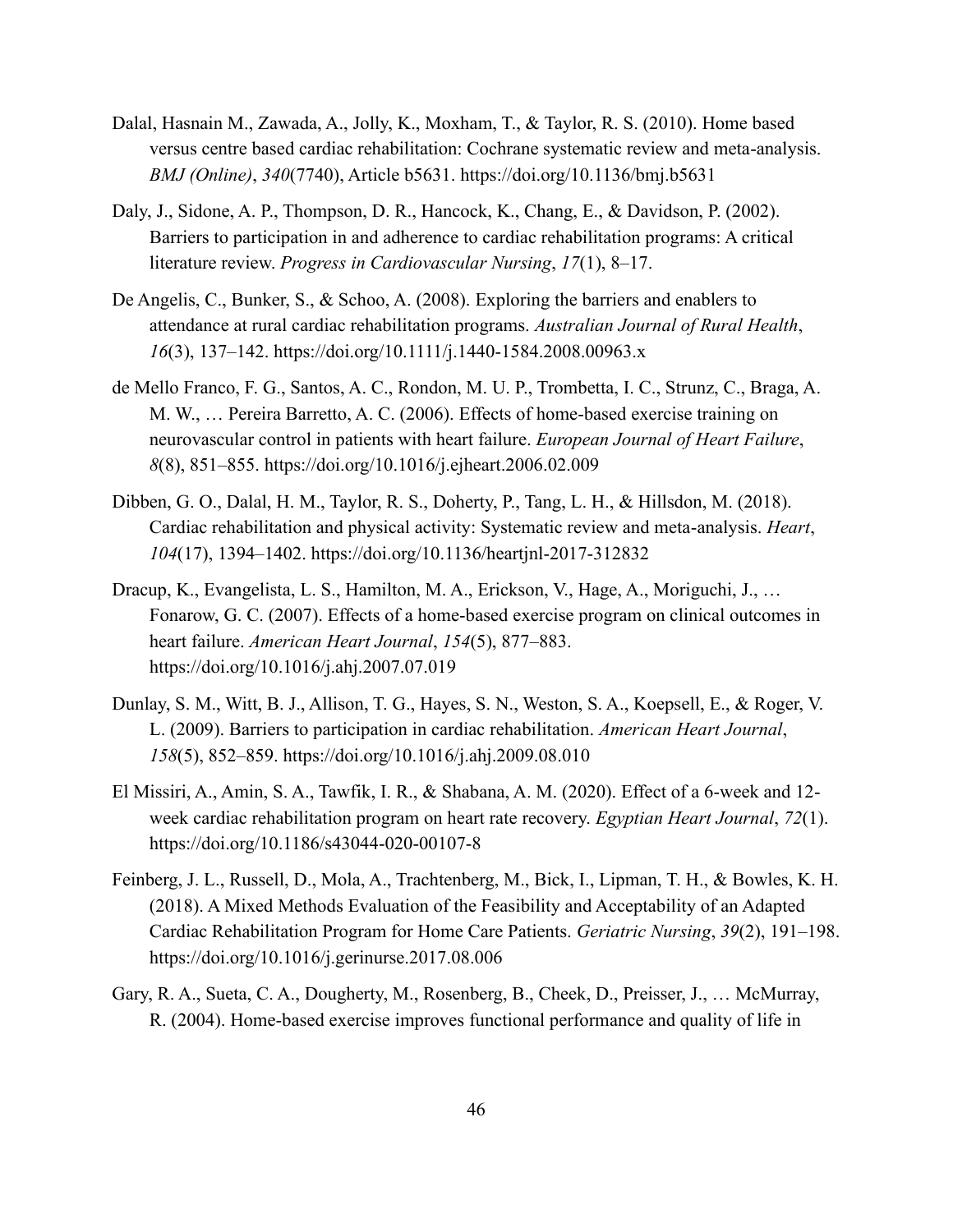Dalal, Hasnain M., Zawada, A., Jolly, K., Moxham, T., & Taylor, R. S. (2010). Home based versus centre based cardiac rehabilitation: Cochrane systematic review and meta-analysis. *BMJ (Online)*, *340*(7740), Article b5631. https://doi.org/10.1136/bmj.b5631

Daly, J., Sidone, A. P., Thompson, D. R., Hancock, K., Chang, E., & Davidson, P. (2002). Barriers to participation in and adherence to cardiac rehabilitation programs: A critical literature review. *Progress in Cardiovascular Nursing*, *17*(1), 8–17.

De Angelis, C., Bunker, S., & Schoo, A. (2008). Exploring the barriers and enablers to attendance at rural cardiac rehabilitation programs. *Australian Journal of Rural Health*, *16*(3), 137–142. https://doi.org/10.1111/j.1440-1584.2008.00963.x

de Mello Franco, F. G., Santos, A. C., Rondon, M. U. P., Trombetta, I. C., Strunz, C., Braga, A. M. W., … Pereira Barretto, A. C. (2006). Effects of home-based exercise training on neurovascular control in patients with heart failure. *European Journal of Heart Failure*, *8*(8), 851–855. https://doi.org/10.1016/j.ejheart.2006.02.009

Dibben, G. O., Dalal, H. M., Taylor, R. S., Doherty, P., Tang, L. H., & Hillsdon, M. (2018). Cardiac rehabilitation and physical activity: Systematic review and meta-analysis. *Heart*, *104*(17), 1394–1402. https://doi.org/10.1136/heartjnl-2017-312832

Dracup, K., Evangelista, L. S., Hamilton, M. A., Erickson, V., Hage, A., Moriguchi, J., … Fonarow, G. C. (2007). Effects of a home-based exercise program on clinical outcomes in heart failure. *American Heart Journal*, *154*(5), 877–883. https://doi.org/10.1016/j.ahj.2007.07.019

Dunlay, S. M., Witt, B. J., Allison, T. G., Hayes, S. N., Weston, S. A., Koepsell, E., & Roger, V. L. (2009). Barriers to participation in cardiac rehabilitation. *American Heart Journal*, *158*(5), 852–859. https://doi.org/10.1016/j.ahj.2009.08.010

El Missiri, A., Amin, S. A., Tawfik, I. R., & Shabana, A. M. (2020). Effect of a 6-week and 12-week cardiac rehabilitation program on heart rate recovery. *Egyptian Heart Journal*, *72*(1). https://doi.org/10.1186/s43044-020-00107-8

Feinberg, J. L., Russell, D., Mola, A., Trachtenberg, M., Bick, I., Lipman, T. H., & Bowles, K. H. (2018). A Mixed Methods Evaluation of the Feasibility and Acceptability of an Adapted Cardiac Rehabilitation Program for Home Care Patients. *Geriatric Nursing*, *39*(2), 191–198. https://doi.org/10.1016/j.gerinurse.2017.08.006

Gary, R. A., Sueta, C. A., Dougherty, M., Rosenberg, B., Cheek, D., Preisser, J., … McMurray, R. (2004). Home-based exercise improves functional performance and quality of life in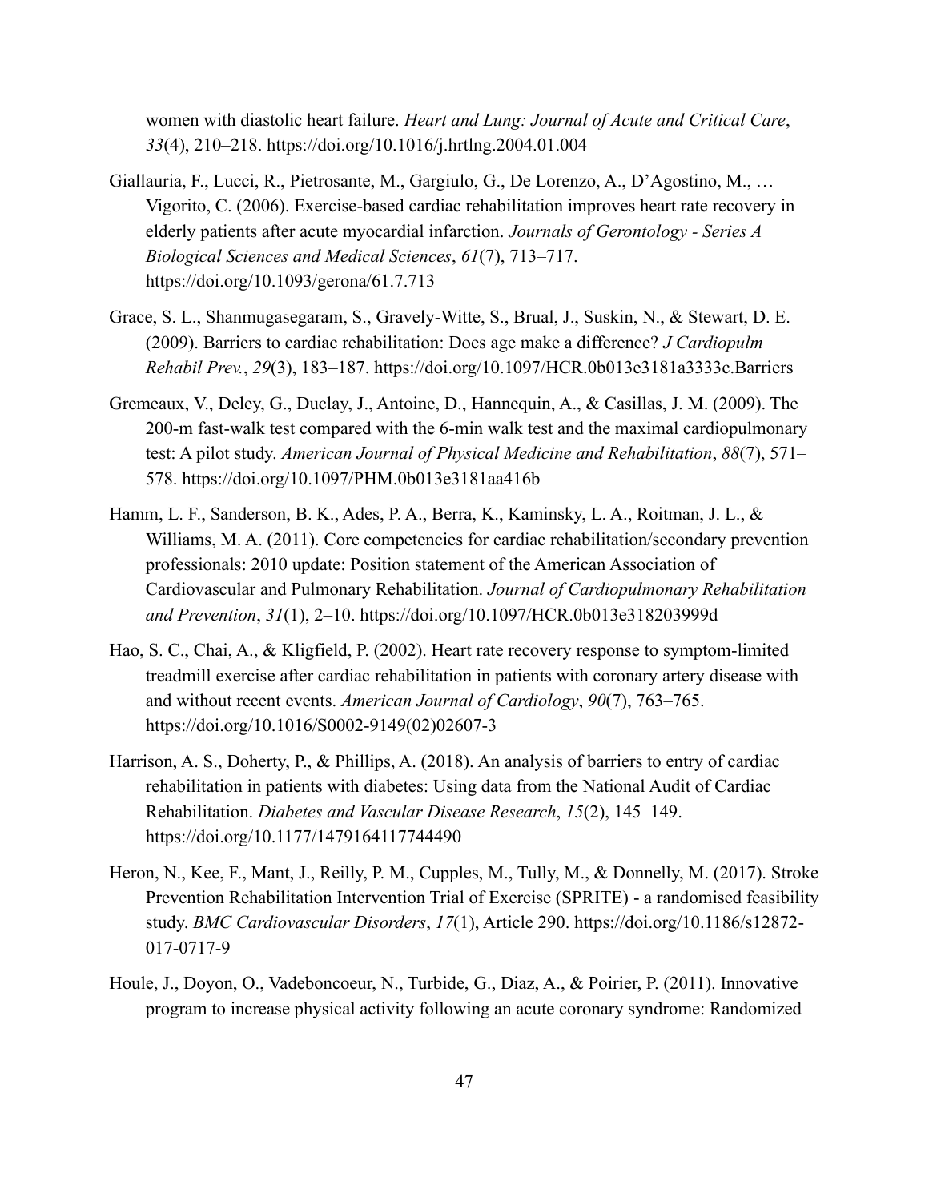women with diastolic heart failure. *Heart and Lung: Journal of Acute and Critical Care*, *33*(4), 210–218. https://doi.org/10.1016/j.hrtlng.2004.01.004

Giallauria, F., Lucci, R., Pietrosante, M., Gargiulo, G., De Lorenzo, A., D'Agostino, M., … Vigorito, C. (2006). Exercise-based cardiac rehabilitation improves heart rate recovery in elderly patients after acute myocardial infarction. *Journals of Gerontology - Series A Biological Sciences and Medical Sciences*, *61*(7), 713–717. https://doi.org/10.1093/gerona/61.7.713

Grace, S. L., Shanmugasegaram, S., Gravely-Witte, S., Brual, J., Suskin, N., & Stewart, D. E. (2009). Barriers to cardiac rehabilitation: Does age make a difference? *J Cardiopulm Rehabil Prev.*, *29*(3), 183–187. https://doi.org/10.1097/HCR.0b013e3181a3333c.Barriers

Gremeaux, V., Deley, G., Duclay, J., Antoine, D., Hannequin, A., & Casillas, J. M. (2009). The 200-m fast-walk test compared with the 6-min walk test and the maximal cardiopulmonary test: A pilot study. *American Journal of Physical Medicine and Rehabilitation*, *88*(7), 571–578. https://doi.org/10.1097/PHM.0b013e3181aa416b

Hamm, L. F., Sanderson, B. K., Ades, P. A., Berra, K., Kaminsky, L. A., Roitman, J. L., & Williams, M. A. (2011). Core competencies for cardiac rehabilitation/secondary prevention professionals: 2010 update: Position statement of the American Association of Cardiovascular and Pulmonary Rehabilitation. *Journal of Cardiopulmonary Rehabilitation and Prevention*, *31*(1), 2–10. https://doi.org/10.1097/HCR.0b013e318203999d

Hao, S. C., Chai, A., & Kligfield, P. (2002). Heart rate recovery response to symptom-limited treadmill exercise after cardiac rehabilitation in patients with coronary artery disease with and without recent events. *American Journal of Cardiology*, *90*(7), 763–765. https://doi.org/10.1016/S0002-9149(02)02607-3

Harrison, A. S., Doherty, P., & Phillips, A. (2018). An analysis of barriers to entry of cardiac rehabilitation in patients with diabetes: Using data from the National Audit of Cardiac Rehabilitation. *Diabetes and Vascular Disease Research*, *15*(2), 145–149. https://doi.org/10.1177/1479164117744490

Heron, N., Kee, F., Mant, J., Reilly, P. M., Cupples, M., Tully, M., & Donnelly, M. (2017). Stroke Prevention Rehabilitation Intervention Trial of Exercise (SPRITE) - a randomised feasibility study. *BMC Cardiovascular Disorders*, *17*(1), Article 290. https://doi.org/10.1186/s12872-017-0717-9

Houle, J., Doyon, O., Vadeboncoeur, N., Turbide, G., Diaz, A., & Poirier, P. (2011). Innovative program to increase physical activity following an acute coronary syndrome: Randomized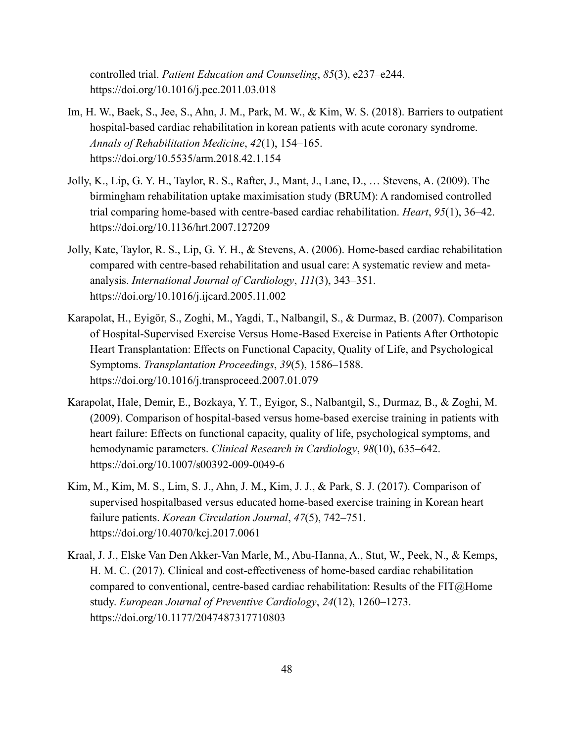controlled trial. *Patient Education and Counseling*, *85*(3), e237–e244. https://doi.org/10.1016/j.pec.2011.03.018

Im, H. W., Baek, S., Jee, S., Ahn, J. M., Park, M. W., & Kim, W. S. (2018). Barriers to outpatient hospital-based cardiac rehabilitation in korean patients with acute coronary syndrome. *Annals of Rehabilitation Medicine*, *42*(1), 154–165. https://doi.org/10.5535/arm.2018.42.1.154

Jolly, K., Lip, G. Y. H., Taylor, R. S., Rafter, J., Mant, J., Lane, D., … Stevens, A. (2009). The birmingham rehabilitation uptake maximisation study (BRUM): A randomised controlled trial comparing home-based with centre-based cardiac rehabilitation. *Heart*, *95*(1), 36–42. https://doi.org/10.1136/hrt.2007.127209

Jolly, Kate, Taylor, R. S., Lip, G. Y. H., & Stevens, A. (2006). Home-based cardiac rehabilitation compared with centre-based rehabilitation and usual care: A systematic review and meta-analysis. *International Journal of Cardiology*, *111*(3), 343–351. https://doi.org/10.1016/j.ijcard.2005.11.002

Karapolat, H., Eyigör, S., Zoghi, M., Yagdi, T., Nalbangil, S., & Durmaz, B. (2007). Comparison of Hospital-Supervised Exercise Versus Home-Based Exercise in Patients After Orthotopic Heart Transplantation: Effects on Functional Capacity, Quality of Life, and Psychological Symptoms. *Transplantation Proceedings*, *39*(5), 1586–1588. https://doi.org/10.1016/j.transproceed.2007.01.079

Karapolat, Hale, Demir, E., Bozkaya, Y. T., Eyigor, S., Nalbantgil, S., Durmaz, B., & Zoghi, M. (2009). Comparison of hospital-based versus home-based exercise training in patients with heart failure: Effects on functional capacity, quality of life, psychological symptoms, and hemodynamic parameters. *Clinical Research in Cardiology*, *98*(10), 635–642. https://doi.org/10.1007/s00392-009-0049-6

Kim, M., Kim, M. S., Lim, S. J., Ahn, J. M., Kim, J. J., & Park, S. J. (2017). Comparison of supervised hospitalbased versus educated home-based exercise training in Korean heart failure patients. *Korean Circulation Journal*, *47*(5), 742–751. https://doi.org/10.4070/kcj.2017.0061

Kraal, J. J., Elske Van Den Akker-Van Marle, M., Abu-Hanna, A., Stut, W., Peek, N., & Kemps, H. M. C. (2017). Clinical and cost-effectiveness of home-based cardiac rehabilitation compared to conventional, centre-based cardiac rehabilitation: Results of the FIT@Home study. *European Journal of Preventive Cardiology*, *24*(12), 1260–1273. https://doi.org/10.1177/2047487317710803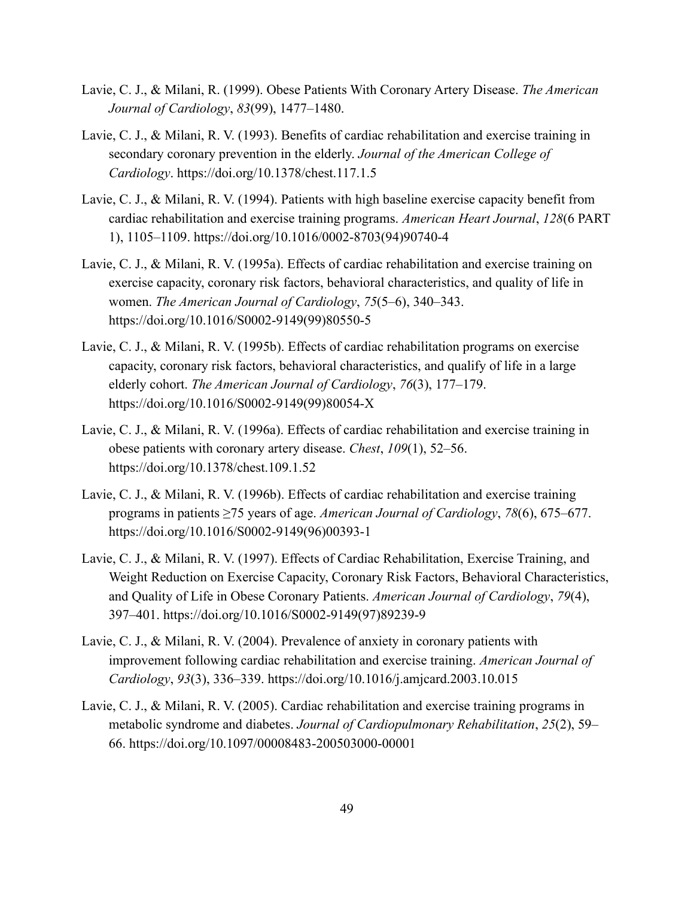Lavie, C. J., & Milani, R. (1999). Obese Patients With Coronary Artery Disease. *The American Journal of Cardiology*, *83*(99), 1477–1480.

Lavie, C. J., & Milani, R. V. (1993). Benefits of cardiac rehabilitation and exercise training in secondary coronary prevention in the elderly. *Journal of the American College of Cardiology*. https://doi.org/10.1378/chest.117.1.5

Lavie, C. J., & Milani, R. V. (1994). Patients with high baseline exercise capacity benefit from cardiac rehabilitation and exercise training programs. *American Heart Journal*, *128*(6 PART 1), 1105–1109. https://doi.org/10.1016/0002-8703(94)90740-4

Lavie, C. J., & Milani, R. V. (1995a). Effects of cardiac rehabilitation and exercise training on exercise capacity, coronary risk factors, behavioral characteristics, and quality of life in women. *The American Journal of Cardiology*, *75*(5–6), 340–343. https://doi.org/10.1016/S0002-9149(99)80550-5

Lavie, C. J., & Milani, R. V. (1995b). Effects of cardiac rehabilitation programs on exercise capacity, coronary risk factors, behavioral characteristics, and qualify of life in a large elderly cohort. *The American Journal of Cardiology*, *76*(3), 177–179. https://doi.org/10.1016/S0002-9149(99)80054-X

Lavie, C. J., & Milani, R. V. (1996a). Effects of cardiac rehabilitation and exercise training in obese patients with coronary artery disease. *Chest*, *109*(1), 52–56. https://doi.org/10.1378/chest.109.1.52

Lavie, C. J., & Milani, R. V. (1996b). Effects of cardiac rehabilitation and exercise training programs in patients ≥75 years of age. *American Journal of Cardiology*, *78*(6), 675–677. https://doi.org/10.1016/S0002-9149(96)00393-1

Lavie, C. J., & Milani, R. V. (1997). Effects of Cardiac Rehabilitation, Exercise Training, and Weight Reduction on Exercise Capacity, Coronary Risk Factors, Behavioral Characteristics, and Quality of Life in Obese Coronary Patients. *American Journal of Cardiology*, *79*(4), 397–401. https://doi.org/10.1016/S0002-9149(97)89239-9

Lavie, C. J., & Milani, R. V. (2004). Prevalence of anxiety in coronary patients with improvement following cardiac rehabilitation and exercise training. *American Journal of Cardiology*, *93*(3), 336–339. https://doi.org/10.1016/j.amjcard.2003.10.015

Lavie, C. J., & Milani, R. V. (2005). Cardiac rehabilitation and exercise training programs in metabolic syndrome and diabetes. *Journal of Cardiopulmonary Rehabilitation*, *25*(2), 59–66. https://doi.org/10.1097/00008483-200503000-00001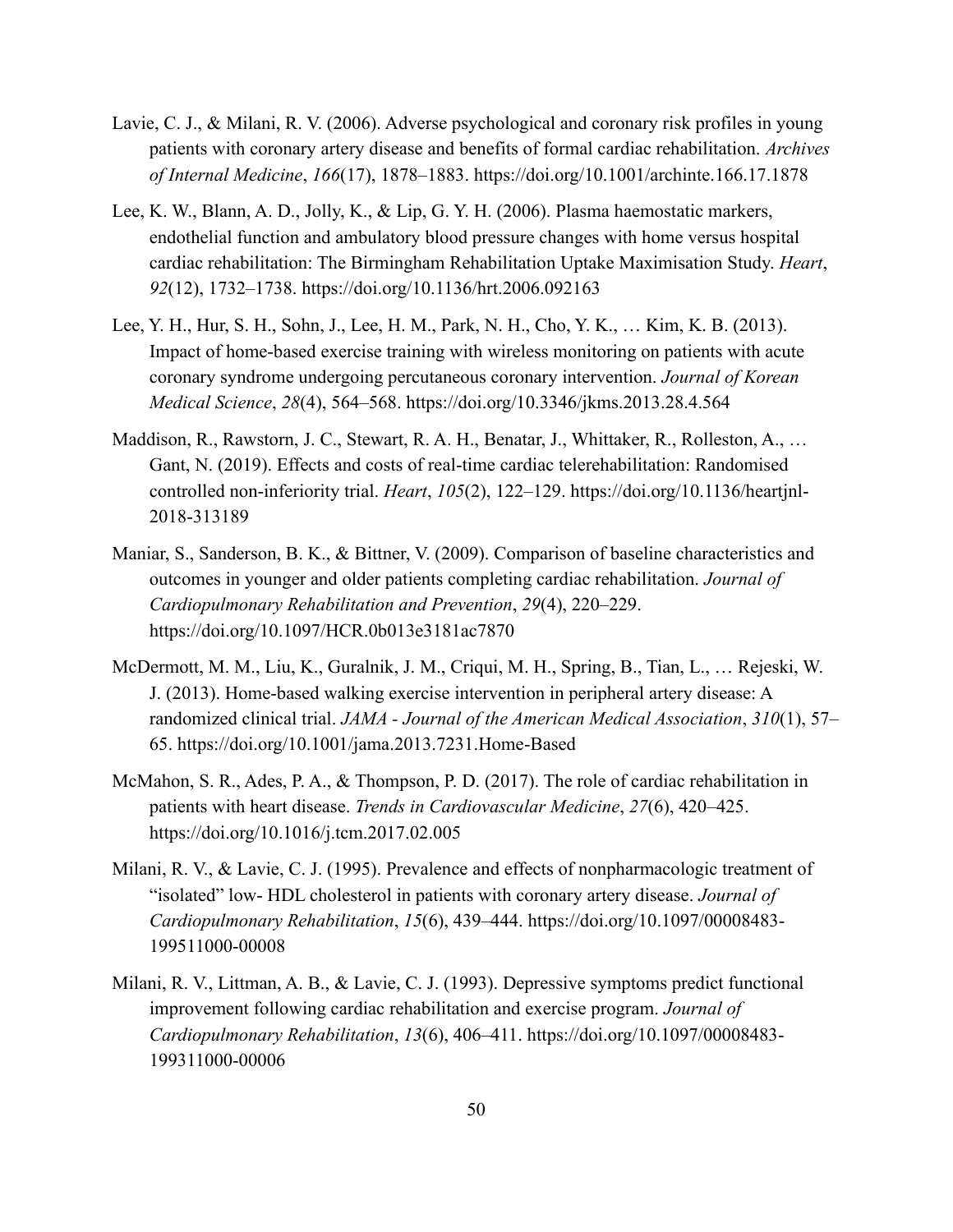Lavie, C. J., & Milani, R. V. (2006). Adverse psychological and coronary risk profiles in young patients with coronary artery disease and benefits of formal cardiac rehabilitation. *Archives of Internal Medicine*, *166*(17), 1878–1883. https://doi.org/10.1001/archinte.166.17.1878

Lee, K. W., Blann, A. D., Jolly, K., & Lip, G. Y. H. (2006). Plasma haemostatic markers, endothelial function and ambulatory blood pressure changes with home versus hospital cardiac rehabilitation: The Birmingham Rehabilitation Uptake Maximisation Study. *Heart*, *92*(12), 1732–1738. https://doi.org/10.1136/hrt.2006.092163

Lee, Y. H., Hur, S. H., Sohn, J., Lee, H. M., Park, N. H., Cho, Y. K., … Kim, K. B. (2013). Impact of home-based exercise training with wireless monitoring on patients with acute coronary syndrome undergoing percutaneous coronary intervention. *Journal of Korean Medical Science*, *28*(4), 564–568. https://doi.org/10.3346/jkms.2013.28.4.564

Maddison, R., Rawstorn, J. C., Stewart, R. A. H., Benatar, J., Whittaker, R., Rolleston, A., … Gant, N. (2019). Effects and costs of real-time cardiac telerehabilitation: Randomised controlled non-inferiority trial. *Heart*, *105*(2), 122–129. https://doi.org/10.1136/heartjnl-2018-313189

Maniar, S., Sanderson, B. K., & Bittner, V. (2009). Comparison of baseline characteristics and outcomes in younger and older patients completing cardiac rehabilitation. *Journal of Cardiopulmonary Rehabilitation and Prevention*, *29*(4), 220–229. https://doi.org/10.1097/HCR.0b013e3181ac7870

McDermott, M. M., Liu, K., Guralnik, J. M., Criqui, M. H., Spring, B., Tian, L., … Rejeski, W. J. (2013). Home-based walking exercise intervention in peripheral artery disease: A randomized clinical trial. *JAMA - Journal of the American Medical Association*, *310*(1), 57–65. https://doi.org/10.1001/jama.2013.7231.Home-Based

McMahon, S. R., Ades, P. A., & Thompson, P. D. (2017). The role of cardiac rehabilitation in patients with heart disease. *Trends in Cardiovascular Medicine*, *27*(6), 420–425. https://doi.org/10.1016/j.tcm.2017.02.005

Milani, R. V., & Lavie, C. J. (1995). Prevalence and effects of nonpharmacologic treatment of "isolated" low- HDL cholesterol in patients with coronary artery disease. *Journal of Cardiopulmonary Rehabilitation*, *15*(6), 439–444. https://doi.org/10.1097/00008483-199511000-00008

Milani, R. V., Littman, A. B., & Lavie, C. J. (1993). Depressive symptoms predict functional improvement following cardiac rehabilitation and exercise program. *Journal of Cardiopulmonary Rehabilitation*, *13*(6), 406–411. https://doi.org/10.1097/00008483-199311000-00006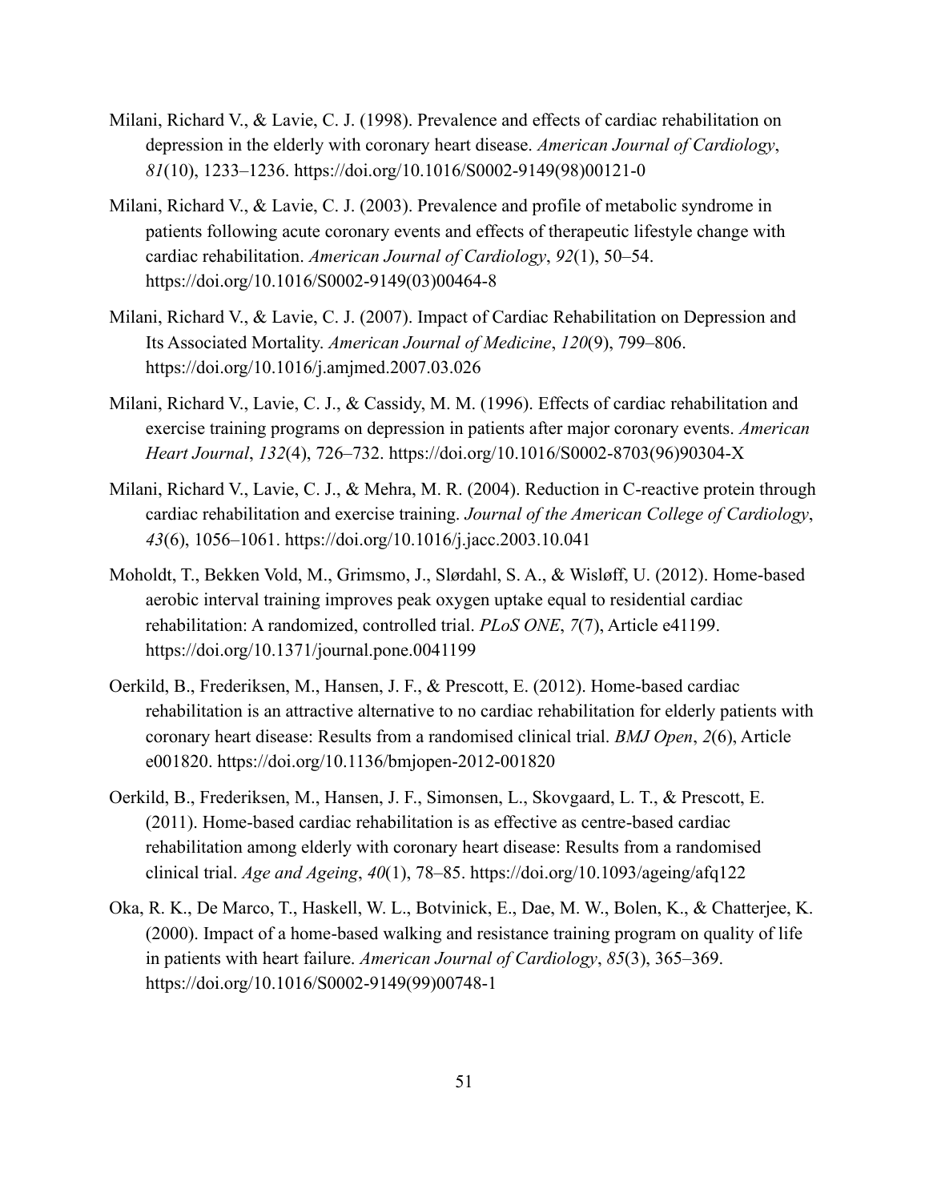Milani, Richard V., & Lavie, C. J. (1998). Prevalence and effects of cardiac rehabilitation on depression in the elderly with coronary heart disease. *American Journal of Cardiology*, *81*(10), 1233–1236. https://doi.org/10.1016/S0002-9149(98)00121-0

Milani, Richard V., & Lavie, C. J. (2003). Prevalence and profile of metabolic syndrome in patients following acute coronary events and effects of therapeutic lifestyle change with cardiac rehabilitation. *American Journal of Cardiology*, *92*(1), 50–54. https://doi.org/10.1016/S0002-9149(03)00464-8

Milani, Richard V., & Lavie, C. J. (2007). Impact of Cardiac Rehabilitation on Depression and Its Associated Mortality. *American Journal of Medicine*, *120*(9), 799–806. https://doi.org/10.1016/j.amjmed.2007.03.026

Milani, Richard V., Lavie, C. J., & Cassidy, M. M. (1996). Effects of cardiac rehabilitation and exercise training programs on depression in patients after major coronary events. *American Heart Journal*, *132*(4), 726–732. https://doi.org/10.1016/S0002-8703(96)90304-X

Milani, Richard V., Lavie, C. J., & Mehra, M. R. (2004). Reduction in C-reactive protein through cardiac rehabilitation and exercise training. *Journal of the American College of Cardiology*, *43*(6), 1056–1061. https://doi.org/10.1016/j.jacc.2003.10.041

Moholdt, T., Bekken Vold, M., Grimsmo, J., Slørdahl, S. A., & Wisløff, U. (2012). Home-based aerobic interval training improves peak oxygen uptake equal to residential cardiac rehabilitation: A randomized, controlled trial. *PLoS ONE*, *7*(7), Article e41199. https://doi.org/10.1371/journal.pone.0041199

Oerkild, B., Frederiksen, M., Hansen, J. F., & Prescott, E. (2012). Home-based cardiac rehabilitation is an attractive alternative to no cardiac rehabilitation for elderly patients with coronary heart disease: Results from a randomised clinical trial. *BMJ Open*, *2*(6), Article e001820. https://doi.org/10.1136/bmjopen-2012-001820

Oerkild, B., Frederiksen, M., Hansen, J. F., Simonsen, L., Skovgaard, L. T., & Prescott, E. (2011). Home-based cardiac rehabilitation is as effective as centre-based cardiac rehabilitation among elderly with coronary heart disease: Results from a randomised clinical trial. *Age and Ageing*, *40*(1), 78–85. https://doi.org/10.1093/ageing/afq122

Oka, R. K., De Marco, T., Haskell, W. L., Botvinick, E., Dae, M. W., Bolen, K., & Chatterjee, K. (2000). Impact of a home-based walking and resistance training program on quality of life in patients with heart failure. *American Journal of Cardiology*, *85*(3), 365–369. https://doi.org/10.1016/S0002-9149(99)00748-1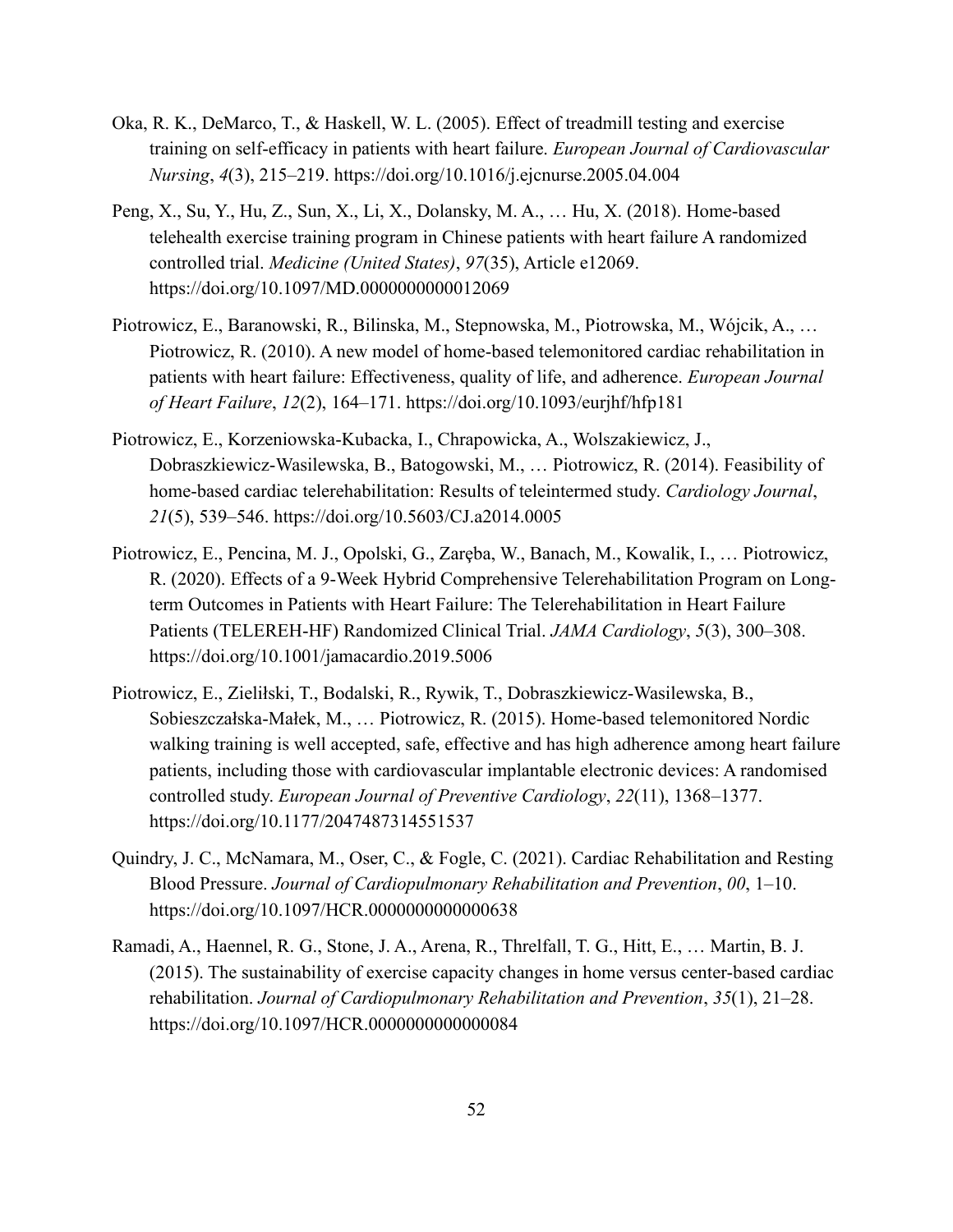Oka, R. K., DeMarco, T., & Haskell, W. L. (2005). Effect of treadmill testing and exercise training on self-efficacy in patients with heart failure. *European Journal of Cardiovascular Nursing*, *4*(3), 215–219. https://doi.org/10.1016/j.ejcnurse.2005.04.004

Peng, X., Su, Y., Hu, Z., Sun, X., Li, X., Dolansky, M. A., … Hu, X. (2018). Home-based telehealth exercise training program in Chinese patients with heart failure A randomized controlled trial. *Medicine (United States)*, *97*(35), Article e12069. https://doi.org/10.1097/MD.0000000000012069

Piotrowicz, E., Baranowski, R., Bilinska, M., Stepnowska, M., Piotrowska, M., Wójcik, A., … Piotrowicz, R. (2010). A new model of home-based telemonitored cardiac rehabilitation in patients with heart failure: Effectiveness, quality of life, and adherence. *European Journal of Heart Failure*, *12*(2), 164–171. https://doi.org/10.1093/eurjhf/hfp181

Piotrowicz, E., Korzeniowska-Kubacka, I., Chrapowicka, A., Wolszakiewicz, J., Dobraszkiewicz-Wasilewska, B., Batogowski, M., … Piotrowicz, R. (2014). Feasibility of home-based cardiac telerehabilitation: Results of teleintermed study. *Cardiology Journal*, *21*(5), 539–546. https://doi.org/10.5603/CJ.a2014.0005

Piotrowicz, E., Pencina, M. J., Opolski, G., Zaręba, W., Banach, M., Kowalik, I., … Piotrowicz, R. (2020). Effects of a 9-Week Hybrid Comprehensive Telerehabilitation Program on Long-term Outcomes in Patients with Heart Failure: The Telerehabilitation in Heart Failure Patients (TELEREH-HF) Randomized Clinical Trial. *JAMA Cardiology*, *5*(3), 300–308. https://doi.org/10.1001/jamacardio.2019.5006

Piotrowicz, E., Zieliłski, T., Bodalski, R., Rywik, T., Dobraszkiewicz-Wasilewska, B., Sobieszczałska-Małek, M., … Piotrowicz, R. (2015). Home-based telemonitored Nordic walking training is well accepted, safe, effective and has high adherence among heart failure patients, including those with cardiovascular implantable electronic devices: A randomised controlled study. *European Journal of Preventive Cardiology*, *22*(11), 1368–1377. https://doi.org/10.1177/2047487314551537

Quindry, J. C., McNamara, M., Oser, C., & Fogle, C. (2021). Cardiac Rehabilitation and Resting Blood Pressure. *Journal of Cardiopulmonary Rehabilitation and Prevention*, *00*, 1–10. https://doi.org/10.1097/HCR.0000000000000638

Ramadi, A., Haennel, R. G., Stone, J. A., Arena, R., Threlfall, T. G., Hitt, E., … Martin, B. J. (2015). The sustainability of exercise capacity changes in home versus center-based cardiac rehabilitation. *Journal of Cardiopulmonary Rehabilitation and Prevention*, *35*(1), 21–28. https://doi.org/10.1097/HCR.0000000000000084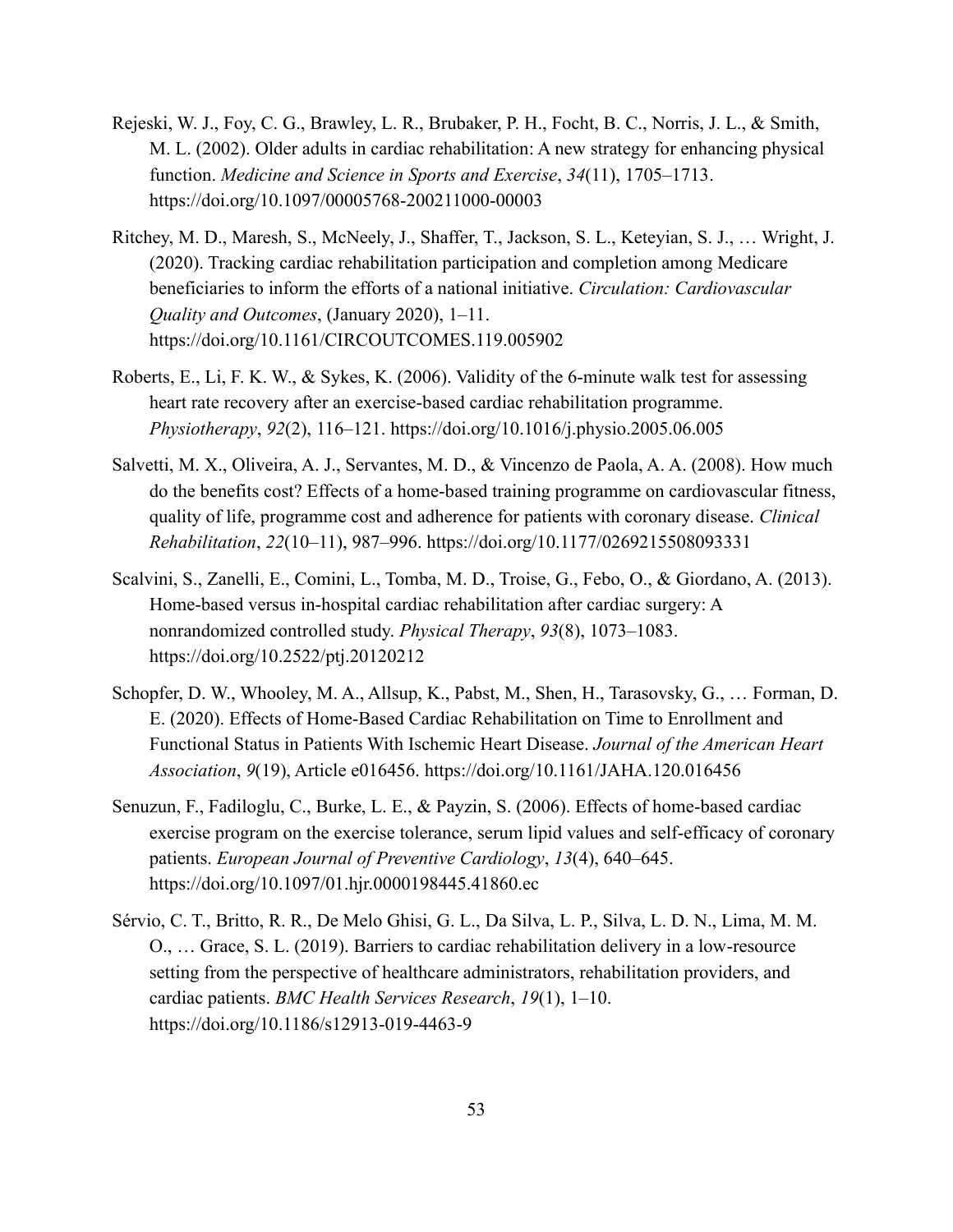Rejeski, W. J., Foy, C. G., Brawley, L. R., Brubaker, P. H., Focht, B. C., Norris, J. L., & Smith, M. L. (2002). Older adults in cardiac rehabilitation: A new strategy for enhancing physical function. *Medicine and Science in Sports and Exercise*, *34*(11), 1705–1713. https://doi.org/10.1097/00005768-200211000-00003

Ritchey, M. D., Maresh, S., McNeely, J., Shaffer, T., Jackson, S. L., Keteyian, S. J., … Wright, J. (2020). Tracking cardiac rehabilitation participation and completion among Medicare beneficiaries to inform the efforts of a national initiative. *Circulation: Cardiovascular Quality and Outcomes*, (January 2020), 1–11. https://doi.org/10.1161/CIRCOUTCOMES.119.005902

Roberts, E., Li, F. K. W., & Sykes, K. (2006). Validity of the 6-minute walk test for assessing heart rate recovery after an exercise-based cardiac rehabilitation programme. *Physiotherapy*, *92*(2), 116–121. https://doi.org/10.1016/j.physio.2005.06.005

Salvetti, M. X., Oliveira, A. J., Servantes, M. D., & Vincenzo de Paola, A. A. (2008). How much do the benefits cost? Effects of a home-based training programme on cardiovascular fitness, quality of life, programme cost and adherence for patients with coronary disease. *Clinical Rehabilitation*, *22*(10–11), 987–996. https://doi.org/10.1177/0269215508093331

Scalvini, S., Zanelli, E., Comini, L., Tomba, M. D., Troise, G., Febo, O., & Giordano, A. (2013). Home-based versus in-hospital cardiac rehabilitation after cardiac surgery: A nonrandomized controlled study. *Physical Therapy*, *93*(8), 1073–1083. https://doi.org/10.2522/ptj.20120212

Schopfer, D. W., Whooley, M. A., Allsup, K., Pabst, M., Shen, H., Tarasovsky, G., … Forman, D. E. (2020). Effects of Home-Based Cardiac Rehabilitation on Time to Enrollment and Functional Status in Patients With Ischemic Heart Disease. *Journal of the American Heart Association*, *9*(19), Article e016456. https://doi.org/10.1161/JAHA.120.016456

Senuzun, F., Fadiloglu, C., Burke, L. E., & Payzin, S. (2006). Effects of home-based cardiac exercise program on the exercise tolerance, serum lipid values and self-efficacy of coronary patients. *European Journal of Preventive Cardiology*, *13*(4), 640–645. https://doi.org/10.1097/01.hjr.0000198445.41860.ec

Sérvio, C. T., Britto, R. R., De Melo Ghisi, G. L., Da Silva, L. P., Silva, L. D. N., Lima, M. M. O., … Grace, S. L. (2019). Barriers to cardiac rehabilitation delivery in a low-resource setting from the perspective of healthcare administrators, rehabilitation providers, and cardiac patients. *BMC Health Services Research*, *19*(1), 1–10. https://doi.org/10.1186/s12913-019-4463-9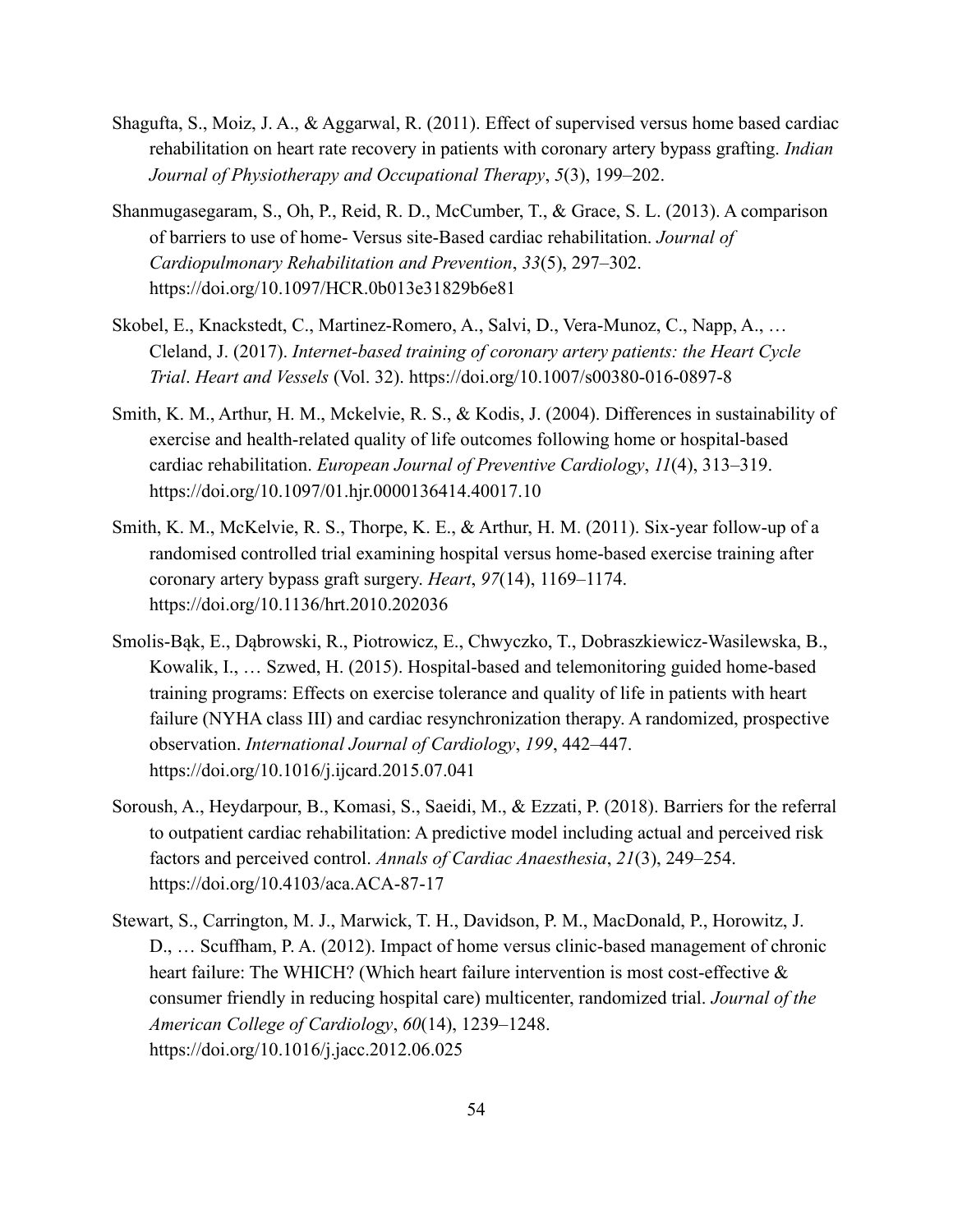Shagufta, S., Moiz, J. A., & Aggarwal, R. (2011). Effect of supervised versus home based cardiac rehabilitation on heart rate recovery in patients with coronary artery bypass grafting. *Indian Journal of Physiotherapy and Occupational Therapy*, *5*(3), 199–202.

Shanmugasegaram, S., Oh, P., Reid, R. D., McCumber, T., & Grace, S. L. (2013). A comparison of barriers to use of home- Versus site-Based cardiac rehabilitation. *Journal of Cardiopulmonary Rehabilitation and Prevention*, *33*(5), 297–302. https://doi.org/10.1097/HCR.0b013e31829b6e81

Skobel, E., Knackstedt, C., Martinez-Romero, A., Salvi, D., Vera-Munoz, C., Napp, A., … Cleland, J. (2017). *Internet-based training of coronary artery patients: the Heart Cycle Trial*. *Heart and Vessels* (Vol. 32). https://doi.org/10.1007/s00380-016-0897-8

Smith, K. M., Arthur, H. M., Mckelvie, R. S., & Kodis, J. (2004). Differences in sustainability of exercise and health-related quality of life outcomes following home or hospital-based cardiac rehabilitation. *European Journal of Preventive Cardiology*, *11*(4), 313–319. https://doi.org/10.1097/01.hjr.0000136414.40017.10

Smith, K. M., McKelvie, R. S., Thorpe, K. E., & Arthur, H. M. (2011). Six-year follow-up of a randomised controlled trial examining hospital versus home-based exercise training after coronary artery bypass graft surgery. *Heart*, *97*(14), 1169–1174. https://doi.org/10.1136/hrt.2010.202036

Smolis-Bąk, E., Dąbrowski, R., Piotrowicz, E., Chwyczko, T., Dobraszkiewicz-Wasilewska, B., Kowalik, I., … Szwed, H. (2015). Hospital-based and telemonitoring guided home-based training programs: Effects on exercise tolerance and quality of life in patients with heart failure (NYHA class III) and cardiac resynchronization therapy. A randomized, prospective observation. *International Journal of Cardiology*, *199*, 442–447. https://doi.org/10.1016/j.ijcard.2015.07.041

Soroush, A., Heydarpour, B., Komasi, S., Saeidi, M., & Ezzati, P. (2018). Barriers for the referral to outpatient cardiac rehabilitation: A predictive model including actual and perceived risk factors and perceived control. *Annals of Cardiac Anaesthesia*, *21*(3), 249–254. https://doi.org/10.4103/aca.ACA-87-17

Stewart, S., Carrington, M. J., Marwick, T. H., Davidson, P. M., MacDonald, P., Horowitz, J. D., … Scuffham, P. A. (2012). Impact of home versus clinic-based management of chronic heart failure: The WHICH? (Which heart failure intervention is most cost-effective & consumer friendly in reducing hospital care) multicenter, randomized trial. *Journal of the American College of Cardiology*, *60*(14), 1239–1248. https://doi.org/10.1016/j.jacc.2012.06.025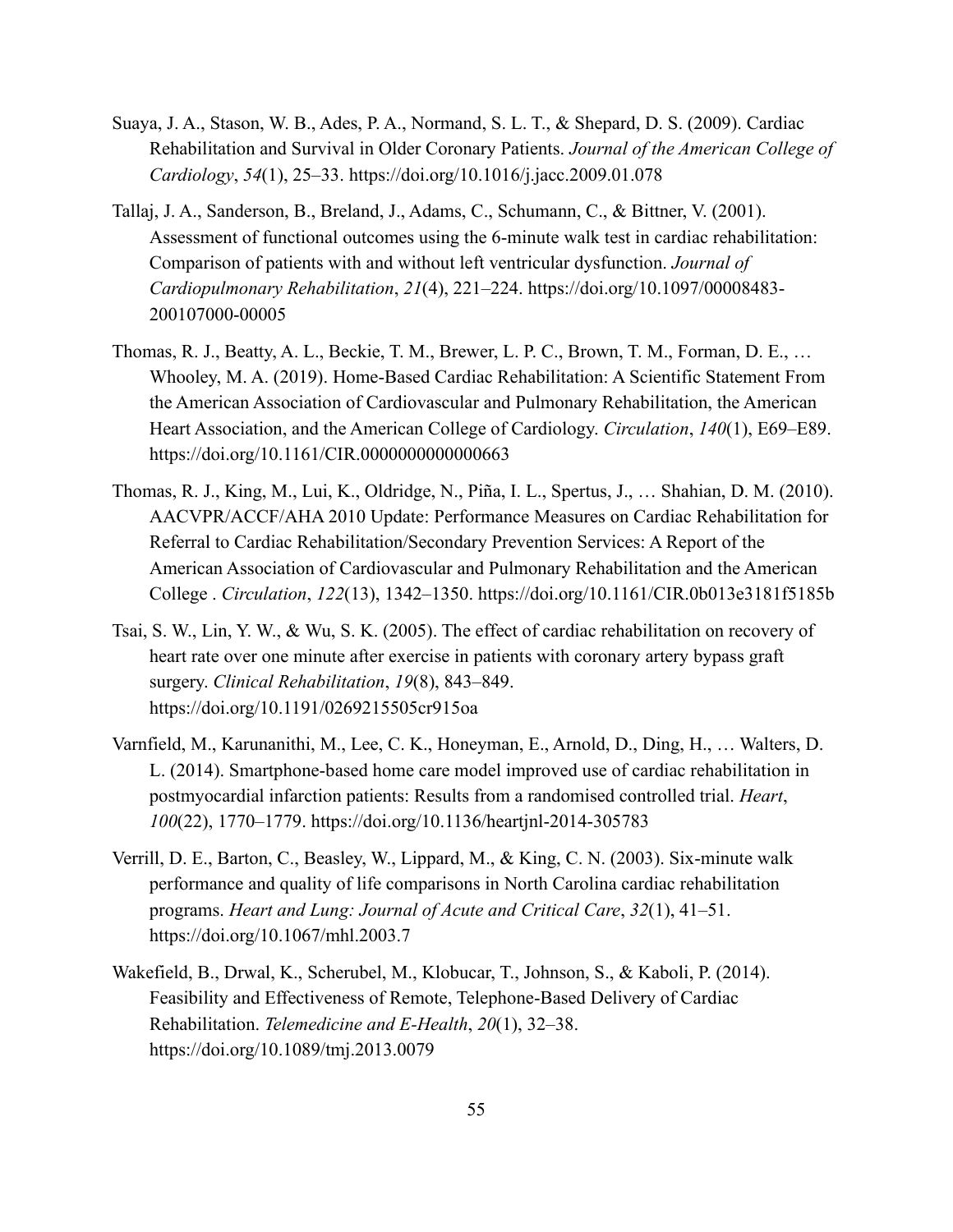Suaya, J. A., Stason, W. B., Ades, P. A., Normand, S. L. T., & Shepard, D. S. (2009). Cardiac Rehabilitation and Survival in Older Coronary Patients. *Journal of the American College of Cardiology*, *54*(1), 25–33. https://doi.org/10.1016/j.jacc.2009.01.078

Tallaj, J. A., Sanderson, B., Breland, J., Adams, C., Schumann, C., & Bittner, V. (2001). Assessment of functional outcomes using the 6-minute walk test in cardiac rehabilitation: Comparison of patients with and without left ventricular dysfunction. *Journal of Cardiopulmonary Rehabilitation*, *21*(4), 221–224. https://doi.org/10.1097/00008483-200107000-00005

Thomas, R. J., Beatty, A. L., Beckie, T. M., Brewer, L. P. C., Brown, T. M., Forman, D. E., … Whooley, M. A. (2019). Home-Based Cardiac Rehabilitation: A Scientific Statement From the American Association of Cardiovascular and Pulmonary Rehabilitation, the American Heart Association, and the American College of Cardiology. *Circulation*, *140*(1), E69–E89. https://doi.org/10.1161/CIR.0000000000000663

Thomas, R. J., King, M., Lui, K., Oldridge, N., Piña, I. L., Spertus, J., … Shahian, D. M. (2010). AACVPR/ACCF/AHA 2010 Update: Performance Measures on Cardiac Rehabilitation for Referral to Cardiac Rehabilitation/Secondary Prevention Services: A Report of the American Association of Cardiovascular and Pulmonary Rehabilitation and the American College . *Circulation*, *122*(13), 1342–1350. https://doi.org/10.1161/CIR.0b013e3181f5185b

Tsai, S. W., Lin, Y. W., & Wu, S. K. (2005). The effect of cardiac rehabilitation on recovery of heart rate over one minute after exercise in patients with coronary artery bypass graft surgery. *Clinical Rehabilitation*, *19*(8), 843–849. https://doi.org/10.1191/0269215505cr915oa

Varnfield, M., Karunanithi, M., Lee, C. K., Honeyman, E., Arnold, D., Ding, H., … Walters, D. L. (2014). Smartphone-based home care model improved use of cardiac rehabilitation in postmyocardial infarction patients: Results from a randomised controlled trial. *Heart*, *100*(22), 1770–1779. https://doi.org/10.1136/heartjnl-2014-305783

Verrill, D. E., Barton, C., Beasley, W., Lippard, M., & King, C. N. (2003). Six-minute walk performance and quality of life comparisons in North Carolina cardiac rehabilitation programs. *Heart and Lung: Journal of Acute and Critical Care*, *32*(1), 41–51. https://doi.org/10.1067/mhl.2003.7

Wakefield, B., Drwal, K., Scherubel, M., Klobucar, T., Johnson, S., & Kaboli, P. (2014). Feasibility and Effectiveness of Remote, Telephone-Based Delivery of Cardiac Rehabilitation. *Telemedicine and E-Health*, *20*(1), 32–38. https://doi.org/10.1089/tmj.2013.0079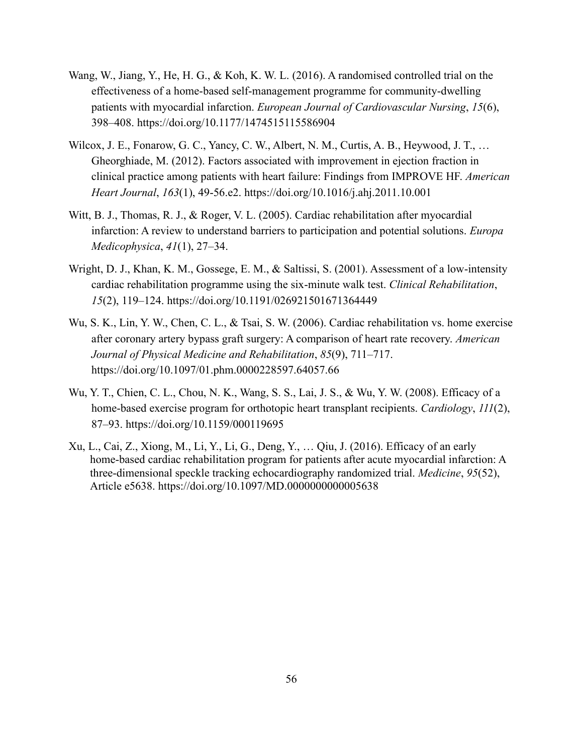Wang, W., Jiang, Y., He, H. G., & Koh, K. W. L. (2016). A randomised controlled trial on the effectiveness of a home-based self-management programme for community-dwelling patients with myocardial infarction. *European Journal of Cardiovascular Nursing*, *15*(6), 398–408. https://doi.org/10.1177/1474515115586904

Wilcox, J. E., Fonarow, G. C., Yancy, C. W., Albert, N. M., Curtis, A. B., Heywood, J. T., … Gheorghiade, M. (2012). Factors associated with improvement in ejection fraction in clinical practice among patients with heart failure: Findings from IMPROVE HF. *American Heart Journal*, *163*(1), 49-56.e2. https://doi.org/10.1016/j.ahj.2011.10.001

Witt, B. J., Thomas, R. J., & Roger, V. L. (2005). Cardiac rehabilitation after myocardial infarction: A review to understand barriers to participation and potential solutions. *Europa Medicophysica*, *41*(1), 27–34.

Wright, D. J., Khan, K. M., Gossege, E. M., & Saltissi, S. (2001). Assessment of a low-intensity cardiac rehabilitation programme using the six-minute walk test. *Clinical Rehabilitation*, *15*(2), 119–124. https://doi.org/10.1191/026921501671364449

Wu, S. K., Lin, Y. W., Chen, C. L., & Tsai, S. W. (2006). Cardiac rehabilitation vs. home exercise after coronary artery bypass graft surgery: A comparison of heart rate recovery. *American Journal of Physical Medicine and Rehabilitation*, *85*(9), 711–717. https://doi.org/10.1097/01.phm.0000228597.64057.66

Wu, Y. T., Chien, C. L., Chou, N. K., Wang, S. S., Lai, J. S., & Wu, Y. W. (2008). Efficacy of a home-based exercise program for orthotopic heart transplant recipients. *Cardiology*, *111*(2), 87–93. https://doi.org/10.1159/000119695

Xu, L., Cai, Z., Xiong, M., Li, Y., Li, G., Deng, Y., … Qiu, J. (2016). Efficacy of an early home-based cardiac rehabilitation program for patients after acute myocardial infarction: A three-dimensional speckle tracking echocardiography randomized trial. *Medicine*, *95*(52), Article e5638. https://doi.org/10.1097/MD.0000000000005638